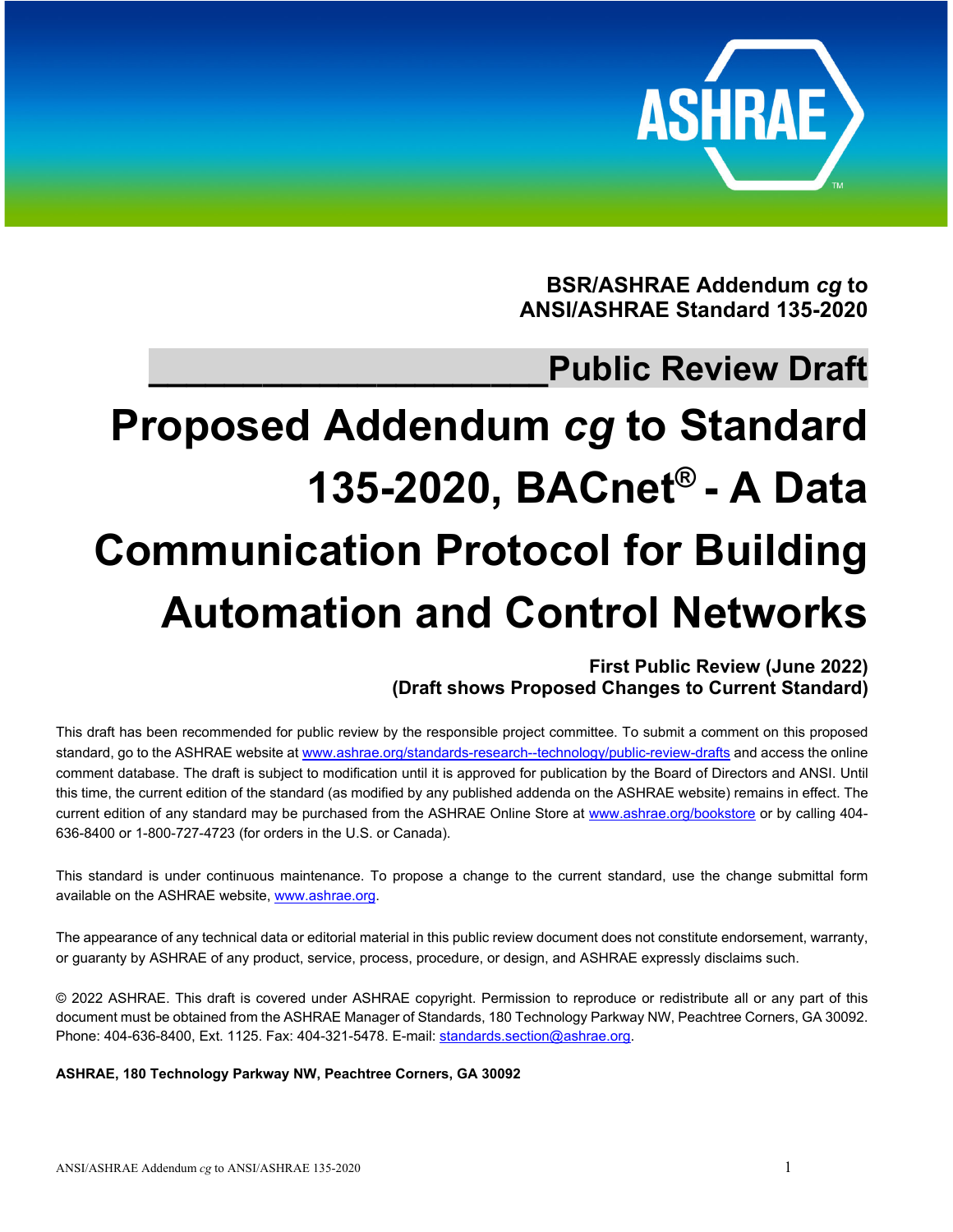**BSR/ASHRAE Addendum *cg* to**
**ANSI/ASHRAE Standard 135-2020**

## Public Review Draft

# Proposed Addendum *cg* to Standard 135-2020, BACnet® - A Data Communication Protocol for Building Automation and Control Networks

**First Public Review (June 2022)**
**(Draft shows Proposed Changes to Current Standard)**

This draft has been recommended for public review by the responsible project committee. To submit a comment on this proposed standard, go to the ASHRAE website at www.ashrae.org/standards-research--technology/public-review-drafts and access the online comment database. The draft is subject to modification until it is approved for publication by the Board of Directors and ANSI. Until this time, the current edition of the standard (as modified by any published addenda on the ASHRAE website) remains in effect. The current edition of any standard may be purchased from the ASHRAE Online Store at www.ashrae.org/bookstore or by calling 404-636-8400 or 1-800-727-4723 (for orders in the U.S. or Canada).

This standard is under continuous maintenance. To propose a change to the current standard, use the change submittal form available on the ASHRAE website, www.ashrae.org.

The appearance of any technical data or editorial material in this public review document does not constitute endorsement, warranty, or guaranty by ASHRAE of any product, service, process, procedure, or design, and ASHRAE expressly disclaims such.

© 2022 ASHRAE. This draft is covered under ASHRAE copyright. Permission to reproduce or redistribute all or any part of this document must be obtained from the ASHRAE Manager of Standards, 180 Technology Parkway NW, Peachtree Corners, GA 30092. Phone: 404-636-8400, Ext. 1125. Fax: 404-321-5478. E-mail: standards.section@ashrae.org.

**ASHRAE, 180 Technology Parkway NW, Peachtree Corners, GA 30092**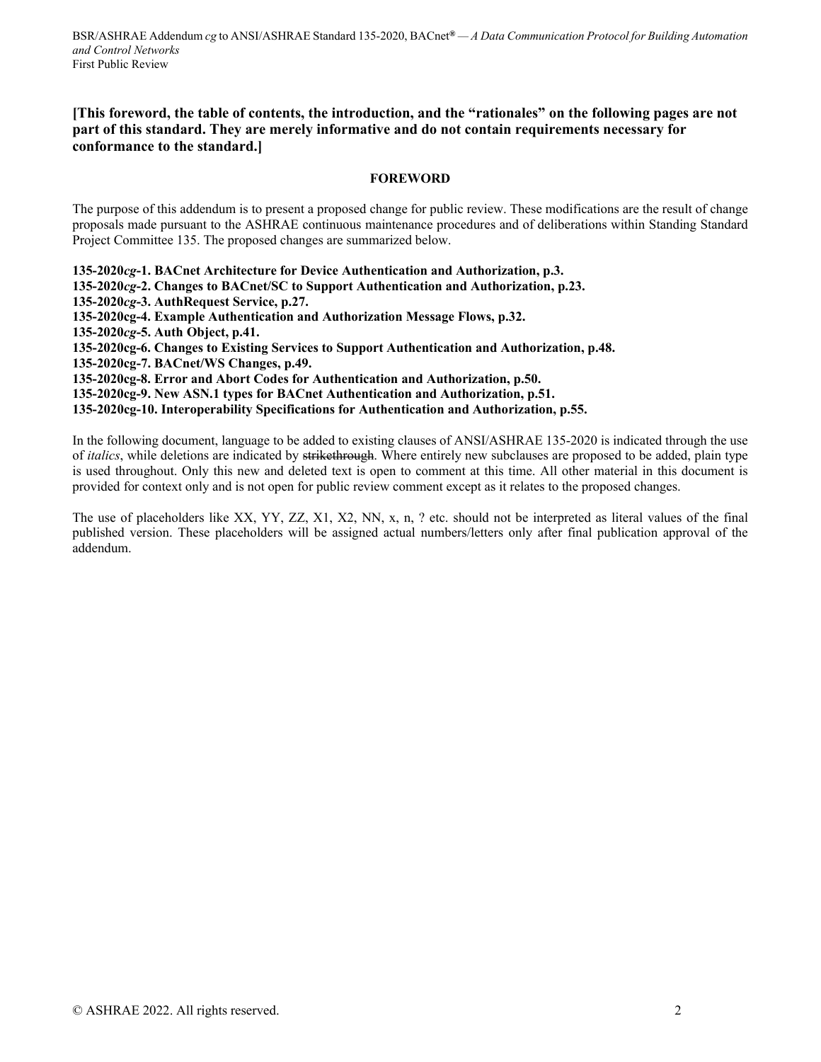**[This foreword, the table of contents, the introduction, and the "rationales" on the following pages are not part of this standard. They are merely informative and do not contain requirements necessary for conformance to the standard.]**

## FOREWORD

The purpose of this addendum is to present a proposed change for public review. These modifications are the result of change proposals made pursuant to the ASHRAE continuous maintenance procedures and of deliberations within Standing Standard Project Committee 135. The proposed changes are summarized below.

**135-2020*cg*-1. BACnet Architecture for Device Authentication and Authorization, p.3.**
**135-2020*cg*-2. Changes to BACnet/SC to Support Authentication and Authorization, p.23.**
**135-2020*cg*-3. AuthRequest Service, p.27.**
**135-2020cg-4. Example Authentication and Authorization Message Flows, p.32.**
**135-2020*cg*-5. Auth Object, p.41.**
**135-2020cg-6. Changes to Existing Services to Support Authentication and Authorization, p.48.**
**135-2020cg-7. BACnet/WS Changes, p.49.**
**135-2020cg-8. Error and Abort Codes for Authentication and Authorization, p.50.**
**135-2020cg-9. New ASN.1 types for BACnet Authentication and Authorization, p.51.**
**135-2020cg-10. Interoperability Specifications for Authentication and Authorization, p.55.**

In the following document, language to be added to existing clauses of ANSI/ASHRAE 135-2020 is indicated through the use of *italics*, while deletions are indicated by ~~strikethrough~~. Where entirely new subclauses are proposed to be added, plain type is used throughout. Only this new and deleted text is open to comment at this time. All other material in this document is provided for context only and is not open for public review comment except as it relates to the proposed changes.

The use of placeholders like XX, YY, ZZ, X1, X2, NN, x, n, ? etc. should not be interpreted as literal values of the final published version. These placeholders will be assigned actual numbers/letters only after final publication approval of the addendum.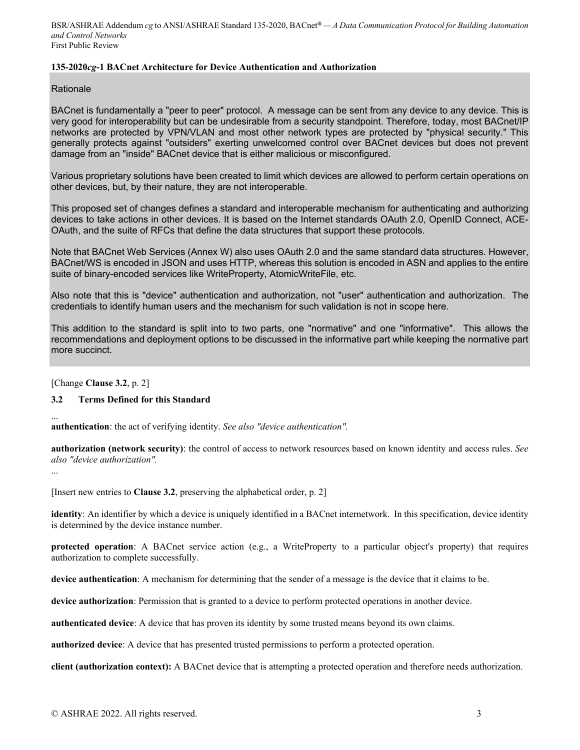**135-2020*cg*-1 BACnet Architecture for Device Authentication and Authorization**

Rationale

BACnet is fundamentally a "peer to peer" protocol. A message can be sent from any device to any device. This is very good for interoperability but can be undesirable from a security standpoint. Therefore, today, most BACnet/IP networks are protected by VPN/VLAN and most other network types are protected by "physical security." This generally protects against "outsiders" exerting unwelcomed control over BACnet devices but does not prevent damage from an "inside" BACnet device that is either malicious or misconfigured.

Various proprietary solutions have been created to limit which devices are allowed to perform certain operations on other devices, but, by their nature, they are not interoperable.

This proposed set of changes defines a standard and interoperable mechanism for authenticating and authorizing devices to take actions in other devices. It is based on the Internet standards OAuth 2.0, OpenID Connect, ACE-OAuth, and the suite of RFCs that define the data structures that support these protocols.

Note that BACnet Web Services (Annex W) also uses OAuth 2.0 and the same standard data structures. However, BACnet/WS is encoded in JSON and uses HTTP, whereas this solution is encoded in ASN and applies to the entire suite of binary-encoded services like WriteProperty, AtomicWriteFile, etc.

Also note that this is "device" authentication and authorization, not "user" authentication and authorization. The credentials to identify human users and the mechanism for such validation is not in scope here.

This addition to the standard is split into to two parts, one "normative" and one "informative". This allows the recommendations and deployment options to be discussed in the informative part while keeping the normative part more succinct.

[Change **Clause 3.2**, p. 2]

**3.2 Terms Defined for this Standard**

...

**authentication**: the act of verifying identity. *See also "device authentication".*

**authorization (network security)**: the control of access to network resources based on known identity and access rules. *See also "device authorization".*

...

[Insert new entries to **Clause 3.2**, preserving the alphabetical order, p. 2]

**identity**: An identifier by which a device is uniquely identified in a BACnet internetwork. In this specification, device identity is determined by the device instance number.

**protected operation**: A BACnet service action (e.g., a WriteProperty to a particular object's property) that requires authorization to complete successfully.

**device authentication**: A mechanism for determining that the sender of a message is the device that it claims to be.

**device authorization**: Permission that is granted to a device to perform protected operations in another device.

**authenticated device**: A device that has proven its identity by some trusted means beyond its own claims.

**authorized device**: A device that has presented trusted permissions to perform a protected operation.

**client (authorization context):** A BACnet device that is attempting a protected operation and therefore needs authorization.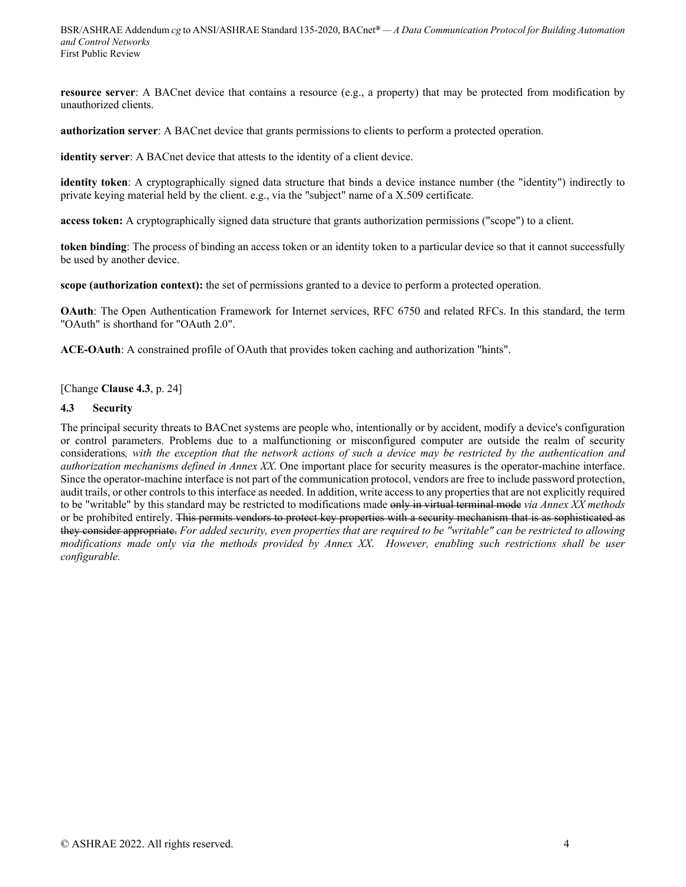**resource server**: A BACnet device that contains a resource (e.g., a property) that may be protected from modification by unauthorized clients.

**authorization server**: A BACnet device that grants permissions to clients to perform a protected operation.

**identity server**: A BACnet device that attests to the identity of a client device.

**identity token**: A cryptographically signed data structure that binds a device instance number (the "identity") indirectly to private keying material held by the client. e.g., via the "subject" name of a X.509 certificate.

**access token:** A cryptographically signed data structure that grants authorization permissions ("scope") to a client.

**token binding**: The process of binding an access token or an identity token to a particular device so that it cannot successfully be used by another device.

**scope (authorization context):** the set of permissions granted to a device to perform a protected operation.

**OAuth**: The Open Authentication Framework for Internet services, RFC 6750 and related RFCs. In this standard, the term "OAuth" is shorthand for "OAuth 2.0".

**ACE-OAuth**: A constrained profile of OAuth that provides token caching and authorization "hints".

[Change **Clause 4.3**, p. 24]

### 4.3 Security

The principal security threats to BACnet systems are people who, intentionally or by accident, modify a device's configuration or control parameters. Problems due to a malfunctioning or misconfigured computer are outside the realm of security considerations*, with the exception that the network actions of such a device may be restricted by the authentication and authorization mechanisms defined in Annex XX*. One important place for security measures is the operator-machine interface. Since the operator-machine interface is not part of the communication protocol, vendors are free to include password protection, audit trails, or other controls to this interface as needed. In addition, write access to any properties that are not explicitly required to be "writable" by this standard may be restricted to modifications made ~~only in virtual terminal mode~~ *via Annex XX methods* or be prohibited entirely. ~~This permits vendors to protect key properties with a security mechanism that is as sophisticated as they consider appropriate.~~ *For added security, even properties that are required to be "writable" can be restricted to allowing modifications made only via the methods provided by Annex XX. However, enabling such restrictions shall be user configurable.*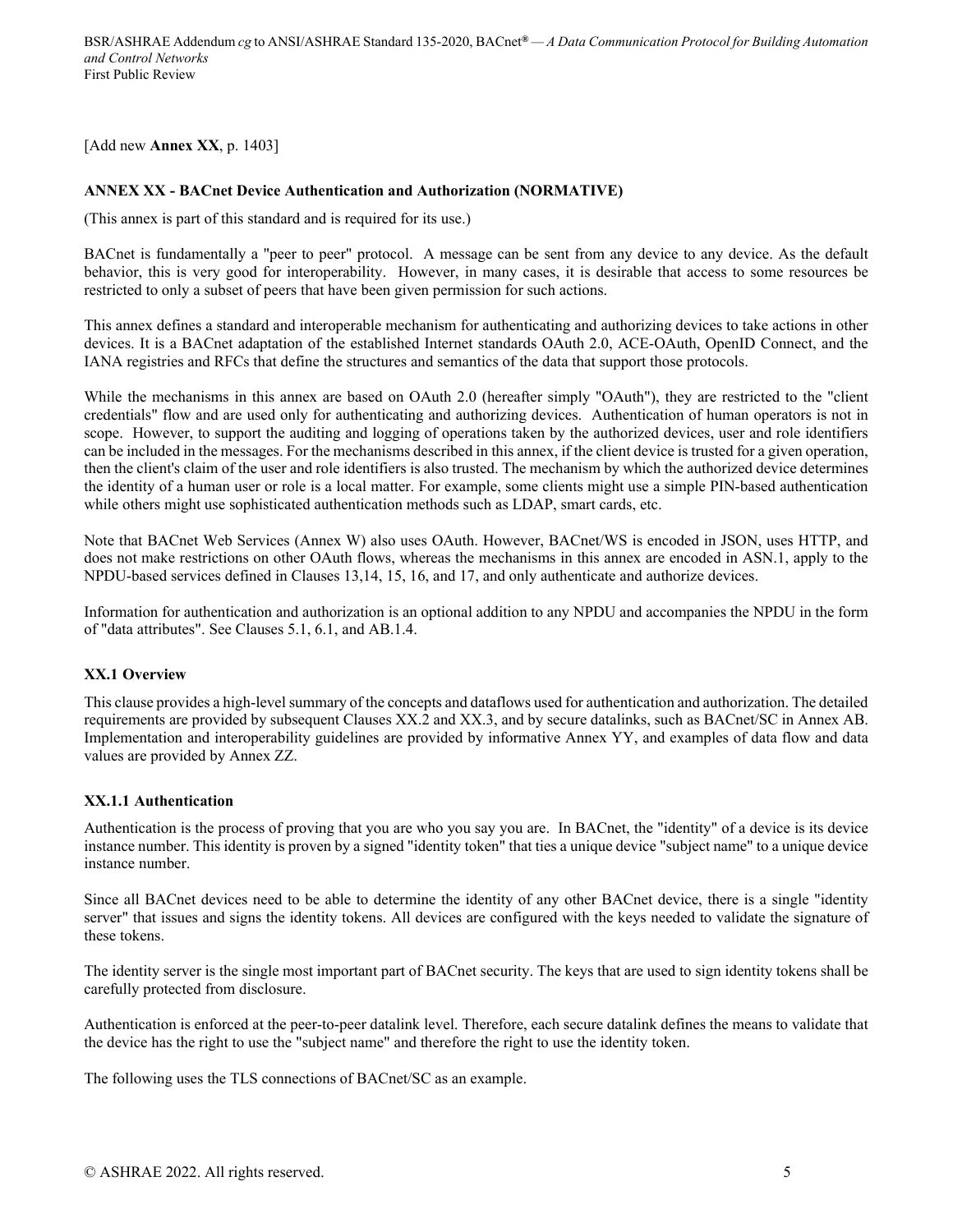[Add new **Annex XX**, p. 1403]

## ANNEX XX - BACnet Device Authentication and Authorization (NORMATIVE)

(This annex is part of this standard and is required for its use.)

BACnet is fundamentally a "peer to peer" protocol. A message can be sent from any device to any device. As the default behavior, this is very good for interoperability. However, in many cases, it is desirable that access to some resources be restricted to only a subset of peers that have been given permission for such actions.

This annex defines a standard and interoperable mechanism for authenticating and authorizing devices to take actions in other devices. It is a BACnet adaptation of the established Internet standards OAuth 2.0, ACE-OAuth, OpenID Connect, and the IANA registries and RFCs that define the structures and semantics of the data that support those protocols.

While the mechanisms in this annex are based on OAuth 2.0 (hereafter simply "OAuth"), they are restricted to the "client credentials" flow and are used only for authenticating and authorizing devices. Authentication of human operators is not in scope. However, to support the auditing and logging of operations taken by the authorized devices, user and role identifiers can be included in the messages. For the mechanisms described in this annex, if the client device is trusted for a given operation, then the client's claim of the user and role identifiers is also trusted. The mechanism by which the authorized device determines the identity of a human user or role is a local matter. For example, some clients might use a simple PIN-based authentication while others might use sophisticated authentication methods such as LDAP, smart cards, etc.

Note that BACnet Web Services (Annex W) also uses OAuth. However, BACnet/WS is encoded in JSON, uses HTTP, and does not make restrictions on other OAuth flows, whereas the mechanisms in this annex are encoded in ASN.1, apply to the NPDU-based services defined in Clauses 13,14, 15, 16, and 17, and only authenticate and authorize devices.

Information for authentication and authorization is an optional addition to any NPDU and accompanies the NPDU in the form of "data attributes". See Clauses 5.1, 6.1, and AB.1.4.

### XX.1 Overview

This clause provides a high-level summary of the concepts and dataflows used for authentication and authorization. The detailed requirements are provided by subsequent Clauses XX.2 and XX.3, and by secure datalinks, such as BACnet/SC in Annex AB. Implementation and interoperability guidelines are provided by informative Annex YY, and examples of data flow and data values are provided by Annex ZZ.

#### XX.1.1 Authentication

Authentication is the process of proving that you are who you say you are. In BACnet, the "identity" of a device is its device instance number. This identity is proven by a signed "identity token" that ties a unique device "subject name" to a unique device instance number.

Since all BACnet devices need to be able to determine the identity of any other BACnet device, there is a single "identity server" that issues and signs the identity tokens. All devices are configured with the keys needed to validate the signature of these tokens.

The identity server is the single most important part of BACnet security. The keys that are used to sign identity tokens shall be carefully protected from disclosure.

Authentication is enforced at the peer-to-peer datalink level. Therefore, each secure datalink defines the means to validate that the device has the right to use the "subject name" and therefore the right to use the identity token.

The following uses the TLS connections of BACnet/SC as an example.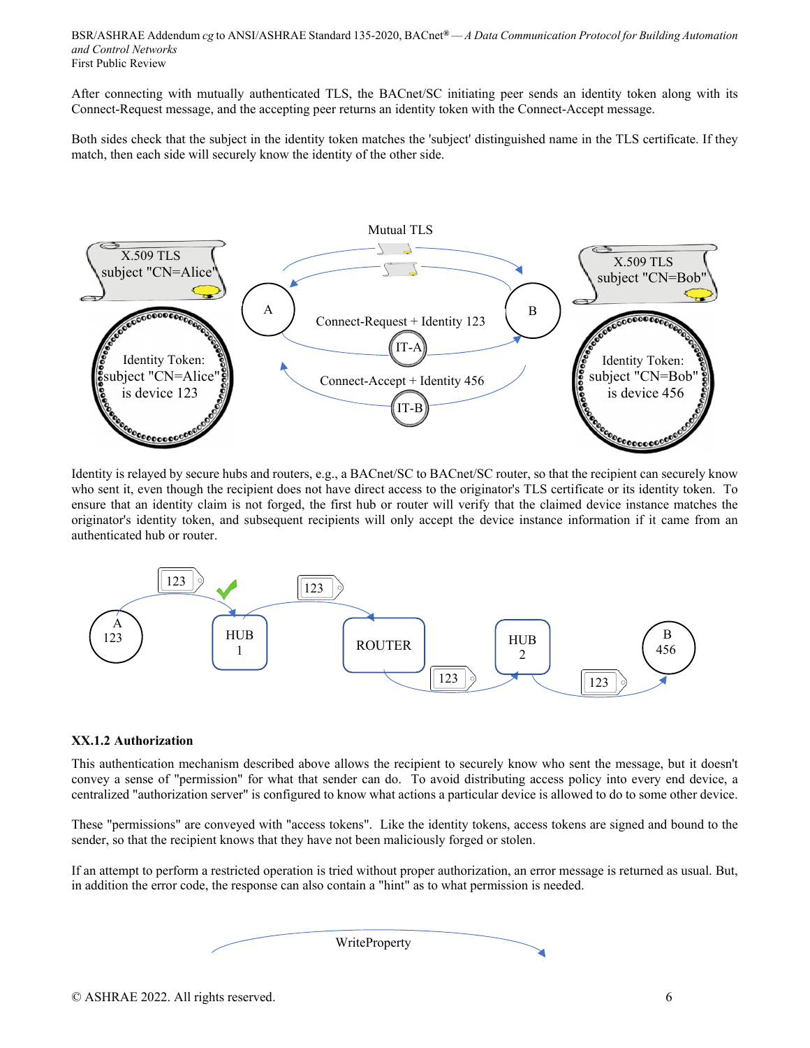After connecting with mutually authenticated TLS, the BACnet/SC initiating peer sends an identity token along with its Connect-Request message, and the accepting peer returns an identity token with the Connect-Accept message.

Both sides check that the subject in the identity token matches the 'subject' distinguished name in the TLS certificate. If they match, then each side will securely know the identity of the other side.

Identity is relayed by secure hubs and routers, e.g., a BACnet/SC to BACnet/SC router, so that the recipient can securely know who sent it, even though the recipient does not have direct access to the originator's TLS certificate or its identity token. To ensure that an identity claim is not forged, the first hub or router will verify that the claimed device instance matches the originator's identity token, and subsequent recipients will only accept the device instance information if it came from an authenticated hub or router.

### XX.1.2 Authorization

This authentication mechanism described above allows the recipient to securely know who sent the message, but it doesn't convey a sense of "permission" for what that sender can do. To avoid distributing access policy into every end device, a centralized "authorization server" is configured to know what actions a particular device is allowed to do to some other device.

These "permissions" are conveyed with "access tokens". Like the identity tokens, access tokens are signed and bound to the sender, so that the recipient knows that they have not been maliciously forged or stolen.

If an attempt to perform a restricted operation is tried without proper authorization, an error message is returned as usual. But, in addition the error code, the response can also contain a "hint" as to what permission is needed.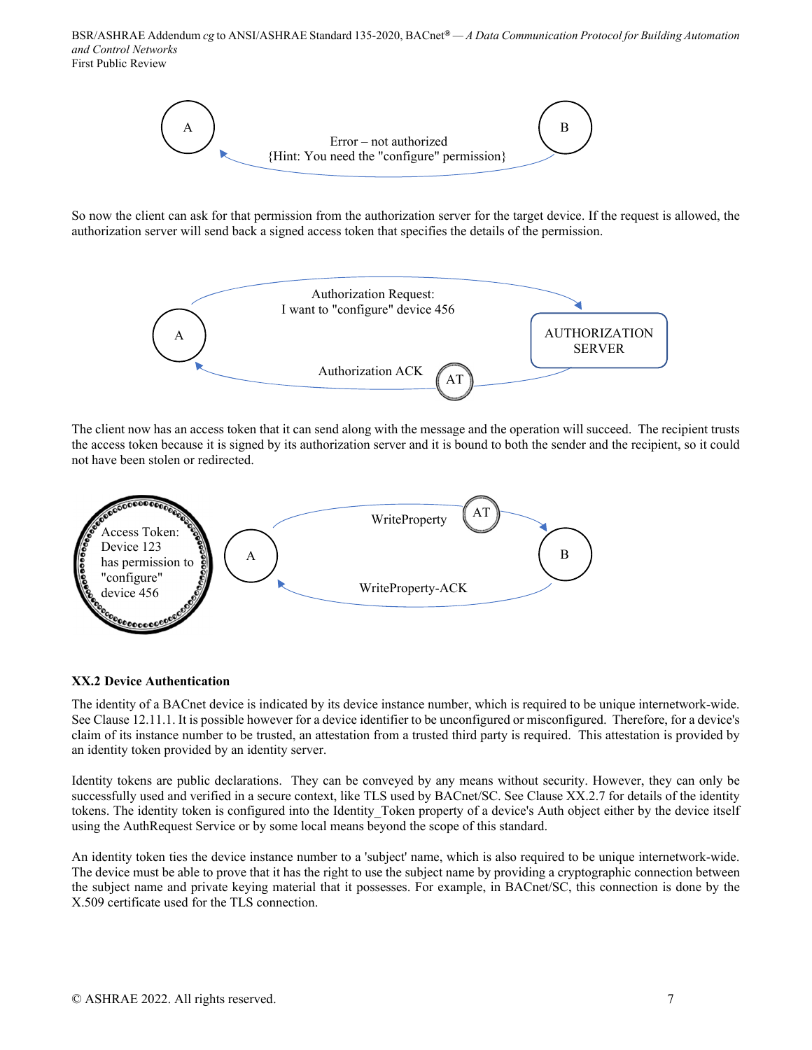A

B

Error – not authorized
{Hint: You need the "configure" permission}

So now the client can ask for that permission from the authorization server for the target device. If the request is allowed, the authorization server will send back a signed access token that specifies the details of the permission.

Authorization Request:
I want to "configure" device 456

A

AUTHORIZATION SERVER

Authorization ACK

AT

The client now has an access token that it can send along with the message and the operation will succeed. The recipient trusts the access token because it is signed by its authorization server and it is bound to both the sender and the recipient, so it could not have been stolen or redirected.

Access Token:
Device 123
has permission to
"configure"
device 456

A

WriteProperty

AT

B

WriteProperty-ACK

### XX.2 Device Authentication

The identity of a BACnet device is indicated by its device instance number, which is required to be unique internetwork-wide. See Clause 12.11.1. It is possible however for a device identifier to be unconfigured or misconfigured. Therefore, for a device's claim of its instance number to be trusted, an attestation from a trusted third party is required. This attestation is provided by an identity token provided by an identity server.

Identity tokens are public declarations. They can be conveyed by any means without security. However, they can only be successfully used and verified in a secure context, like TLS used by BACnet/SC. See Clause XX.2.7 for details of the identity tokens. The identity token is configured into the Identity_Token property of a device's Auth object either by the device itself using the AuthRequest Service or by some local means beyond the scope of this standard.

An identity token ties the device instance number to a 'subject' name, which is also required to be unique internetwork-wide. The device must be able to prove that it has the right to use the subject name by providing a cryptographic connection between the subject name and private keying material that it possesses. For example, in BACnet/SC, this connection is done by the X.509 certificate used for the TLS connection.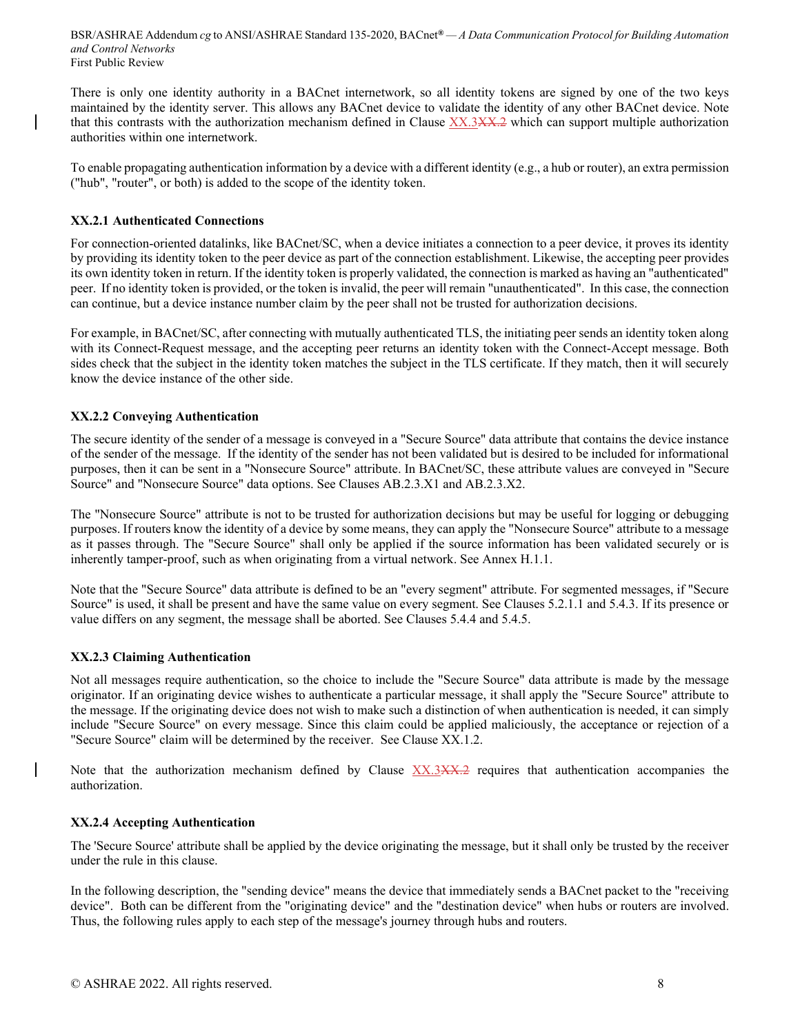There is only one identity authority in a BACnet internetwork, so all identity tokens are signed by one of the two keys maintained by the identity server. This allows any BACnet device to validate the identity of any other BACnet device. Note that this contrasts with the authorization mechanism defined in Clause XX.3~~XX.2~~ which can support multiple authorization authorities within one internetwork.

To enable propagating authentication information by a device with a different identity (e.g., a hub or router), an extra permission ("hub", "router", or both) is added to the scope of the identity token.

### XX.2.1 Authenticated Connections

For connection-oriented datalinks, like BACnet/SC, when a device initiates a connection to a peer device, it proves its identity by providing its identity token to the peer device as part of the connection establishment. Likewise, the accepting peer provides its own identity token in return. If the identity token is properly validated, the connection is marked as having an "authenticated" peer. If no identity token is provided, or the token is invalid, the peer will remain "unauthenticated". In this case, the connection can continue, but a device instance number claim by the peer shall not be trusted for authorization decisions.

For example, in BACnet/SC, after connecting with mutually authenticated TLS, the initiating peer sends an identity token along with its Connect-Request message, and the accepting peer returns an identity token with the Connect-Accept message. Both sides check that the subject in the identity token matches the subject in the TLS certificate. If they match, then it will securely know the device instance of the other side.

### XX.2.2 Conveying Authentication

The secure identity of the sender of a message is conveyed in a "Secure Source" data attribute that contains the device instance of the sender of the message. If the identity of the sender has not been validated but is desired to be included for informational purposes, then it can be sent in a "Nonsecure Source" attribute. In BACnet/SC, these attribute values are conveyed in "Secure Source" and "Nonsecure Source" data options. See Clauses AB.2.3.X1 and AB.2.3.X2.

The "Nonsecure Source" attribute is not to be trusted for authorization decisions but may be useful for logging or debugging purposes. If routers know the identity of a device by some means, they can apply the "Nonsecure Source" attribute to a message as it passes through. The "Secure Source" shall only be applied if the source information has been validated securely or is inherently tamper-proof, such as when originating from a virtual network. See Annex H.1.1.

Note that the "Secure Source" data attribute is defined to be an "every segment" attribute. For segmented messages, if "Secure Source" is used, it shall be present and have the same value on every segment. See Clauses 5.2.1.1 and 5.4.3. If its presence or value differs on any segment, the message shall be aborted. See Clauses 5.4.4 and 5.4.5.

### XX.2.3 Claiming Authentication

Not all messages require authentication, so the choice to include the "Secure Source" data attribute is made by the message originator. If an originating device wishes to authenticate a particular message, it shall apply the "Secure Source" attribute to the message. If the originating device does not wish to make such a distinction of when authentication is needed, it can simply include "Secure Source" on every message. Since this claim could be applied maliciously, the acceptance or rejection of a "Secure Source" claim will be determined by the receiver. See Clause XX.1.2.

Note that the authorization mechanism defined by Clause XX.3~~XX.2~~ requires that authentication accompanies the authorization.

### XX.2.4 Accepting Authentication

The 'Secure Source' attribute shall be applied by the device originating the message, but it shall only be trusted by the receiver under the rule in this clause.

In the following description, the "sending device" means the device that immediately sends a BACnet packet to the "receiving device". Both can be different from the "originating device" and the "destination device" when hubs or routers are involved. Thus, the following rules apply to each step of the message's journey through hubs and routers.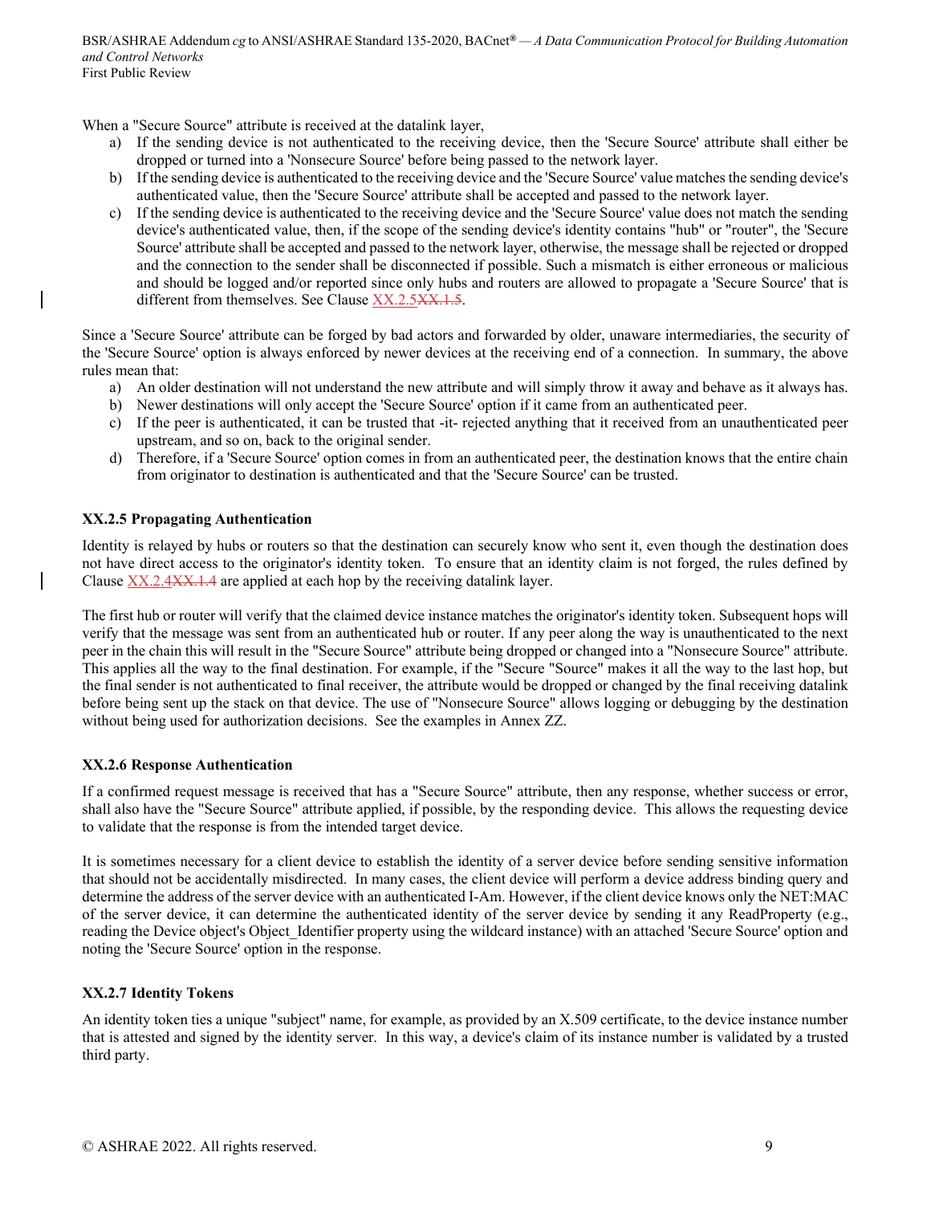When a "Secure Source" attribute is received at the datalink layer,

a) If the sending device is not authenticated to the receiving device, then the 'Secure Source' attribute shall either be dropped or turned into a 'Nonsecure Source' before being passed to the network layer.
b) If the sending device is authenticated to the receiving device and the 'Secure Source' value matches the sending device's authenticated value, then the 'Secure Source' attribute shall be accepted and passed to the network layer.
c) If the sending device is authenticated to the receiving device and the 'Secure Source' value does not match the sending device's authenticated value, then, if the scope of the sending device's identity contains "hub" or "router", the 'Secure Source' attribute shall be accepted and passed to the network layer, otherwise, the message shall be rejected or dropped and the connection to the sender shall be disconnected if possible. Such a mismatch is either erroneous or malicious and should be logged and/or reported since only hubs and routers are allowed to propagate a 'Secure Source' that is different from themselves. See Clause XX.2.5~~XX.1.5~~.

Since a 'Secure Source' attribute can be forged by bad actors and forwarded by older, unaware intermediaries, the security of the 'Secure Source' option is always enforced by newer devices at the receiving end of a connection. In summary, the above rules mean that:

a) An older destination will not understand the new attribute and will simply throw it away and behave as it always has.
b) Newer destinations will only accept the 'Secure Source' option if it came from an authenticated peer.
c) If the peer is authenticated, it can be trusted that -it- rejected anything that it received from an unauthenticated peer upstream, and so on, back to the original sender.
d) Therefore, if a 'Secure Source' option comes in from an authenticated peer, the destination knows that the entire chain from originator to destination is authenticated and that the 'Secure Source' can be trusted.

**XX.2.5 Propagating Authentication**

Identity is relayed by hubs or routers so that the destination can securely know who sent it, even though the destination does not have direct access to the originator's identity token. To ensure that an identity claim is not forged, the rules defined by Clause XX.2.4~~XX.1.4~~ are applied at each hop by the receiving datalink layer.

The first hub or router will verify that the claimed device instance matches the originator's identity token. Subsequent hops will verify that the message was sent from an authenticated hub or router. If any peer along the way is unauthenticated to the next peer in the chain this will result in the "Secure Source" attribute being dropped or changed into a "Nonsecure Source" attribute. This applies all the way to the final destination. For example, if the "Secure "Source" makes it all the way to the last hop, but the final sender is not authenticated to final receiver, the attribute would be dropped or changed by the final receiving datalink before being sent up the stack on that device. The use of "Nonsecure Source" allows logging or debugging by the destination without being used for authorization decisions. See the examples in Annex ZZ.

**XX.2.6 Response Authentication**

If a confirmed request message is received that has a "Secure Source" attribute, then any response, whether success or error, shall also have the "Secure Source" attribute applied, if possible, by the responding device. This allows the requesting device to validate that the response is from the intended target device.

It is sometimes necessary for a client device to establish the identity of a server device before sending sensitive information that should not be accidentally misdirected. In many cases, the client device will perform a device address binding query and determine the address of the server device with an authenticated I-Am. However, if the client device knows only the NET:MAC of the server device, it can determine the authenticated identity of the server device by sending it any ReadProperty (e.g., reading the Device object's Object_Identifier property using the wildcard instance) with an attached 'Secure Source' option and noting the 'Secure Source' option in the response.

**XX.2.7 Identity Tokens**

An identity token ties a unique "subject" name, for example, as provided by an X.509 certificate, to the device instance number that is attested and signed by the identity server. In this way, a device's claim of its instance number is validated by a trusted third party.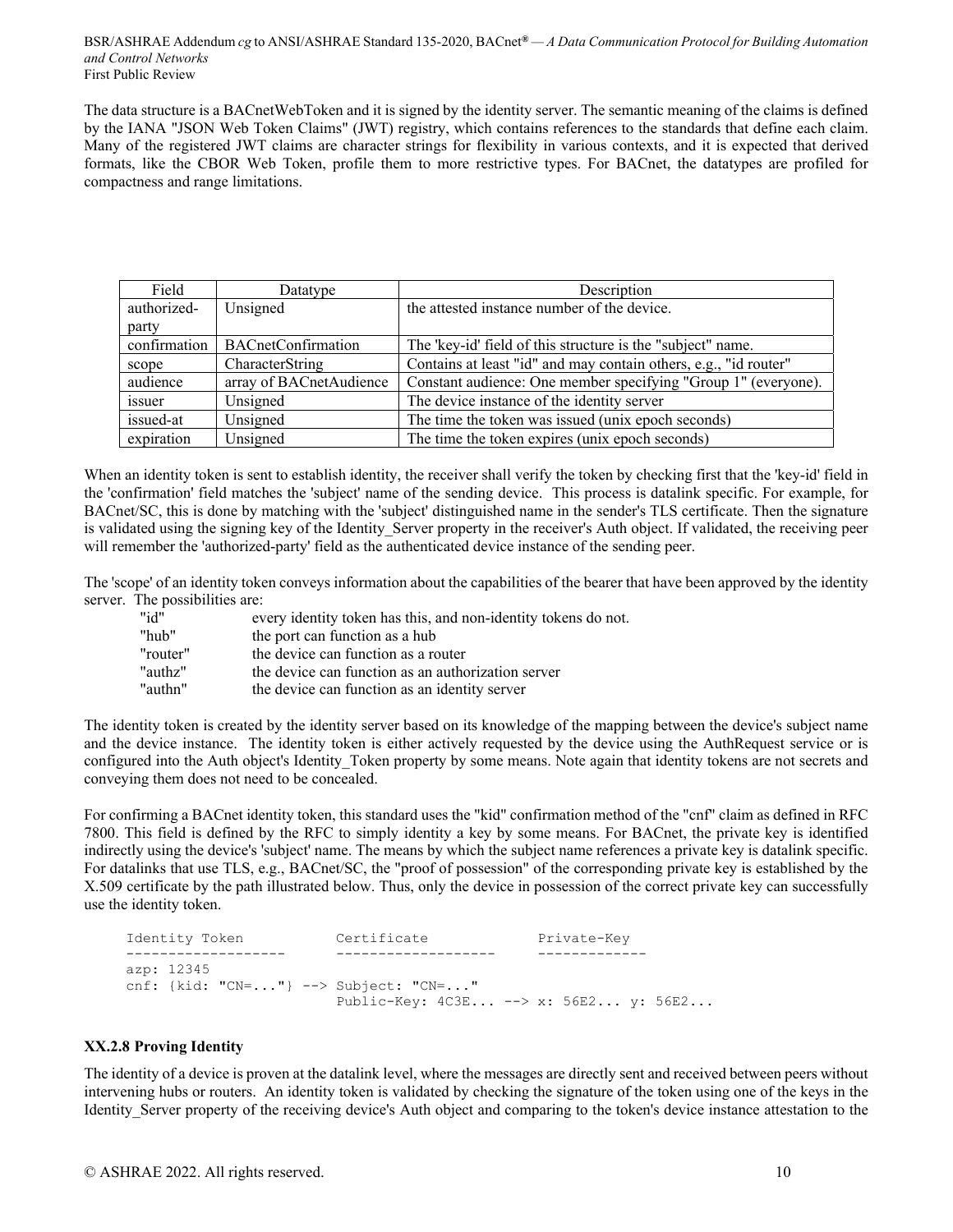The data structure is a BACnetWebToken and it is signed by the identity server. The semantic meaning of the claims is defined by the IANA "JSON Web Token Claims" (JWT) registry, which contains references to the standards that define each claim. Many of the registered JWT claims are character strings for flexibility in various contexts, and it is expected that derived formats, like the CBOR Web Token, profile them to more restrictive types. For BACnet, the datatypes are profiled for compactness and range limitations.

| Field | Datatype | Description |
|---|---|---|
| authorized-party | Unsigned | the attested instance number of the device. |
| confirmation | BACnetConfirmation | The 'key-id' field of this structure is the "subject" name. |
| scope | CharacterString | Contains at least "id" and may contain others, e.g., "id router" |
| audience | array of BACnetAudience | Constant audience: One member specifying "Group 1" (everyone). |
| issuer | Unsigned | The device instance of the identity server |
| issued-at | Unsigned | The time the token was issued (unix epoch seconds) |
| expiration | Unsigned | The time the token expires (unix epoch seconds) |

When an identity token is sent to establish identity, the receiver shall verify the token by checking first that the 'key-id' field in the 'confirmation' field matches the 'subject' name of the sending device. This process is datalink specific. For example, for BACnet/SC, this is done by matching with the 'subject' distinguished name in the sender's TLS certificate. Then the signature is validated using the signing key of the Identity_Server property in the receiver's Auth object. If validated, the receiving peer will remember the 'authorized-party' field as the authenticated device instance of the sending peer.

The 'scope' of an identity token conveys information about the capabilities of the bearer that have been approved by the identity server. The possibilities are:

- "id" — every identity token has this, and non-identity tokens do not.
- "hub" — the port can function as a hub
- "router" — the device can function as a router
- "authz" — the device can function as an authorization server
- "authn" — the device can function as an identity server

The identity token is created by the identity server based on its knowledge of the mapping between the device's subject name and the device instance. The identity token is either actively requested by the device using the AuthRequest service or is configured into the Auth object's Identity_Token property by some means. Note again that identity tokens are not secrets and conveying them does not need to be concealed.

For confirming a BACnet identity token, this standard uses the "kid" confirmation method of the "cnf" claim as defined in RFC 7800. This field is defined by the RFC to simply identity a key by some means. For BACnet, the private key is identified indirectly using the device's 'subject' name. The means by which the subject name references a private key is datalink specific. For datalinks that use TLS, e.g., BACnet/SC, the "proof of possession" of the corresponding private key is established by the X.509 certificate by the path illustrated below. Thus, only the device in possession of the correct private key can successfully use the identity token.

```
Identity Token            Certificate            Private-Key
-------------------       -------------------    -------------
azp: 12345
cnf: {kid: "CN=..."} --> Subject: "CN=..."
                          Public-Key: 4C3E... --> x: 56E2... y: 56E2...
```

### XX.2.8 Proving Identity

The identity of a device is proven at the datalink level, where the messages are directly sent and received between peers without intervening hubs or routers. An identity token is validated by checking the signature of the token using one of the keys in the Identity_Server property of the receiving device's Auth object and comparing to the token's device instance attestation to the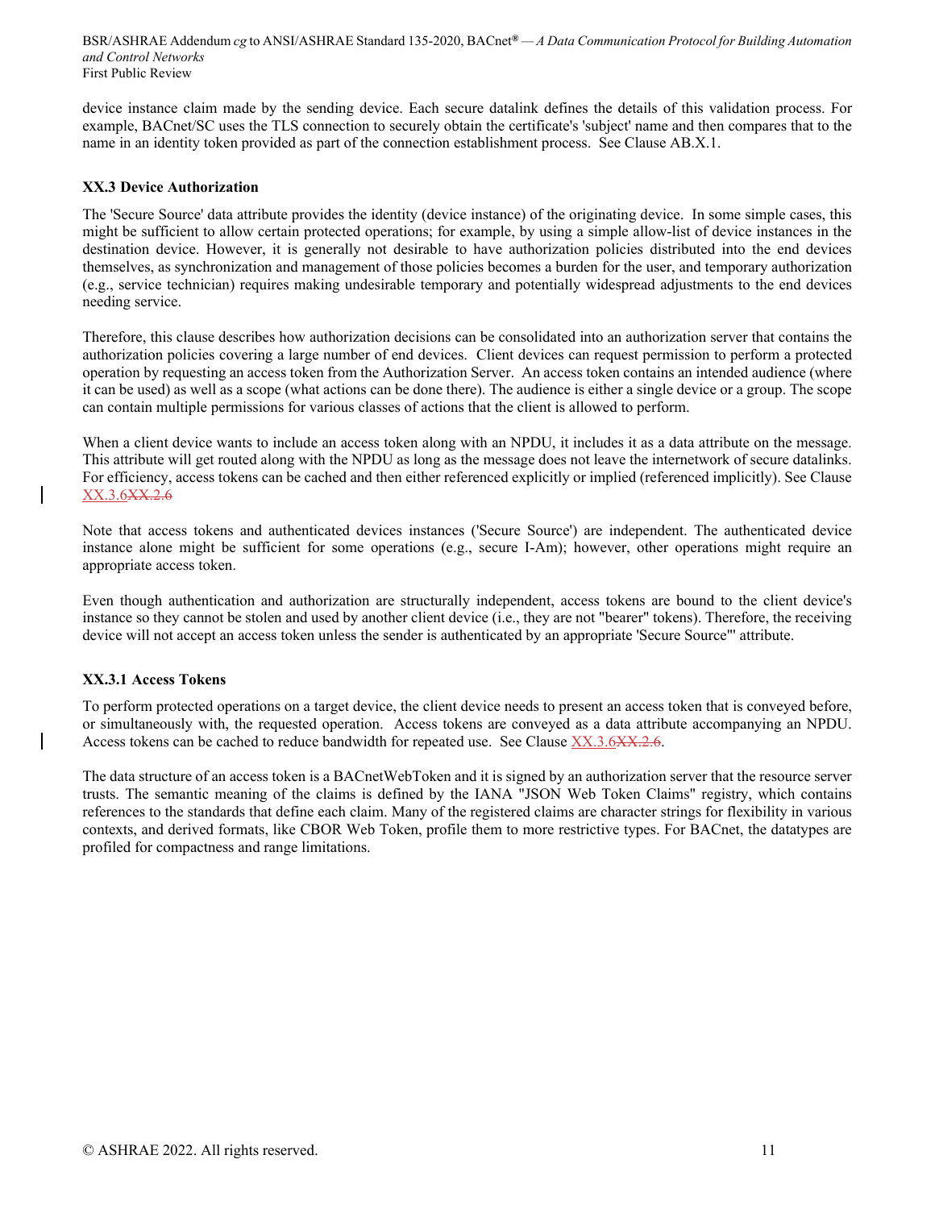device instance claim made by the sending device. Each secure datalink defines the details of this validation process. For example, BACnet/SC uses the TLS connection to securely obtain the certificate's 'subject' name and then compares that to the name in an identity token provided as part of the connection establishment process. See Clause AB.X.1.

### XX.3 Device Authorization

The 'Secure Source' data attribute provides the identity (device instance) of the originating device. In some simple cases, this might be sufficient to allow certain protected operations; for example, by using a simple allow-list of device instances in the destination device. However, it is generally not desirable to have authorization policies distributed into the end devices themselves, as synchronization and management of those policies becomes a burden for the user, and temporary authorization (e.g., service technician) requires making undesirable temporary and potentially widespread adjustments to the end devices needing service.

Therefore, this clause describes how authorization decisions can be consolidated into an authorization server that contains the authorization policies covering a large number of end devices. Client devices can request permission to perform a protected operation by requesting an access token from the Authorization Server. An access token contains an intended audience (where it can be used) as well as a scope (what actions can be done there). The audience is either a single device or a group. The scope can contain multiple permissions for various classes of actions that the client is allowed to perform.

When a client device wants to include an access token along with an NPDU, it includes it as a data attribute on the message. This attribute will get routed along with the NPDU as long as the message does not leave the internetwork of secure datalinks. For efficiency, access tokens can be cached and then either referenced explicitly or implied (referenced implicitly). See Clause XX.3.6~~XX.2.6~~

Note that access tokens and authenticated devices instances ('Secure Source') are independent. The authenticated device instance alone might be sufficient for some operations (e.g., secure I-Am); however, other operations might require an appropriate access token.

Even though authentication and authorization are structurally independent, access tokens are bound to the client device's instance so they cannot be stolen and used by another client device (i.e., they are not "bearer" tokens). Therefore, the receiving device will not accept an access token unless the sender is authenticated by an appropriate 'Secure Source'" attribute.

#### XX.3.1 Access Tokens

To perform protected operations on a target device, the client device needs to present an access token that is conveyed before, or simultaneously with, the requested operation. Access tokens are conveyed as a data attribute accompanying an NPDU. Access tokens can be cached to reduce bandwidth for repeated use. See Clause XX.3.6~~XX.2.6~~.

The data structure of an access token is a BACnetWebToken and it is signed by an authorization server that the resource server trusts. The semantic meaning of the claims is defined by the IANA "JSON Web Token Claims" registry, which contains references to the standards that define each claim. Many of the registered claims are character strings for flexibility in various contexts, and derived formats, like CBOR Web Token, profile them to more restrictive types. For BACnet, the datatypes are profiled for compactness and range limitations.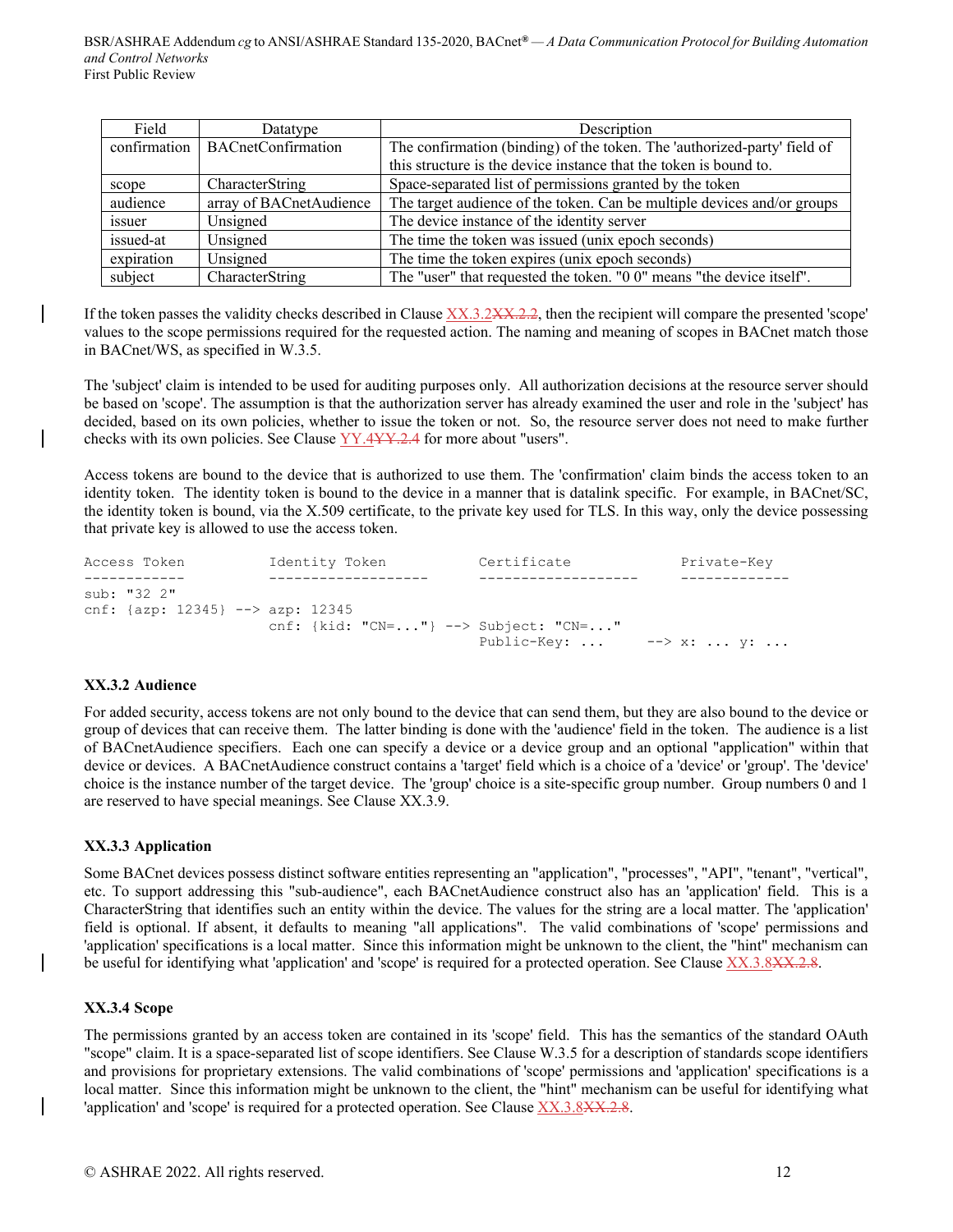| Field | Datatype | Description |
|---|---|---|
| confirmation | BACnetConfirmation | The confirmation (binding) of the token. The 'authorized-party' field of this structure is the device instance that the token is bound to. |
| scope | CharacterString | Space-separated list of permissions granted by the token |
| audience | array of BACnetAudience | The target audience of the token. Can be multiple devices and/or groups |
| issuer | Unsigned | The device instance of the identity server |
| issued-at | Unsigned | The time the token was issued (unix epoch seconds) |
| expiration | Unsigned | The time the token expires (unix epoch seconds) |
| subject | CharacterString | The "user" that requested the token. "0 0" means "the device itself". |

If the token passes the validity checks described in Clause XX.3.2~~XX.2.2~~, then the recipient will compare the presented 'scope' values to the scope permissions required for the requested action. The naming and meaning of scopes in BACnet match those in BACnet/WS, as specified in W.3.5.

The 'subject' claim is intended to be used for auditing purposes only. All authorization decisions at the resource server should be based on 'scope'. The assumption is that the authorization server has already examined the user and role in the 'subject' has decided, based on its own policies, whether to issue the token or not. So, the resource server does not need to make further checks with its own policies. See Clause YY.4~~YY.2.4~~ for more about "users".

Access tokens are bound to the device that is authorized to use them. The 'confirmation' claim binds the access token to an identity token. The identity token is bound to the device in a manner that is datalink specific. For example, in BACnet/SC, the identity token is bound, via the X.509 certificate, to the private key used for TLS. In this way, only the device possessing that private key is allowed to use the access token.

```
Access Token          Identity Token          Certificate           Private-Key
------------          -------------------     -------------------   -------------
sub: "32 2"
cnf: {azp: 12345} --> azp: 12345
                      cnf: {kid: "CN=..."} --> Subject: "CN=..."
                                               Public-Key: ...      --> x: ... y: ...
```

### XX.3.2 Audience

For added security, access tokens are not only bound to the device that can send them, but they are also bound to the device or group of devices that can receive them. The latter binding is done with the 'audience' field in the token. The audience is a list of BACnetAudience specifiers. Each one can specify a device or a device group and an optional "application" within that device or devices. A BACnetAudience construct contains a 'target' field which is a choice of a 'device' or 'group'. The 'device' choice is the instance number of the target device. The 'group' choice is a site-specific group number. Group numbers 0 and 1 are reserved to have special meanings. See Clause XX.3.9.

### XX.3.3 Application

Some BACnet devices possess distinct software entities representing an "application", "processes", "API", "tenant", "vertical", etc. To support addressing this "sub-audience", each BACnetAudience construct also has an 'application' field. This is a CharacterString that identifies such an entity within the device. The values for the string are a local matter. The 'application' field is optional. If absent, it defaults to meaning "all applications". The valid combinations of 'scope' permissions and 'application' specifications is a local matter. Since this information might be unknown to the client, the "hint" mechanism can be useful for identifying what 'application' and 'scope' is required for a protected operation. See Clause XX.3.8~~XX.2.8~~.

### XX.3.4 Scope

The permissions granted by an access token are contained in its 'scope' field. This has the semantics of the standard OAuth "scope" claim. It is a space-separated list of scope identifiers. See Clause W.3.5 for a description of standards scope identifiers and provisions for proprietary extensions. The valid combinations of 'scope' permissions and 'application' specifications is a local matter. Since this information might be unknown to the client, the "hint" mechanism can be useful for identifying what 'application' and 'scope' is required for a protected operation. See Clause XX.3.8~~XX.2.8~~.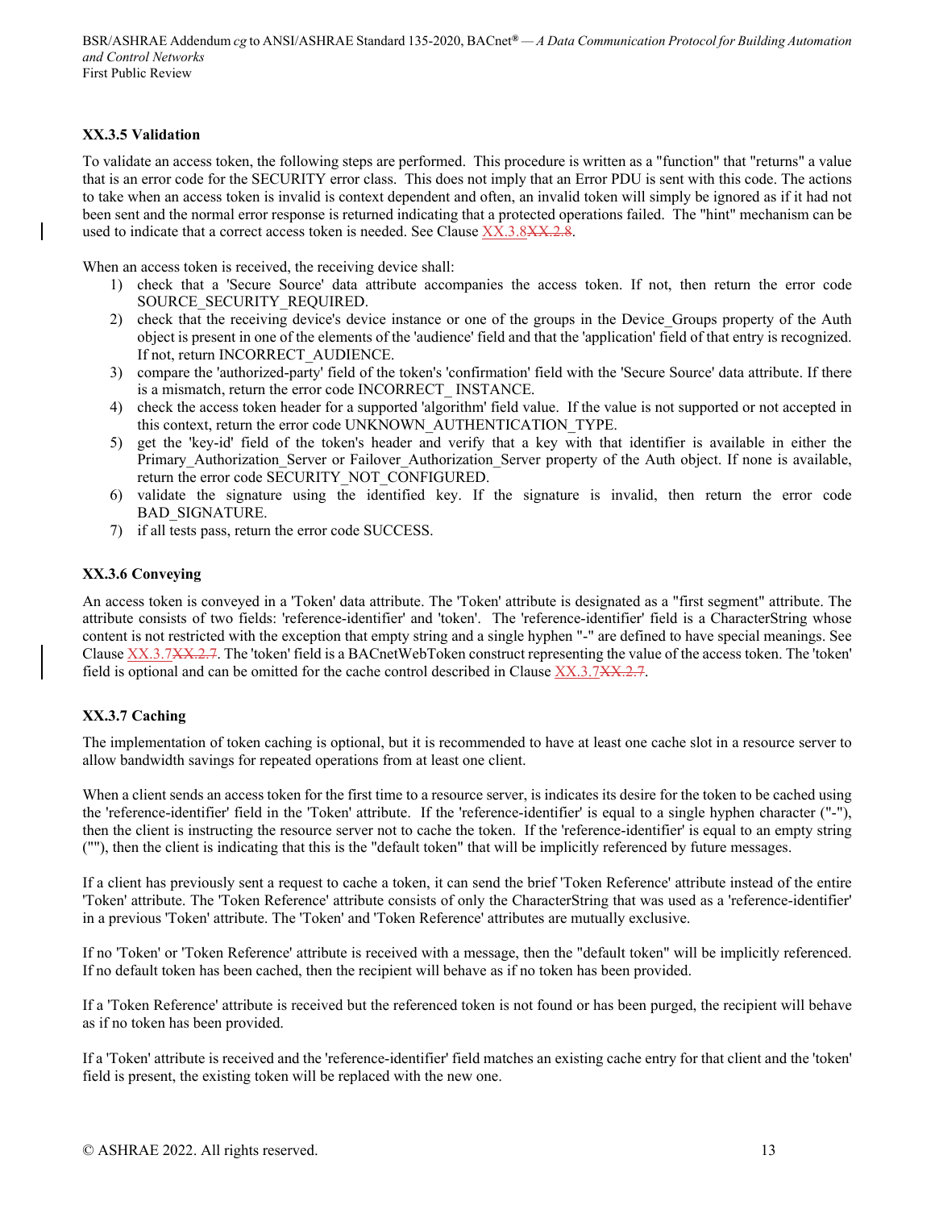### XX.3.5 Validation

To validate an access token, the following steps are performed. This procedure is written as a "function" that "returns" a value that is an error code for the SECURITY error class. This does not imply that an Error PDU is sent with this code. The actions to take when an access token is invalid is context dependent and often, an invalid token will simply be ignored as if it had not been sent and the normal error response is returned indicating that a protected operations failed. The "hint" mechanism can be used to indicate that a correct access token is needed. See Clause XX.3.8~~XX.2.8~~.

When an access token is received, the receiving device shall:

1) check that a 'Secure Source' data attribute accompanies the access token. If not, then return the error code SOURCE_SECURITY_REQUIRED.
2) check that the receiving device's device instance or one of the groups in the Device_Groups property of the Auth object is present in one of the elements of the 'audience' field and that the 'application' field of that entry is recognized. If not, return INCORRECT_AUDIENCE.
3) compare the 'authorized-party' field of the token's 'confirmation' field with the 'Secure Source' data attribute. If there is a mismatch, return the error code INCORRECT_ INSTANCE.
4) check the access token header for a supported 'algorithm' field value. If the value is not supported or not accepted in this context, return the error code UNKNOWN_AUTHENTICATION_TYPE.
5) get the 'key-id' field of the token's header and verify that a key with that identifier is available in either the Primary_Authorization_Server or Failover_Authorization_Server property of the Auth object. If none is available, return the error code SECURITY_NOT_CONFIGURED.
6) validate the signature using the identified key. If the signature is invalid, then return the error code BAD_SIGNATURE.
7) if all tests pass, return the error code SUCCESS.

### XX.3.6 Conveying

An access token is conveyed in a 'Token' data attribute. The 'Token' attribute is designated as a "first segment" attribute. The attribute consists of two fields: 'reference-identifier' and 'token'. The 'reference-identifier' field is a CharacterString whose content is not restricted with the exception that empty string and a single hyphen "-" are defined to have special meanings. See Clause XX.3.7~~XX.2.7~~. The 'token' field is a BACnetWebToken construct representing the value of the access token. The 'token' field is optional and can be omitted for the cache control described in Clause XX.3.7~~XX.2.7~~.

### XX.3.7 Caching

The implementation of token caching is optional, but it is recommended to have at least one cache slot in a resource server to allow bandwidth savings for repeated operations from at least one client.

When a client sends an access token for the first time to a resource server, is indicates its desire for the token to be cached using the 'reference-identifier' field in the 'Token' attribute. If the 'reference-identifier' is equal to a single hyphen character ("-"), then the client is instructing the resource server not to cache the token. If the 'reference-identifier' is equal to an empty string (""), then the client is indicating that this is the "default token" that will be implicitly referenced by future messages.

If a client has previously sent a request to cache a token, it can send the brief 'Token Reference' attribute instead of the entire 'Token' attribute. The 'Token Reference' attribute consists of only the CharacterString that was used as a 'reference-identifier' in a previous 'Token' attribute. The 'Token' and 'Token Reference' attributes are mutually exclusive.

If no 'Token' or 'Token Reference' attribute is received with a message, then the "default token" will be implicitly referenced. If no default token has been cached, then the recipient will behave as if no token has been provided.

If a 'Token Reference' attribute is received but the referenced token is not found or has been purged, the recipient will behave as if no token has been provided.

If a 'Token' attribute is received and the 'reference-identifier' field matches an existing cache entry for that client and the 'token' field is present, the existing token will be replaced with the new one.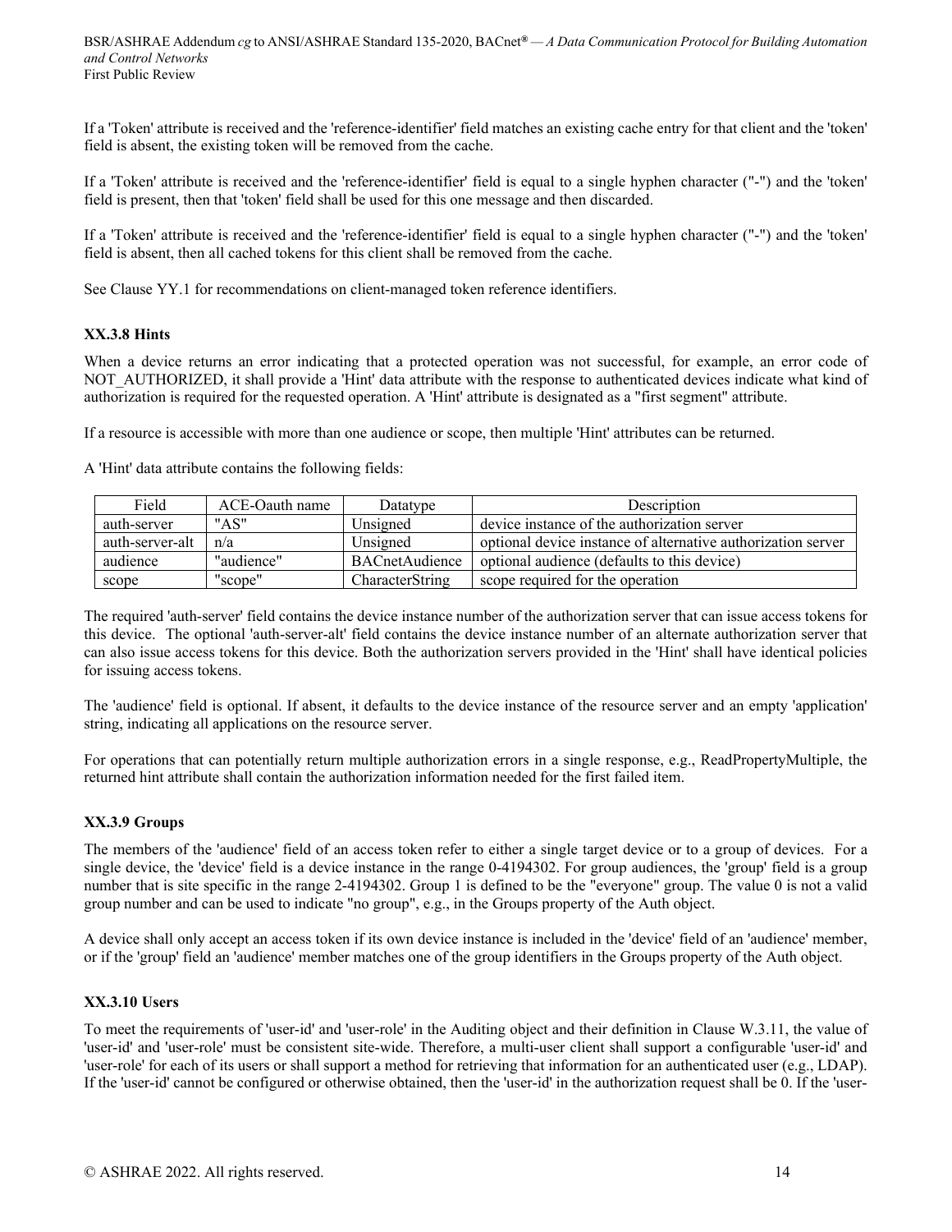If a 'Token' attribute is received and the 'reference-identifier' field matches an existing cache entry for that client and the 'token' field is absent, the existing token will be removed from the cache.

If a 'Token' attribute is received and the 'reference-identifier' field is equal to a single hyphen character ("-") and the 'token' field is present, then that 'token' field shall be used for this one message and then discarded.

If a 'Token' attribute is received and the 'reference-identifier' field is equal to a single hyphen character ("-") and the 'token' field is absent, then all cached tokens for this client shall be removed from the cache.

See Clause YY.1 for recommendations on client-managed token reference identifiers.

### XX.3.8 Hints

When a device returns an error indicating that a protected operation was not successful, for example, an error code of NOT_AUTHORIZED, it shall provide a 'Hint' data attribute with the response to authenticated devices indicate what kind of authorization is required for the requested operation. A 'Hint' attribute is designated as a "first segment" attribute.

If a resource is accessible with more than one audience or scope, then multiple 'Hint' attributes can be returned.

A 'Hint' data attribute contains the following fields:

| Field | ACE-Oauth name | Datatype | Description |
|---|---|---|---|
| auth-server | "AS" | Unsigned | device instance of the authorization server |
| auth-server-alt | n/a | Unsigned | optional device instance of alternative authorization server |
| audience | "audience" | BACnetAudience | optional audience (defaults to this device) |
| scope | "scope" | CharacterString | scope required for the operation |

The required 'auth-server' field contains the device instance number of the authorization server that can issue access tokens for this device. The optional 'auth-server-alt' field contains the device instance number of an alternate authorization server that can also issue access tokens for this device. Both the authorization servers provided in the 'Hint' shall have identical policies for issuing access tokens.

The 'audience' field is optional. If absent, it defaults to the device instance of the resource server and an empty 'application' string, indicating all applications on the resource server.

For operations that can potentially return multiple authorization errors in a single response, e.g., ReadPropertyMultiple, the returned hint attribute shall contain the authorization information needed for the first failed item.

### XX.3.9 Groups

The members of the 'audience' field of an access token refer to either a single target device or to a group of devices. For a single device, the 'device' field is a device instance in the range 0-4194302. For group audiences, the 'group' field is a group number that is site specific in the range 2-4194302. Group 1 is defined to be the "everyone" group. The value 0 is not a valid group number and can be used to indicate "no group", e.g., in the Groups property of the Auth object.

A device shall only accept an access token if its own device instance is included in the 'device' field of an 'audience' member, or if the 'group' field an 'audience' member matches one of the group identifiers in the Groups property of the Auth object.

### XX.3.10 Users

To meet the requirements of 'user-id' and 'user-role' in the Auditing object and their definition in Clause W.3.11, the value of 'user-id' and 'user-role' must be consistent site-wide. Therefore, a multi-user client shall support a configurable 'user-id' and 'user-role' for each of its users or shall support a method for retrieving that information for an authenticated user (e.g., LDAP). If the 'user-id' cannot be configured or otherwise obtained, then the 'user-id' in the authorization request shall be 0. If the 'user-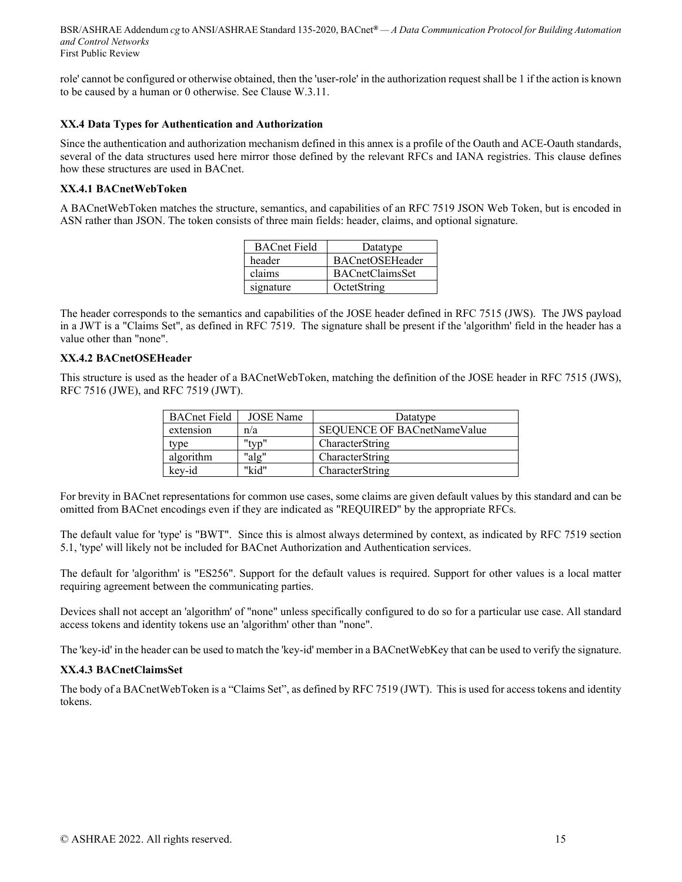role' cannot be configured or otherwise obtained, then the 'user-role' in the authorization request shall be 1 if the action is known to be caused by a human or 0 otherwise. See Clause W.3.11.

### XX.4 Data Types for Authentication and Authorization

Since the authentication and authorization mechanism defined in this annex is a profile of the Oauth and ACE-Oauth standards, several of the data structures used here mirror those defined by the relevant RFCs and IANA registries. This clause defines how these structures are used in BACnet.

#### XX.4.1 BACnetWebToken

A BACnetWebToken matches the structure, semantics, and capabilities of an RFC 7519 JSON Web Token, but is encoded in ASN rather than JSON. The token consists of three main fields: header, claims, and optional signature.

| BACnet Field | Datatype |
|---|---|
| header | BACnetOSEHeader |
| claims | BACnetClaimsSet |
| signature | OctetString |

The header corresponds to the semantics and capabilities of the JOSE header defined in RFC 7515 (JWS). The JWS payload in a JWT is a "Claims Set", as defined in RFC 7519. The signature shall be present if the 'algorithm' field in the header has a value other than "none".

#### XX.4.2 BACnetOSEHeader

This structure is used as the header of a BACnetWebToken, matching the definition of the JOSE header in RFC 7515 (JWS), RFC 7516 (JWE), and RFC 7519 (JWT).

| BACnet Field | JOSE Name | Datatype |
|---|---|---|
| extension | n/a | SEQUENCE OF BACnetNameValue |
| type | "typ" | CharacterString |
| algorithm | "alg" | CharacterString |
| key-id | "kid" | CharacterString |

For brevity in BACnet representations for common use cases, some claims are given default values by this standard and can be omitted from BACnet encodings even if they are indicated as "REQUIRED" by the appropriate RFCs.

The default value for 'type' is "BWT". Since this is almost always determined by context, as indicated by RFC 7519 section 5.1, 'type' will likely not be included for BACnet Authorization and Authentication services.

The default for 'algorithm' is "ES256". Support for the default values is required. Support for other values is a local matter requiring agreement between the communicating parties.

Devices shall not accept an 'algorithm' of "none" unless specifically configured to do so for a particular use case. All standard access tokens and identity tokens use an 'algorithm' other than "none".

The 'key-id' in the header can be used to match the 'key-id' member in a BACnetWebKey that can be used to verify the signature.

#### XX.4.3 BACnetClaimsSet

The body of a BACnetWebToken is a "Claims Set", as defined by RFC 7519 (JWT). This is used for access tokens and identity tokens.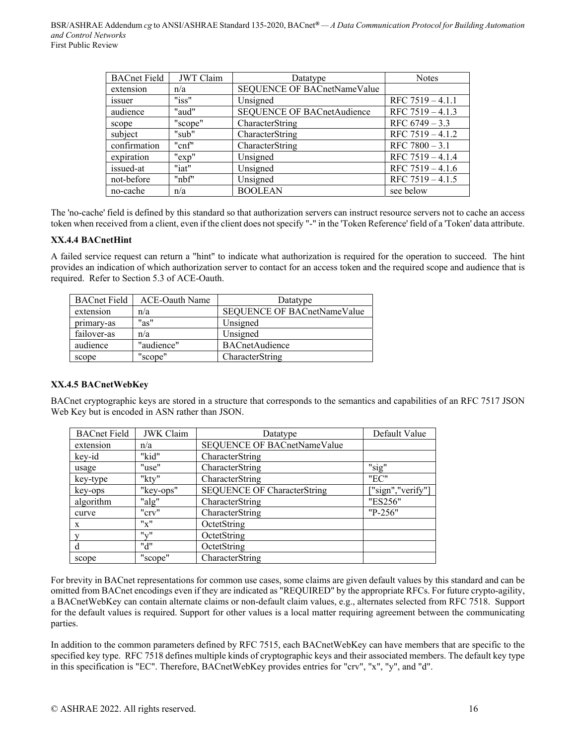| BACnet Field | JWT Claim | Datatype | Notes |
|---|---|---|---|
| extension | n/a | SEQUENCE OF BACnetNameValue | |
| issuer | "iss" | Unsigned | RFC 7519 – 4.1.1 |
| audience | "aud" | SEQUENCE OF BACnetAudience | RFC 7519 – 4.1.3 |
| scope | "scope" | CharacterString | RFC 6749 – 3.3 |
| subject | "sub" | CharacterString | RFC 7519 – 4.1.2 |
| confirmation | "cnf" | CharacterString | RFC 7800 – 3.1 |
| expiration | "exp" | Unsigned | RFC 7519 – 4.1.4 |
| issued-at | "iat" | Unsigned | RFC 7519 – 4.1.6 |
| not-before | "nbf" | Unsigned | RFC 7519 – 4.1.5 |
| no-cache | n/a | BOOLEAN | see below |

The 'no-cache' field is defined by this standard so that authorization servers can instruct resource servers not to cache an access token when received from a client, even if the client does not specify "-" in the 'Token Reference' field of a 'Token' data attribute.

### XX.4.4 BACnetHint

A failed service request can return a "hint" to indicate what authorization is required for the operation to succeed. The hint provides an indication of which authorization server to contact for an access token and the required scope and audience that is required. Refer to Section 5.3 of ACE-Oauth.

| BACnet Field | ACE-Oauth Name | Datatype |
|---|---|---|
| extension | n/a | SEQUENCE OF BACnetNameValue |
| primary-as | "as" | Unsigned |
| failover-as | n/a | Unsigned |
| audience | "audience" | BACnetAudience |
| scope | "scope" | CharacterString |

### XX.4.5 BACnetWebKey

BACnet cryptographic keys are stored in a structure that corresponds to the semantics and capabilities of an RFC 7517 JSON Web Key but is encoded in ASN rather than JSON.

| BACnet Field | JWK Claim | Datatype | Default Value |
|---|---|---|---|
| extension | n/a | SEQUENCE OF BACnetNameValue | |
| key-id | "kid" | CharacterString | |
| usage | "use" | CharacterString | "sig" |
| key-type | "kty" | CharacterString | "EC" |
| key-ops | "key-ops" | SEQUENCE OF CharacterString | ["sign","verify"] |
| algorithm | "alg" | CharacterString | "ES256" |
| curve | "crv" | CharacterString | "P-256" |
| x | "x" | OctetString | |
| y | "y" | OctetString | |
| d | "d" | OctetString | |
| scope | "scope" | CharacterString | |

For brevity in BACnet representations for common use cases, some claims are given default values by this standard and can be omitted from BACnet encodings even if they are indicated as "REQUIRED" by the appropriate RFCs. For future crypto-agility, a BACnetWebKey can contain alternate claims or non-default claim values, e.g., alternates selected from RFC 7518. Support for the default values is required. Support for other values is a local matter requiring agreement between the communicating parties.

In addition to the common parameters defined by RFC 7515, each BACnetWebKey can have members that are specific to the specified key type. RFC 7518 defines multiple kinds of cryptographic keys and their associated members. The default key type in this specification is "EC". Therefore, BACnetWebKey provides entries for "crv", "x", "y", and "d".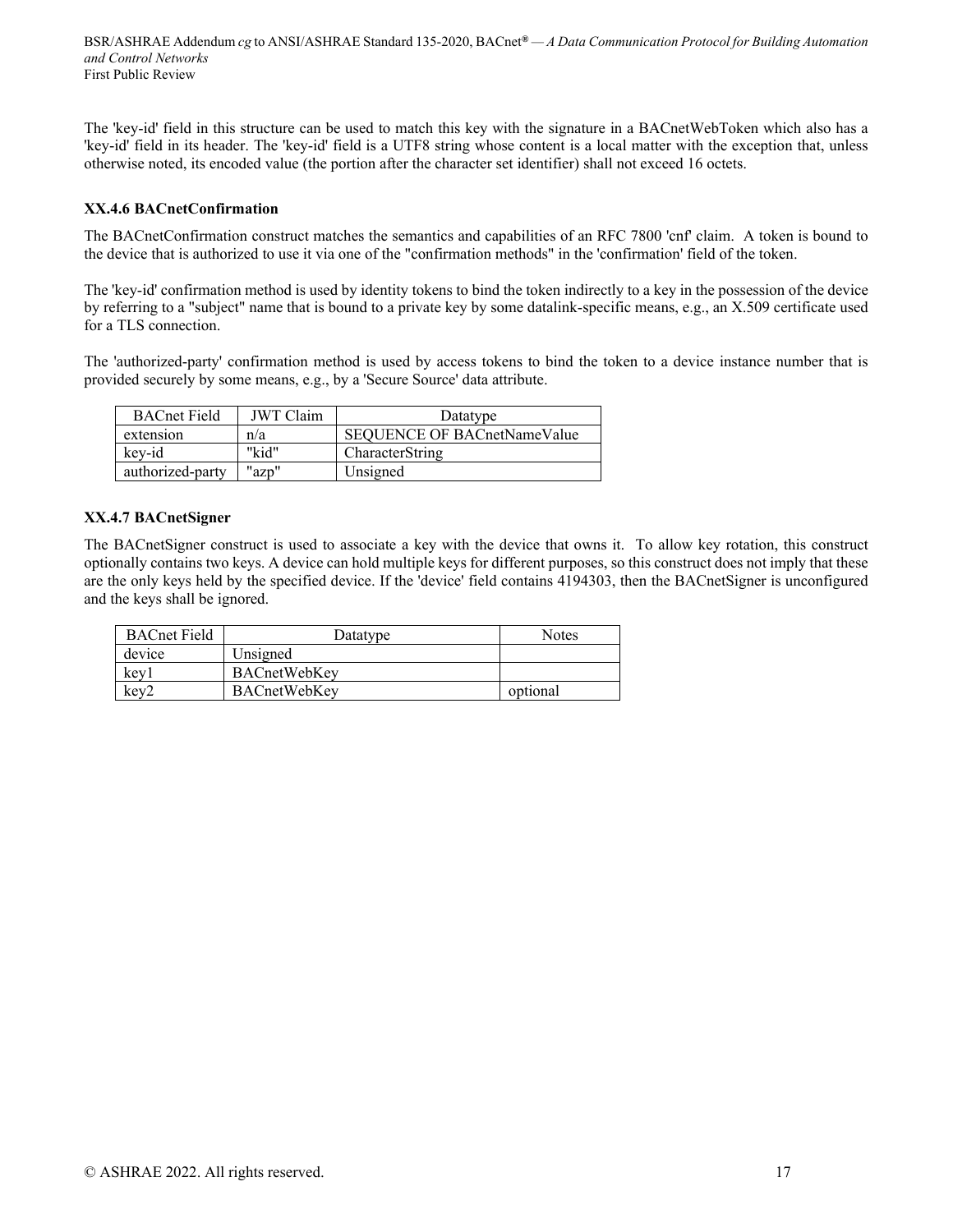The 'key-id' field in this structure can be used to match this key with the signature in a BACnetWebToken which also has a 'key-id' field in its header. The 'key-id' field is a UTF8 string whose content is a local matter with the exception that, unless otherwise noted, its encoded value (the portion after the character set identifier) shall not exceed 16 octets.

### XX.4.6 BACnetConfirmation

The BACnetConfirmation construct matches the semantics and capabilities of an RFC 7800 'cnf' claim. A token is bound to the device that is authorized to use it via one of the "confirmation methods" in the 'confirmation' field of the token.

The 'key-id' confirmation method is used by identity tokens to bind the token indirectly to a key in the possession of the device by referring to a "subject" name that is bound to a private key by some datalink-specific means, e.g., an X.509 certificate used for a TLS connection.

The 'authorized-party' confirmation method is used by access tokens to bind the token to a device instance number that is provided securely by some means, e.g., by a 'Secure Source' data attribute.

| BACnet Field | JWT Claim | Datatype |
| --- | --- | --- |
| extension | n/a | SEQUENCE OF BACnetNameValue |
| key-id | "kid" | CharacterString |
| authorized-party | "azp" | Unsigned |

### XX.4.7 BACnetSigner

The BACnetSigner construct is used to associate a key with the device that owns it. To allow key rotation, this construct optionally contains two keys. A device can hold multiple keys for different purposes, so this construct does not imply that these are the only keys held by the specified device. If the 'device' field contains 4194303, then the BACnetSigner is unconfigured and the keys shall be ignored.

| BACnet Field | Datatype | Notes |
| --- | --- | --- |
| device | Unsigned | |
| key1 | BACnetWebKey | |
| key2 | BACnetWebKey | optional |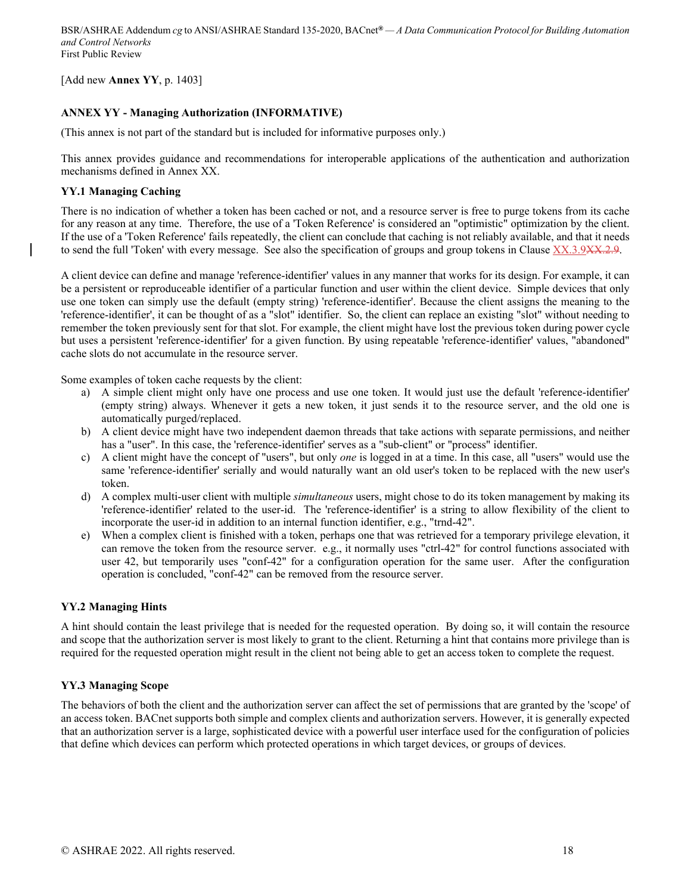[Add new **Annex YY**, p. 1403]

## ANNEX YY - Managing Authorization (INFORMATIVE)

(This annex is not part of the standard but is included for informative purposes only.)

This annex provides guidance and recommendations for interoperable applications of the authentication and authorization mechanisms defined in Annex XX.

### YY.1 Managing Caching

There is no indication of whether a token has been cached or not, and a resource server is free to purge tokens from its cache for any reason at any time. Therefore, the use of a 'Token Reference' is considered an "optimistic" optimization by the client. If the use of a 'Token Reference' fails repeatedly, the client can conclude that caching is not reliably available, and that it needs to send the full 'Token' with every message. See also the specification of groups and group tokens in Clause XX.3.9~~XX.2.9~~.

A client device can define and manage 'reference-identifier' values in any manner that works for its design. For example, it can be a persistent or reproduceable identifier of a particular function and user within the client device. Simple devices that only use one token can simply use the default (empty string) 'reference-identifier'. Because the client assigns the meaning to the 'reference-identifier', it can be thought of as a "slot" identifier. So, the client can replace an existing "slot" without needing to remember the token previously sent for that slot. For example, the client might have lost the previous token during power cycle but uses a persistent 'reference-identifier' for a given function. By using repeatable 'reference-identifier' values, "abandoned" cache slots do not accumulate in the resource server.

Some examples of token cache requests by the client:

a) A simple client might only have one process and use one token. It would just use the default 'reference-identifier' (empty string) always. Whenever it gets a new token, it just sends it to the resource server, and the old one is automatically purged/replaced.
b) A client device might have two independent daemon threads that take actions with separate permissions, and neither has a "user". In this case, the 'reference-identifier' serves as a "sub-client" or "process" identifier.
c) A client might have the concept of "users", but only *one* is logged in at a time. In this case, all "users" would use the same 'reference-identifier' serially and would naturally want an old user's token to be replaced with the new user's token.
d) A complex multi-user client with multiple *simultaneous* users, might chose to do its token management by making its 'reference-identifier' related to the user-id. The 'reference-identifier' is a string to allow flexibility of the client to incorporate the user-id in addition to an internal function identifier, e.g., "trnd-42".
e) When a complex client is finished with a token, perhaps one that was retrieved for a temporary privilege elevation, it can remove the token from the resource server. e.g., it normally uses "ctrl-42" for control functions associated with user 42, but temporarily uses "conf-42" for a configuration operation for the same user. After the configuration operation is concluded, "conf-42" can be removed from the resource server.

### YY.2 Managing Hints

A hint should contain the least privilege that is needed for the requested operation. By doing so, it will contain the resource and scope that the authorization server is most likely to grant to the client. Returning a hint that contains more privilege than is required for the requested operation might result in the client not being able to get an access token to complete the request.

### YY.3 Managing Scope

The behaviors of both the client and the authorization server can affect the set of permissions that are granted by the 'scope' of an access token. BACnet supports both simple and complex clients and authorization servers. However, it is generally expected that an authorization server is a large, sophisticated device with a powerful user interface used for the configuration of policies that define which devices can perform which protected operations in which target devices, or groups of devices.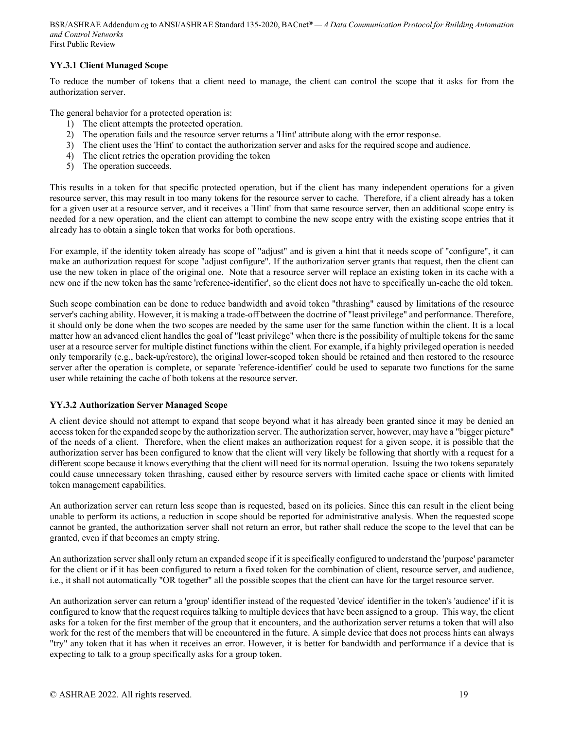### YY.3.1 Client Managed Scope

To reduce the number of tokens that a client need to manage, the client can control the scope that it asks for from the authorization server.

The general behavior for a protected operation is:

1) The client attempts the protected operation.
2) The operation fails and the resource server returns a 'Hint' attribute along with the error response.
3) The client uses the 'Hint' to contact the authorization server and asks for the required scope and audience.
4) The client retries the operation providing the token
5) The operation succeeds.

This results in a token for that specific protected operation, but if the client has many independent operations for a given resource server, this may result in too many tokens for the resource server to cache. Therefore, if a client already has a token for a given user at a resource server, and it receives a 'Hint' from that same resource server, then an additional scope entry is needed for a new operation, and the client can attempt to combine the new scope entry with the existing scope entries that it already has to obtain a single token that works for both operations.

For example, if the identity token already has scope of "adjust" and is given a hint that it needs scope of "configure", it can make an authorization request for scope "adjust configure". If the authorization server grants that request, then the client can use the new token in place of the original one. Note that a resource server will replace an existing token in its cache with a new one if the new token has the same 'reference-identifier', so the client does not have to specifically un-cache the old token.

Such scope combination can be done to reduce bandwidth and avoid token "thrashing" caused by limitations of the resource server's caching ability. However, it is making a trade-off between the doctrine of "least privilege" and performance. Therefore, it should only be done when the two scopes are needed by the same user for the same function within the client. It is a local matter how an advanced client handles the goal of "least privilege" when there is the possibility of multiple tokens for the same user at a resource server for multiple distinct functions within the client. For example, if a highly privileged operation is needed only temporarily (e.g., back-up/restore), the original lower-scoped token should be retained and then restored to the resource server after the operation is complete, or separate 'reference-identifier' could be used to separate two functions for the same user while retaining the cache of both tokens at the resource server.

### YY.3.2 Authorization Server Managed Scope

A client device should not attempt to expand that scope beyond what it has already been granted since it may be denied an access token for the expanded scope by the authorization server. The authorization server, however, may have a "bigger picture" of the needs of a client. Therefore, when the client makes an authorization request for a given scope, it is possible that the authorization server has been configured to know that the client will very likely be following that shortly with a request for a different scope because it knows everything that the client will need for its normal operation. Issuing the two tokens separately could cause unnecessary token thrashing, caused either by resource servers with limited cache space or clients with limited token management capabilities.

An authorization server can return less scope than is requested, based on its policies. Since this can result in the client being unable to perform its actions, a reduction in scope should be reported for administrative analysis. When the requested scope cannot be granted, the authorization server shall not return an error, but rather shall reduce the scope to the level that can be granted, even if that becomes an empty string.

An authorization server shall only return an expanded scope if it is specifically configured to understand the 'purpose' parameter for the client or if it has been configured to return a fixed token for the combination of client, resource server, and audience, i.e., it shall not automatically "OR together" all the possible scopes that the client can have for the target resource server.

An authorization server can return a 'group' identifier instead of the requested 'device' identifier in the token's 'audience' if it is configured to know that the request requires talking to multiple devices that have been assigned to a group. This way, the client asks for a token for the first member of the group that it encounters, and the authorization server returns a token that will also work for the rest of the members that will be encountered in the future. A simple device that does not process hints can always "try" any token that it has when it receives an error. However, it is better for bandwidth and performance if a device that is expecting to talk to a group specifically asks for a group token.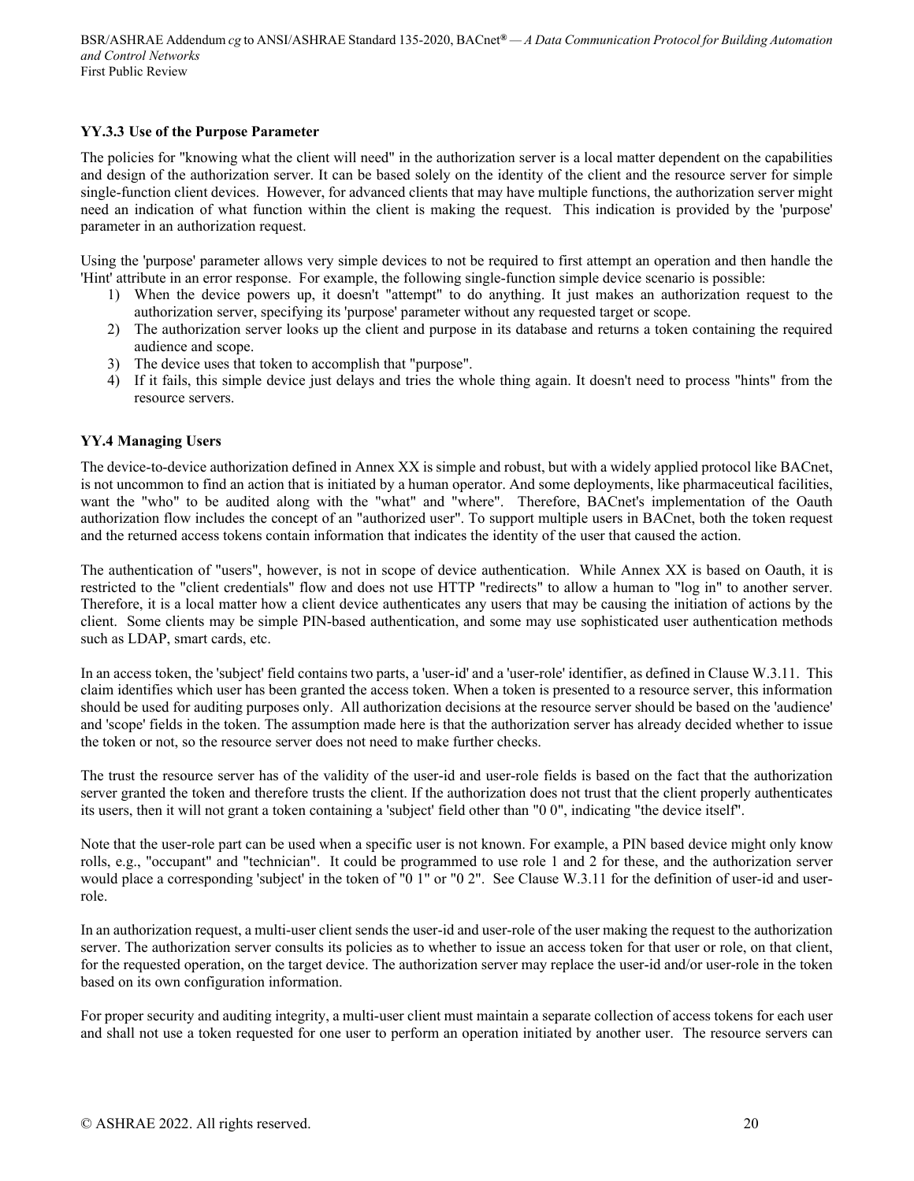### YY.3.3 Use of the Purpose Parameter

The policies for "knowing what the client will need" in the authorization server is a local matter dependent on the capabilities and design of the authorization server. It can be based solely on the identity of the client and the resource server for simple single-function client devices. However, for advanced clients that may have multiple functions, the authorization server might need an indication of what function within the client is making the request. This indication is provided by the 'purpose' parameter in an authorization request.

Using the 'purpose' parameter allows very simple devices to not be required to first attempt an operation and then handle the 'Hint' attribute in an error response. For example, the following single-function simple device scenario is possible:

1) When the device powers up, it doesn't "attempt" to do anything. It just makes an authorization request to the authorization server, specifying its 'purpose' parameter without any requested target or scope.
2) The authorization server looks up the client and purpose in its database and returns a token containing the required audience and scope.
3) The device uses that token to accomplish that "purpose".
4) If it fails, this simple device just delays and tries the whole thing again. It doesn't need to process "hints" from the resource servers.

### YY.4 Managing Users

The device-to-device authorization defined in Annex XX is simple and robust, but with a widely applied protocol like BACnet, is not uncommon to find an action that is initiated by a human operator. And some deployments, like pharmaceutical facilities, want the "who" to be audited along with the "what" and "where". Therefore, BACnet's implementation of the Oauth authorization flow includes the concept of an "authorized user". To support multiple users in BACnet, both the token request and the returned access tokens contain information that indicates the identity of the user that caused the action.

The authentication of "users", however, is not in scope of device authentication. While Annex XX is based on Oauth, it is restricted to the "client credentials" flow and does not use HTTP "redirects" to allow a human to "log in" to another server. Therefore, it is a local matter how a client device authenticates any users that may be causing the initiation of actions by the client. Some clients may be simple PIN-based authentication, and some may use sophisticated user authentication methods such as LDAP, smart cards, etc.

In an access token, the 'subject' field contains two parts, a 'user-id' and a 'user-role' identifier, as defined in Clause W.3.11. This claim identifies which user has been granted the access token. When a token is presented to a resource server, this information should be used for auditing purposes only. All authorization decisions at the resource server should be based on the 'audience' and 'scope' fields in the token. The assumption made here is that the authorization server has already decided whether to issue the token or not, so the resource server does not need to make further checks.

The trust the resource server has of the validity of the user-id and user-role fields is based on the fact that the authorization server granted the token and therefore trusts the client. If the authorization does not trust that the client properly authenticates its users, then it will not grant a token containing a 'subject' field other than "0 0", indicating "the device itself".

Note that the user-role part can be used when a specific user is not known. For example, a PIN based device might only know rolls, e.g., "occupant" and "technician". It could be programmed to use role 1 and 2 for these, and the authorization server would place a corresponding 'subject' in the token of "0 1" or "0 2". See Clause W.3.11 for the definition of user-id and user-role.

In an authorization request, a multi-user client sends the user-id and user-role of the user making the request to the authorization server. The authorization server consults its policies as to whether to issue an access token for that user or role, on that client, for the requested operation, on the target device. The authorization server may replace the user-id and/or user-role in the token based on its own configuration information.

For proper security and auditing integrity, a multi-user client must maintain a separate collection of access tokens for each user and shall not use a token requested for one user to perform an operation initiated by another user. The resource servers can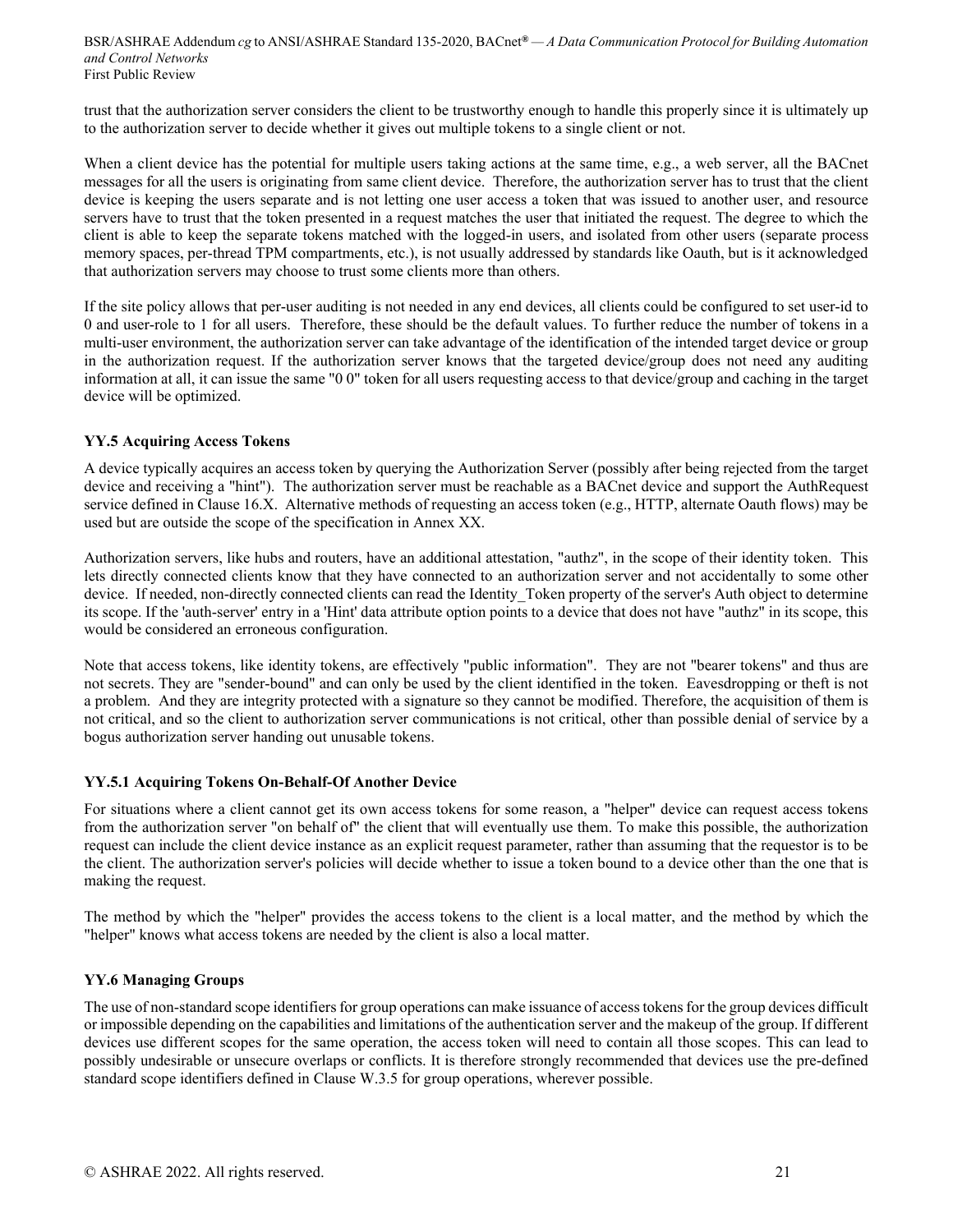trust that the authorization server considers the client to be trustworthy enough to handle this properly since it is ultimately up to the authorization server to decide whether it gives out multiple tokens to a single client or not.

When a client device has the potential for multiple users taking actions at the same time, e.g., a web server, all the BACnet messages for all the users is originating from same client device. Therefore, the authorization server has to trust that the client device is keeping the users separate and is not letting one user access a token that was issued to another user, and resource servers have to trust that the token presented in a request matches the user that initiated the request. The degree to which the client is able to keep the separate tokens matched with the logged-in users, and isolated from other users (separate process memory spaces, per-thread TPM compartments, etc.), is not usually addressed by standards like Oauth, but is it acknowledged that authorization servers may choose to trust some clients more than others.

If the site policy allows that per-user auditing is not needed in any end devices, all clients could be configured to set user-id to 0 and user-role to 1 for all users. Therefore, these should be the default values. To further reduce the number of tokens in a multi-user environment, the authorization server can take advantage of the identification of the intended target device or group in the authorization request. If the authorization server knows that the targeted device/group does not need any auditing information at all, it can issue the same "0 0" token for all users requesting access to that device/group and caching in the target device will be optimized.

### YY.5 Acquiring Access Tokens

A device typically acquires an access token by querying the Authorization Server (possibly after being rejected from the target device and receiving a "hint"). The authorization server must be reachable as a BACnet device and support the AuthRequest service defined in Clause 16.X. Alternative methods of requesting an access token (e.g., HTTP, alternate Oauth flows) may be used but are outside the scope of the specification in Annex XX.

Authorization servers, like hubs and routers, have an additional attestation, "authz", in the scope of their identity token. This lets directly connected clients know that they have connected to an authorization server and not accidentally to some other device. If needed, non-directly connected clients can read the Identity_Token property of the server's Auth object to determine its scope. If the 'auth-server' entry in a 'Hint' data attribute option points to a device that does not have "authz" in its scope, this would be considered an erroneous configuration.

Note that access tokens, like identity tokens, are effectively "public information". They are not "bearer tokens" and thus are not secrets. They are "sender-bound" and can only be used by the client identified in the token. Eavesdropping or theft is not a problem. And they are integrity protected with a signature so they cannot be modified. Therefore, the acquisition of them is not critical, and so the client to authorization server communications is not critical, other than possible denial of service by a bogus authorization server handing out unusable tokens.

#### YY.5.1 Acquiring Tokens On-Behalf-Of Another Device

For situations where a client cannot get its own access tokens for some reason, a "helper" device can request access tokens from the authorization server "on behalf of" the client that will eventually use them. To make this possible, the authorization request can include the client device instance as an explicit request parameter, rather than assuming that the requestor is to be the client. The authorization server's policies will decide whether to issue a token bound to a device other than the one that is making the request.

The method by which the "helper" provides the access tokens to the client is a local matter, and the method by which the "helper" knows what access tokens are needed by the client is also a local matter.

### YY.6 Managing Groups

The use of non-standard scope identifiers for group operations can make issuance of access tokens for the group devices difficult or impossible depending on the capabilities and limitations of the authentication server and the makeup of the group. If different devices use different scopes for the same operation, the access token will need to contain all those scopes. This can lead to possibly undesirable or unsecure overlaps or conflicts. It is therefore strongly recommended that devices use the pre-defined standard scope identifiers defined in Clause W.3.5 for group operations, wherever possible.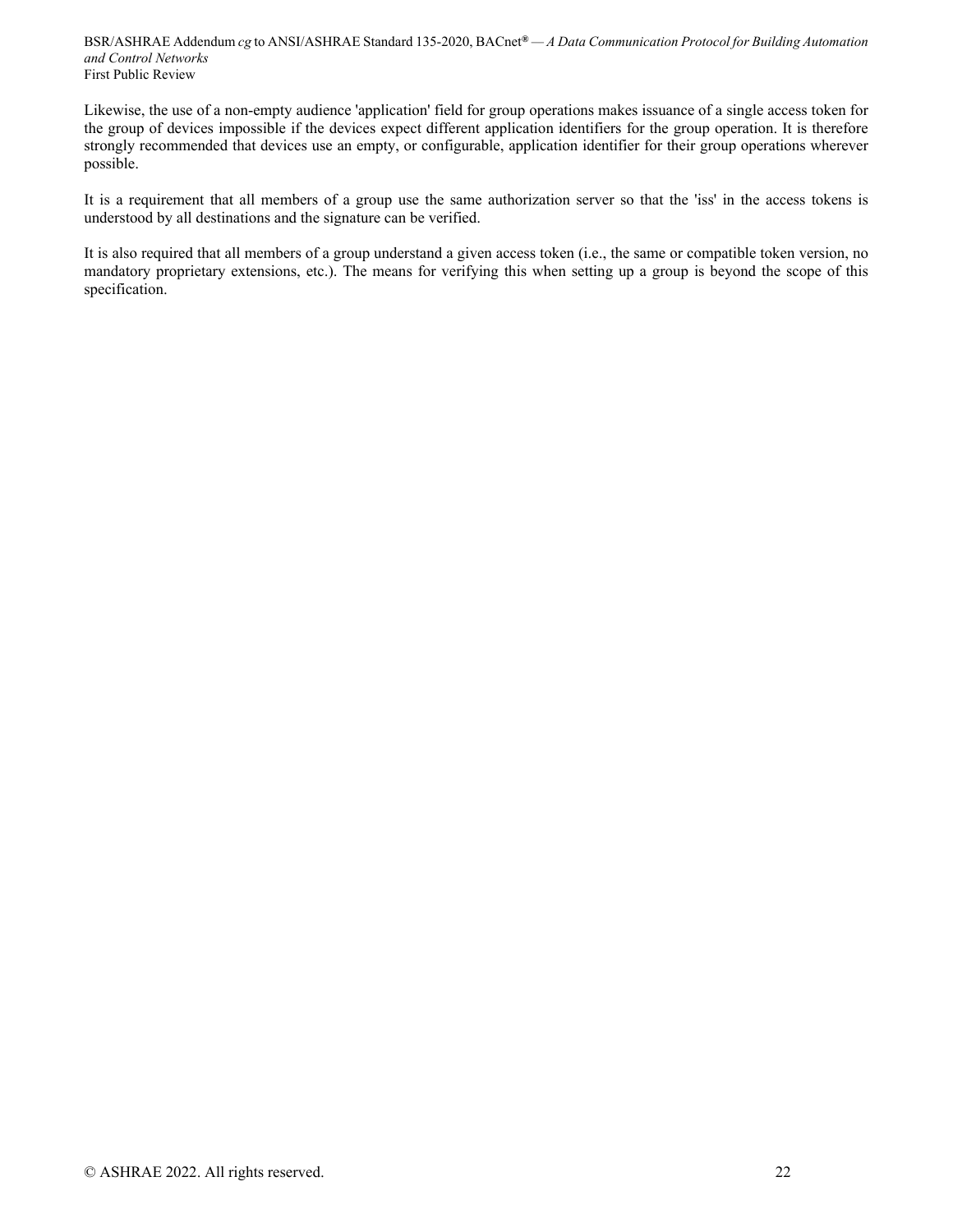Likewise, the use of a non-empty audience 'application' field for group operations makes issuance of a single access token for the group of devices impossible if the devices expect different application identifiers for the group operation. It is therefore strongly recommended that devices use an empty, or configurable, application identifier for their group operations wherever possible.

It is a requirement that all members of a group use the same authorization server so that the 'iss' in the access tokens is understood by all destinations and the signature can be verified.

It is also required that all members of a group understand a given access token (i.e., the same or compatible token version, no mandatory proprietary extensions, etc.). The means for verifying this when setting up a group is beyond the scope of this specification.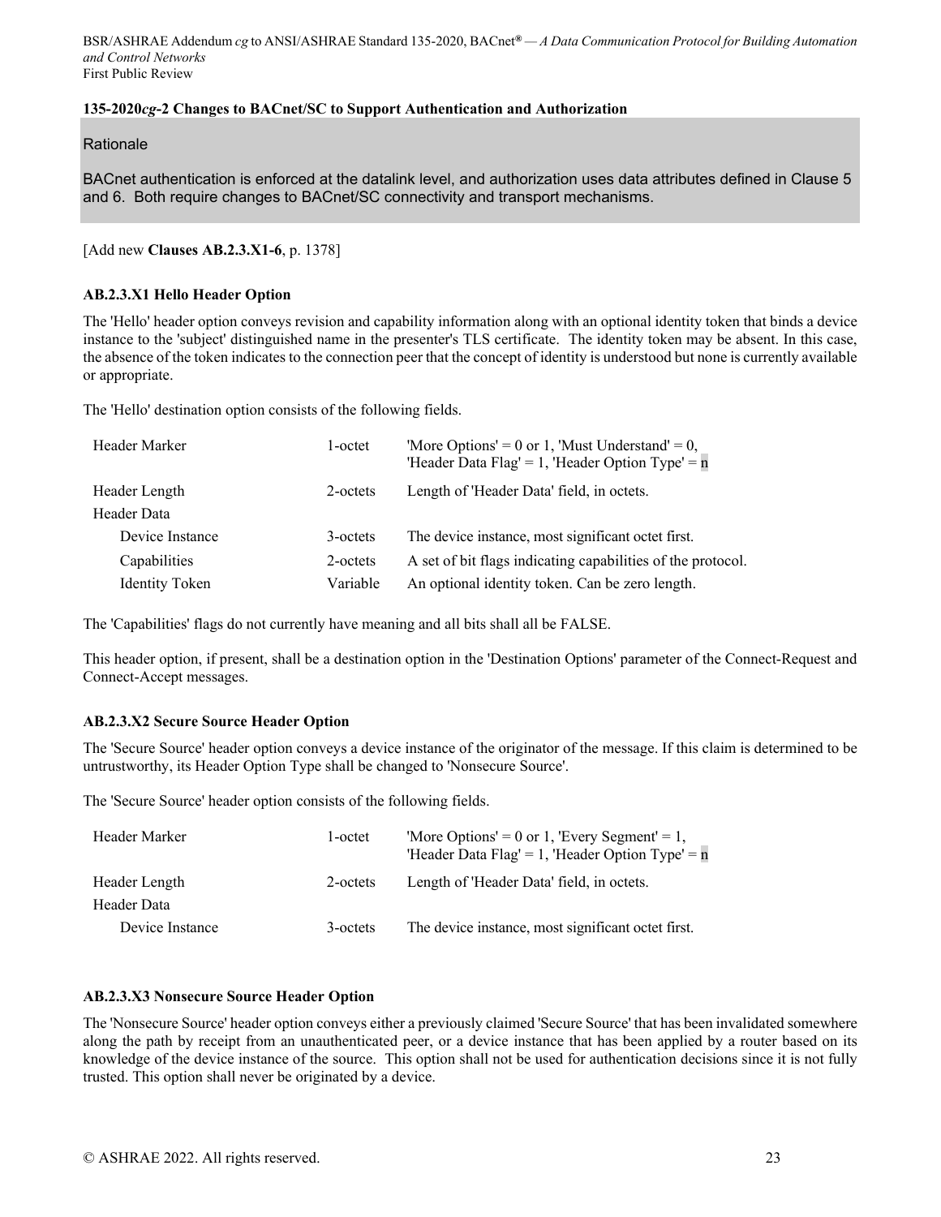**135-2020*cg*-2 Changes to BACnet/SC to Support Authentication and Authorization**

Rationale

BACnet authentication is enforced at the datalink level, and authorization uses data attributes defined in Clause 5 and 6. Both require changes to BACnet/SC connectivity and transport mechanisms.

[Add new **Clauses AB.2.3.X1-6**, p. 1378]

**AB.2.3.X1 Hello Header Option**

The 'Hello' header option conveys revision and capability information along with an optional identity token that binds a device instance to the 'subject' distinguished name in the presenter's TLS certificate. The identity token may be absent. In this case, the absence of the token indicates to the connection peer that the concept of identity is understood but none is currently available or appropriate.

The 'Hello' destination option consists of the following fields.

| | | |
|---|---|---|
| Header Marker | 1-octet | 'More Options' = 0 or 1, 'Must Understand' = 0, 'Header Data Flag' = 1, 'Header Option Type' = n |
| Header Length | 2-octets | Length of 'Header Data' field, in octets. |
| Header Data | | |
| Device Instance | 3-octets | The device instance, most significant octet first. |
| Capabilities | 2-octets | A set of bit flags indicating capabilities of the protocol. |
| Identity Token | Variable | An optional identity token. Can be zero length. |

The 'Capabilities' flags do not currently have meaning and all bits shall all be FALSE.

This header option, if present, shall be a destination option in the 'Destination Options' parameter of the Connect-Request and Connect-Accept messages.

**AB.2.3.X2 Secure Source Header Option**

The 'Secure Source' header option conveys a device instance of the originator of the message. If this claim is determined to be untrustworthy, its Header Option Type shall be changed to 'Nonsecure Source'.

The 'Secure Source' header option consists of the following fields.

| | | |
|---|---|---|
| Header Marker | 1-octet | 'More Options' = 0 or 1, 'Every Segment' = 1, 'Header Data Flag' = 1, 'Header Option Type' = n |
| Header Length | 2-octets | Length of 'Header Data' field, in octets. |
| Header Data | | |
| Device Instance | 3-octets | The device instance, most significant octet first. |

**AB.2.3.X3 Nonsecure Source Header Option**

The 'Nonsecure Source' header option conveys either a previously claimed 'Secure Source' that has been invalidated somewhere along the path by receipt from an unauthenticated peer, or a device instance that has been applied by a router based on its knowledge of the device instance of the source. This option shall not be used for authentication decisions since it is not fully trusted. This option shall never be originated by a device.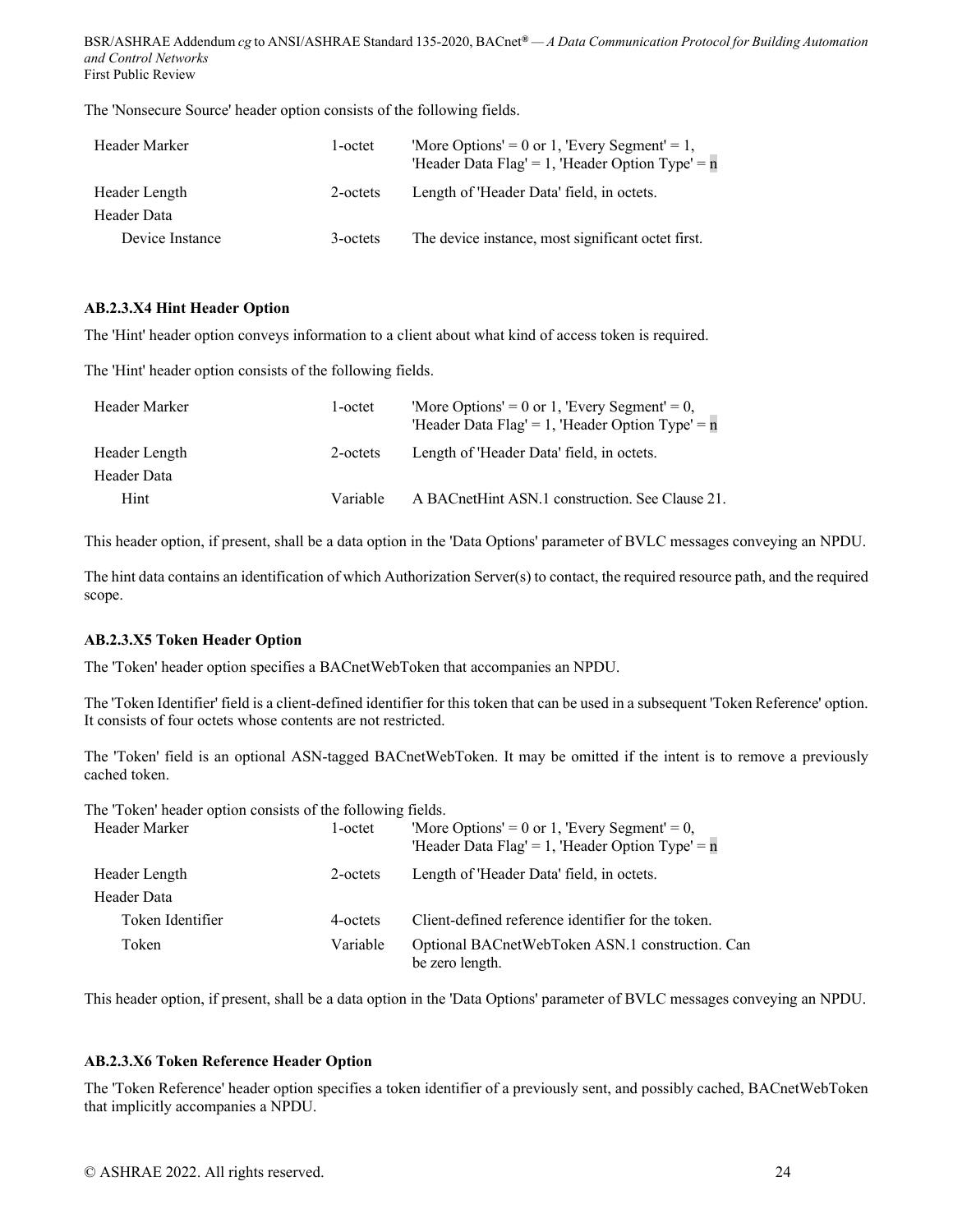The 'Nonsecure Source' header option consists of the following fields.

| | | |
|---|---|---|
| Header Marker | 1-octet | 'More Options' = 0 or 1, 'Every Segment' = 1, 'Header Data Flag' = 1, 'Header Option Type' = n |
| Header Length | 2-octets | Length of 'Header Data' field, in octets. |
| Header Data | | |
| Device Instance | 3-octets | The device instance, most significant octet first. |

### AB.2.3.X4 Hint Header Option

The 'Hint' header option conveys information to a client about what kind of access token is required.

The 'Hint' header option consists of the following fields.

| | | |
|---|---|---|
| Header Marker | 1-octet | 'More Options' = 0 or 1, 'Every Segment' = 0, 'Header Data Flag' = 1, 'Header Option Type' = n |
| Header Length | 2-octets | Length of 'Header Data' field, in octets. |
| Header Data | | |
| Hint | Variable | A BACnetHint ASN.1 construction. See Clause 21. |

This header option, if present, shall be a data option in the 'Data Options' parameter of BVLC messages conveying an NPDU.

The hint data contains an identification of which Authorization Server(s) to contact, the required resource path, and the required scope.

### AB.2.3.X5 Token Header Option

The 'Token' header option specifies a BACnetWebToken that accompanies an NPDU.

The 'Token Identifier' field is a client-defined identifier for this token that can be used in a subsequent 'Token Reference' option. It consists of four octets whose contents are not restricted.

The 'Token' field is an optional ASN-tagged BACnetWebToken. It may be omitted if the intent is to remove a previously cached token.

The 'Token' header option consists of the following fields.

| | | |
|---|---|---|
| Header Marker | 1-octet | 'More Options' = 0 or 1, 'Every Segment' = 0, 'Header Data Flag' = 1, 'Header Option Type' = n |
| Header Length | 2-octets | Length of 'Header Data' field, in octets. |
| Header Data | | |
| Token Identifier | 4-octets | Client-defined reference identifier for the token. |
| Token | Variable | Optional BACnetWebToken ASN.1 construction. Can be zero length. |

This header option, if present, shall be a data option in the 'Data Options' parameter of BVLC messages conveying an NPDU.

### AB.2.3.X6 Token Reference Header Option

The 'Token Reference' header option specifies a token identifier of a previously sent, and possibly cached, BACnetWebToken that implicitly accompanies a NPDU.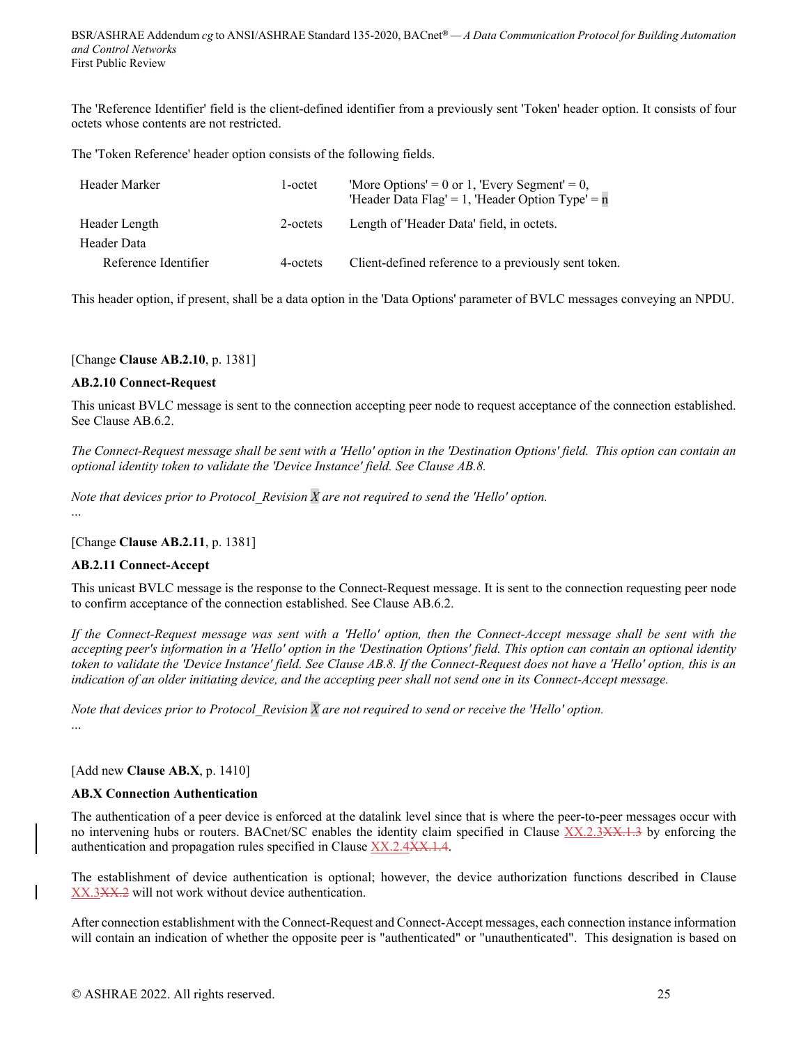The 'Reference Identifier' field is the client-defined identifier from a previously sent 'Token' header option. It consists of four octets whose contents are not restricted.

The 'Token Reference' header option consists of the following fields.

| | | |
|---|---|---|
| Header Marker | 1-octet | 'More Options' = 0 or 1, 'Every Segment' = 0, 'Header Data Flag' = 1, 'Header Option Type' = n |
| Header Length | 2-octets | Length of 'Header Data' field, in octets. |
| Header Data | | |
| Reference Identifier | 4-octets | Client-defined reference to a previously sent token. |

This header option, if present, shall be a data option in the 'Data Options' parameter of BVLC messages conveying an NPDU.

[Change **Clause AB.2.10**, p. 1381]

**AB.2.10 Connect-Request**

This unicast BVLC message is sent to the connection accepting peer node to request acceptance of the connection established. See Clause AB.6.2.

*The Connect-Request message shall be sent with a 'Hello' option in the 'Destination Options' field. This option can contain an optional identity token to validate the 'Device Instance' field. See Clause AB.8.*

*Note that devices prior to Protocol_Revision X are not required to send the 'Hello' option.*

...

[Change **Clause AB.2.11**, p. 1381]

**AB.2.11 Connect-Accept**

This unicast BVLC message is the response to the Connect-Request message. It is sent to the connection requesting peer node to confirm acceptance of the connection established. See Clause AB.6.2.

*If the Connect-Request message was sent with a 'Hello' option, then the Connect-Accept message shall be sent with the accepting peer's information in a 'Hello' option in the 'Destination Options' field. This option can contain an optional identity token to validate the 'Device Instance' field. See Clause AB.8. If the Connect-Request does not have a 'Hello' option, this is an indication of an older initiating device, and the accepting peer shall not send one in its Connect-Accept message.*

*Note that devices prior to Protocol_Revision X are not required to send or receive the 'Hello' option.*

...

[Add new **Clause AB.X**, p. 1410]

**AB.X Connection Authentication**

The authentication of a peer device is enforced at the datalink level since that is where the peer-to-peer messages occur with no intervening hubs or routers. BACnet/SC enables the identity claim specified in Clause XX.2.3~~XX.1.3~~ by enforcing the authentication and propagation rules specified in Clause XX.2.4~~XX.1.4~~.

The establishment of device authentication is optional; however, the device authorization functions described in Clause XX.3~~XX.2~~ will not work without device authentication.

After connection establishment with the Connect-Request and Connect-Accept messages, each connection instance information will contain an indication of whether the opposite peer is "authenticated" or "unauthenticated". This designation is based on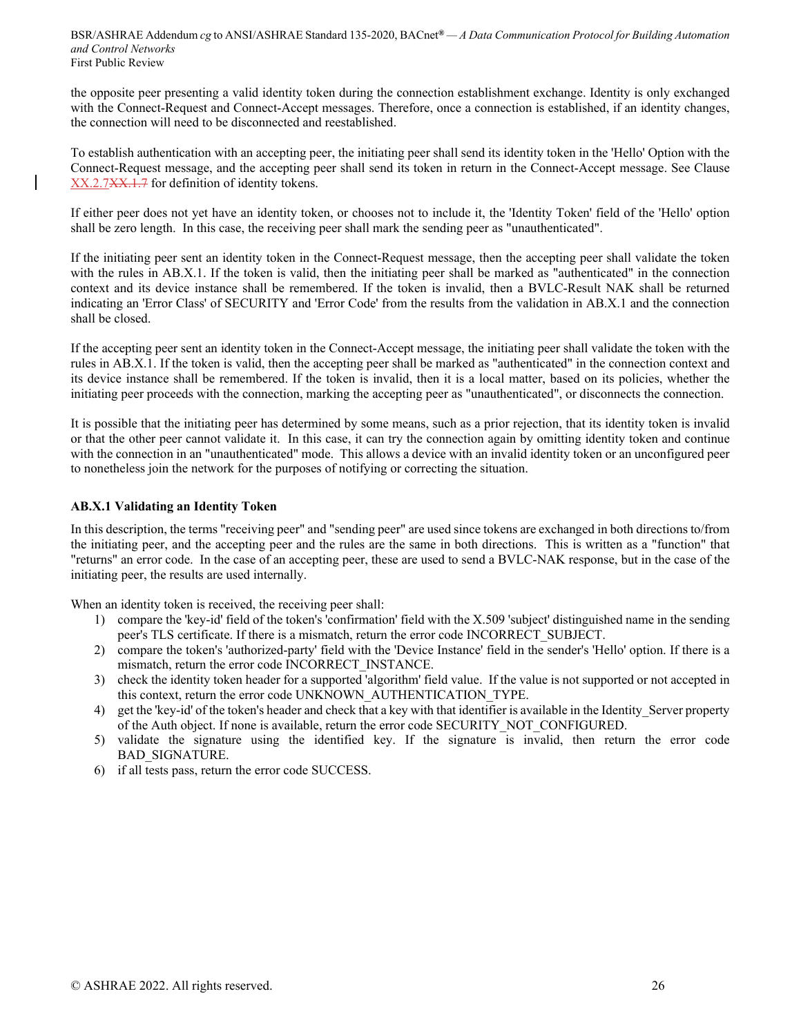the opposite peer presenting a valid identity token during the connection establishment exchange. Identity is only exchanged with the Connect-Request and Connect-Accept messages. Therefore, once a connection is established, if an identity changes, the connection will need to be disconnected and reestablished.

To establish authentication with an accepting peer, the initiating peer shall send its identity token in the 'Hello' Option with the Connect-Request message, and the accepting peer shall send its token in return in the Connect-Accept message. See Clause XX.2.7~~XX.1.7~~ for definition of identity tokens.

If either peer does not yet have an identity token, or chooses not to include it, the 'Identity Token' field of the 'Hello' option shall be zero length. In this case, the receiving peer shall mark the sending peer as "unauthenticated".

If the initiating peer sent an identity token in the Connect-Request message, then the accepting peer shall validate the token with the rules in AB.X.1. If the token is valid, then the initiating peer shall be marked as "authenticated" in the connection context and its device instance shall be remembered. If the token is invalid, then a BVLC-Result NAK shall be returned indicating an 'Error Class' of SECURITY and 'Error Code' from the results from the validation in AB.X.1 and the connection shall be closed.

If the accepting peer sent an identity token in the Connect-Accept message, the initiating peer shall validate the token with the rules in AB.X.1. If the token is valid, then the accepting peer shall be marked as "authenticated" in the connection context and its device instance shall be remembered. If the token is invalid, then it is a local matter, based on its policies, whether the initiating peer proceeds with the connection, marking the accepting peer as "unauthenticated", or disconnects the connection.

It is possible that the initiating peer has determined by some means, such as a prior rejection, that its identity token is invalid or that the other peer cannot validate it. In this case, it can try the connection again by omitting identity token and continue with the connection in an "unauthenticated" mode. This allows a device with an invalid identity token or an unconfigured peer to nonetheless join the network for the purposes of notifying or correcting the situation.

**AB.X.1 Validating an Identity Token**

In this description, the terms "receiving peer" and "sending peer" are used since tokens are exchanged in both directions to/from the initiating peer, and the accepting peer and the rules are the same in both directions. This is written as a "function" that "returns" an error code. In the case of an accepting peer, these are used to send a BVLC-NAK response, but in the case of the initiating peer, the results are used internally.

When an identity token is received, the receiving peer shall:

1) compare the 'key-id' field of the token's 'confirmation' field with the X.509 'subject' distinguished name in the sending peer's TLS certificate. If there is a mismatch, return the error code INCORRECT_SUBJECT.
2) compare the token's 'authorized-party' field with the 'Device Instance' field in the sender's 'Hello' option. If there is a mismatch, return the error code INCORRECT_INSTANCE.
3) check the identity token header for a supported 'algorithm' field value. If the value is not supported or not accepted in this context, return the error code UNKNOWN_AUTHENTICATION_TYPE.
4) get the 'key-id' of the token's header and check that a key with that identifier is available in the Identity_Server property of the Auth object. If none is available, return the error code SECURITY_NOT_CONFIGURED.
5) validate the signature using the identified key. If the signature is invalid, then return the error code BAD_SIGNATURE.
6) if all tests pass, return the error code SUCCESS.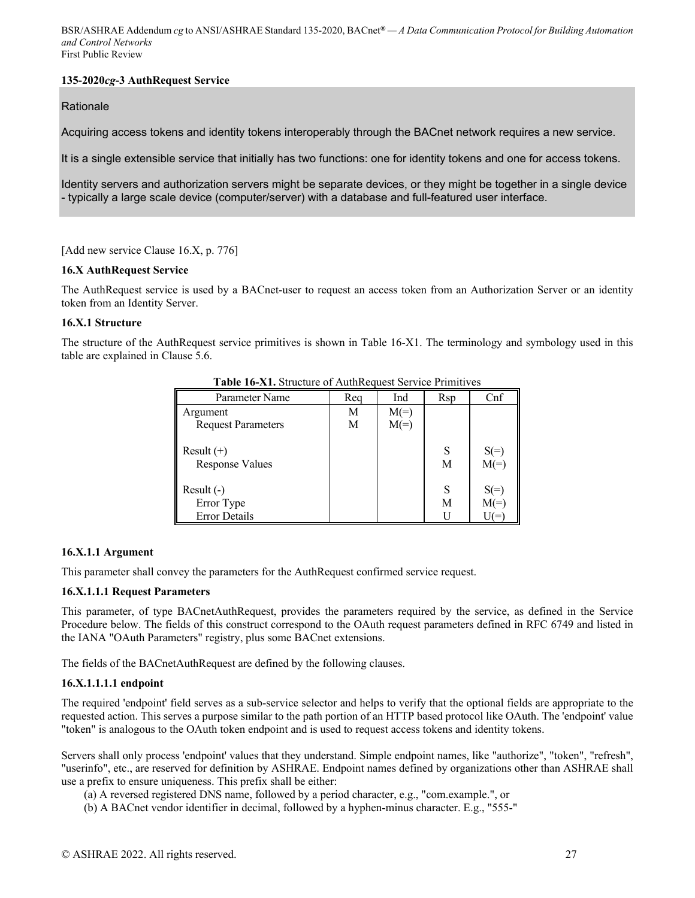**135-2020*cg*-3 AuthRequest Service**

Rationale

Acquiring access tokens and identity tokens interoperably through the BACnet network requires a new service.

It is a single extensible service that initially has two functions: one for identity tokens and one for access tokens.

Identity servers and authorization servers might be separate devices, or they might be together in a single device - typically a large scale device (computer/server) with a database and full-featured user interface.

[Add new service Clause 16.X, p. 776]

**16.X AuthRequest Service**

The AuthRequest service is used by a BACnet-user to request an access token from an Authorization Server or an identity token from an Identity Server.

**16.X.1 Structure**

The structure of the AuthRequest service primitives is shown in Table 16-X1. The terminology and symbology used in this table are explained in Clause 5.6.

**Table 16-X1.** Structure of AuthRequest Service Primitives

| Parameter Name | Req | Ind | Rsp | Cnf |
|---|---|---|---|---|
| Argument | M | M(=) | | |
| Request Parameters | M | M(=) | | |
| | | | | |
| Result (+) | | | S | S(=) |
| Response Values | | | M | M(=) |
| | | | | |
| Result (-) | | | S | S(=) |
| Error Type | | | M | M(=) |
| Error Details | | | U | U(=) |

**16.X.1.1 Argument**

This parameter shall convey the parameters for the AuthRequest confirmed service request.

**16.X.1.1.1 Request Parameters**

This parameter, of type BACnetAuthRequest, provides the parameters required by the service, as defined in the Service Procedure below. The fields of this construct correspond to the OAuth request parameters defined in RFC 6749 and listed in the IANA "OAuth Parameters" registry, plus some BACnet extensions.

The fields of the BACnetAuthRequest are defined by the following clauses.

**16.X.1.1.1.1 endpoint**

The required 'endpoint' field serves as a sub-service selector and helps to verify that the optional fields are appropriate to the requested action. This serves a purpose similar to the path portion of an HTTP based protocol like OAuth. The 'endpoint' value "token" is analogous to the OAuth token endpoint and is used to request access tokens and identity tokens.

Servers shall only process 'endpoint' values that they understand. Simple endpoint names, like "authorize", "token", "refresh", "userinfo", etc., are reserved for definition by ASHRAE. Endpoint names defined by organizations other than ASHRAE shall use a prefix to ensure uniqueness. This prefix shall be either:

(a) A reversed registered DNS name, followed by a period character, e.g., "com.example.", or
(b) A BACnet vendor identifier in decimal, followed by a hyphen-minus character. E.g., "555-"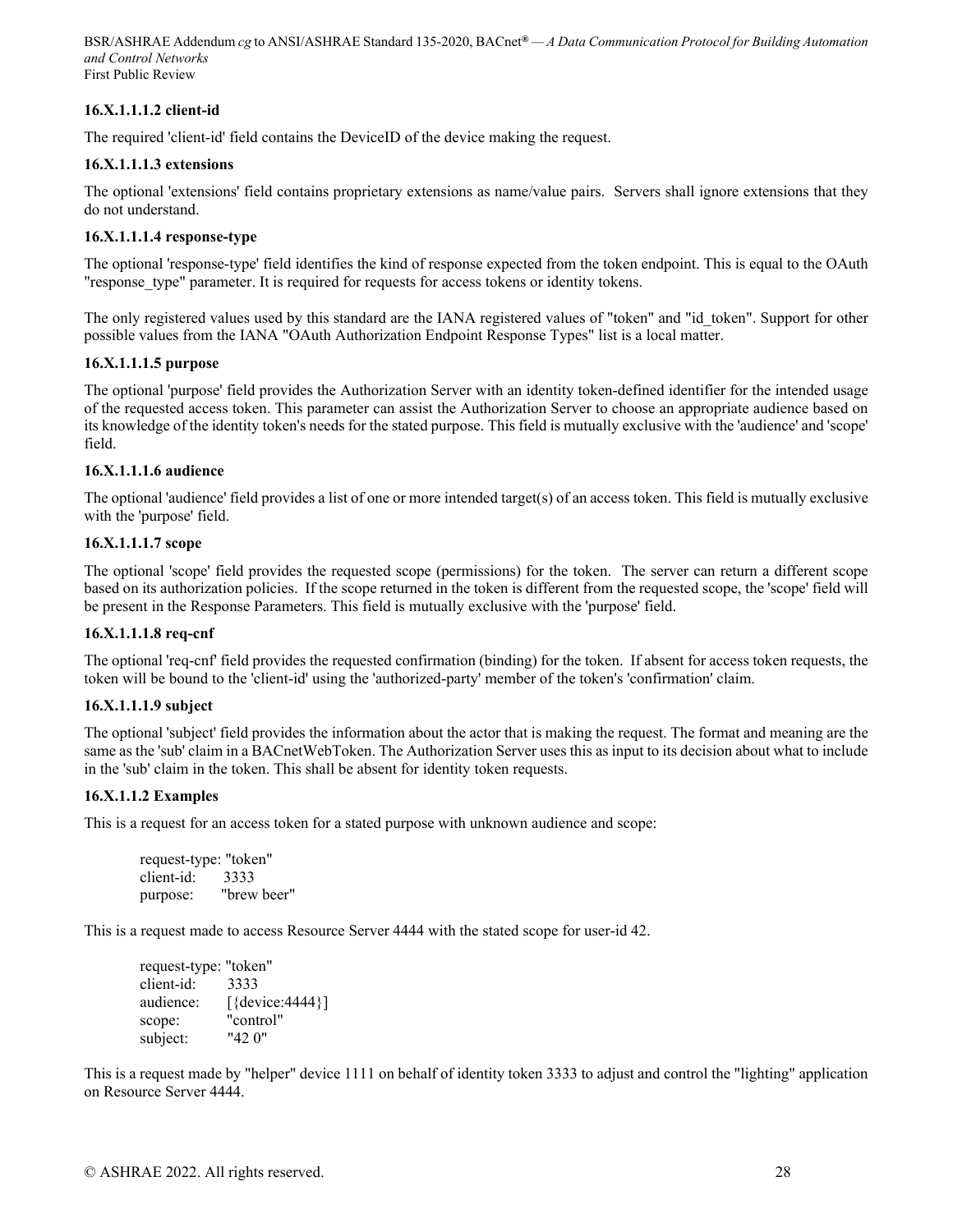#### 16.X.1.1.1.2 client-id

The required 'client-id' field contains the DeviceID of the device making the request.

#### 16.X.1.1.1.3 extensions

The optional 'extensions' field contains proprietary extensions as name/value pairs. Servers shall ignore extensions that they do not understand.

#### 16.X.1.1.1.4 response-type

The optional 'response-type' field identifies the kind of response expected from the token endpoint. This is equal to the OAuth "response_type" parameter. It is required for requests for access tokens or identity tokens.

The only registered values used by this standard are the IANA registered values of "token" and "id_token". Support for other possible values from the IANA "OAuth Authorization Endpoint Response Types" list is a local matter.

#### 16.X.1.1.1.5 purpose

The optional 'purpose' field provides the Authorization Server with an identity token-defined identifier for the intended usage of the requested access token. This parameter can assist the Authorization Server to choose an appropriate audience based on its knowledge of the identity token's needs for the stated purpose. This field is mutually exclusive with the 'audience' and 'scope' field.

#### 16.X.1.1.1.6 audience

The optional 'audience' field provides a list of one or more intended target(s) of an access token. This field is mutually exclusive with the 'purpose' field.

#### 16.X.1.1.1.7 scope

The optional 'scope' field provides the requested scope (permissions) for the token. The server can return a different scope based on its authorization policies. If the scope returned in the token is different from the requested scope, the 'scope' field will be present in the Response Parameters. This field is mutually exclusive with the 'purpose' field.

#### 16.X.1.1.1.8 req-cnf

The optional 'req-cnf' field provides the requested confirmation (binding) for the token. If absent for access token requests, the token will be bound to the 'client-id' using the 'authorized-party' member of the token's 'confirmation' claim.

#### 16.X.1.1.1.9 subject

The optional 'subject' field provides the information about the actor that is making the request. The format and meaning are the same as the 'sub' claim in a BACnetWebToken. The Authorization Server uses this as input to its decision about what to include in the 'sub' claim in the token. This shall be absent for identity token requests.

#### 16.X.1.1.2 Examples

This is a request for an access token for a stated purpose with unknown audience and scope:

```
request-type: "token"
client-id:    3333
purpose:      "brew beer"
```

This is a request made to access Resource Server 4444 with the stated scope for user-id 42.

```
request-type: "token"
client-id:    3333
audience:     [{device:4444}]
scope:        "control"
subject:      "42 0"
```

This is a request made by "helper" device 1111 on behalf of identity token 3333 to adjust and control the "lighting" application on Resource Server 4444.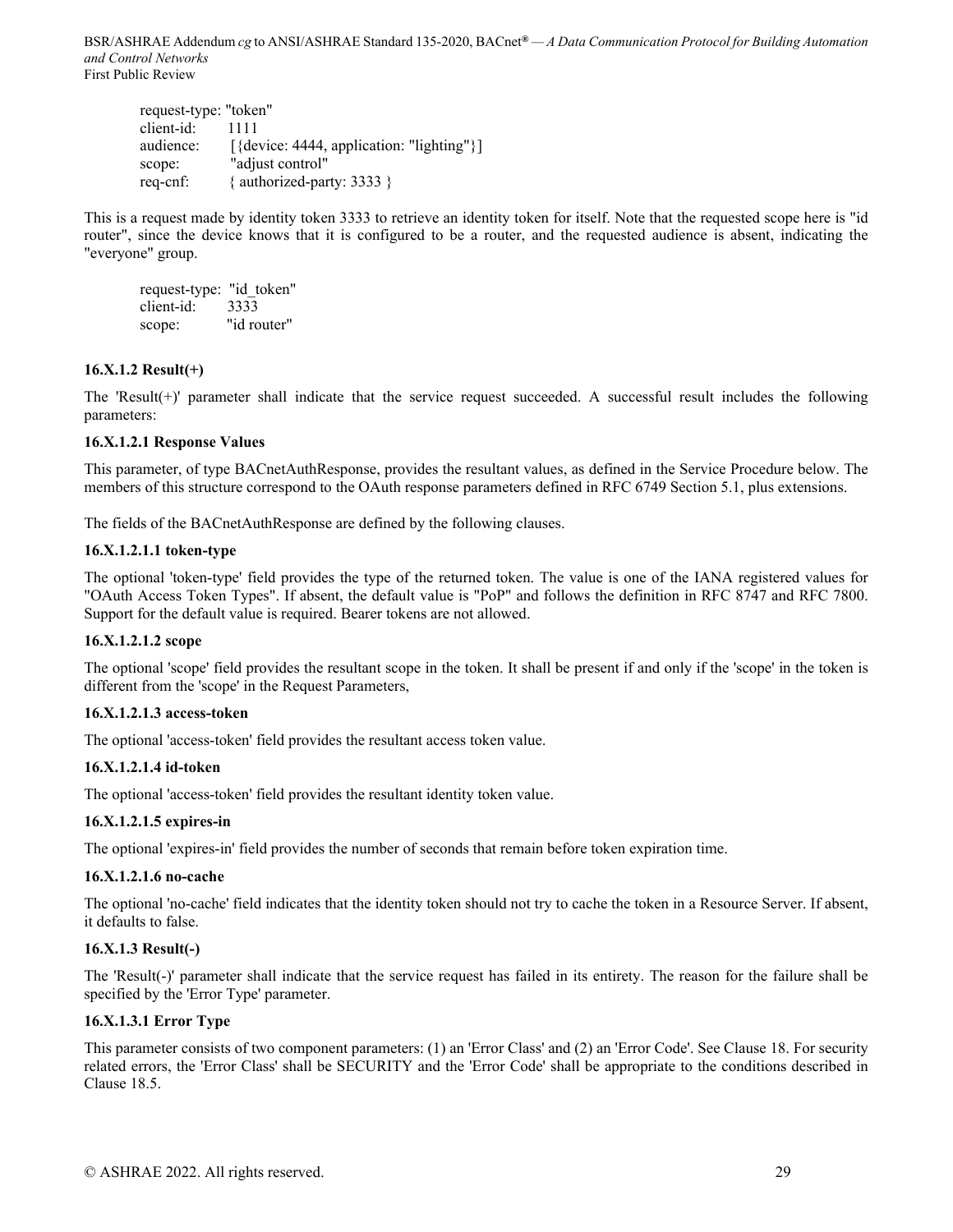```
request-type: "token"
client-id:    1111
audience:     [{device: 4444, application: "lighting"}]
scope:        "adjust control"
req-cnf:      { authorized-party: 3333 }
```

This is a request made by identity token 3333 to retrieve an identity token for itself. Note that the requested scope here is "id router", since the device knows that it is configured to be a router, and the requested audience is absent, indicating the "everyone" group.

```
request-type:  "id_token"
client-id:     3333
scope:         "id router"
```

#### 16.X.1.2 Result(+)

The 'Result(+)' parameter shall indicate that the service request succeeded. A successful result includes the following parameters:

##### 16.X.1.2.1 Response Values

This parameter, of type BACnetAuthResponse, provides the resultant values, as defined in the Service Procedure below. The members of this structure correspond to the OAuth response parameters defined in RFC 6749 Section 5.1, plus extensions.

The fields of the BACnetAuthResponse are defined by the following clauses.

##### 16.X.1.2.1.1 token-type

The optional 'token-type' field provides the type of the returned token. The value is one of the IANA registered values for "OAuth Access Token Types". If absent, the default value is "PoP" and follows the definition in RFC 8747 and RFC 7800. Support for the default value is required. Bearer tokens are not allowed.

##### 16.X.1.2.1.2 scope

The optional 'scope' field provides the resultant scope in the token. It shall be present if and only if the 'scope' in the token is different from the 'scope' in the Request Parameters,

##### 16.X.1.2.1.3 access-token

The optional 'access-token' field provides the resultant access token value.

##### 16.X.1.2.1.4 id-token

The optional 'access-token' field provides the resultant identity token value.

##### 16.X.1.2.1.5 expires-in

The optional 'expires-in' field provides the number of seconds that remain before token expiration time.

##### 16.X.1.2.1.6 no-cache

The optional 'no-cache' field indicates that the identity token should not try to cache the token in a Resource Server. If absent, it defaults to false.

#### 16.X.1.3 Result(-)

The 'Result(-)' parameter shall indicate that the service request has failed in its entirety. The reason for the failure shall be specified by the 'Error Type' parameter.

##### 16.X.1.3.1 Error Type

This parameter consists of two component parameters: (1) an 'Error Class' and (2) an 'Error Code'. See Clause 18. For security related errors, the 'Error Class' shall be SECURITY and the 'Error Code' shall be appropriate to the conditions described in Clause 18.5.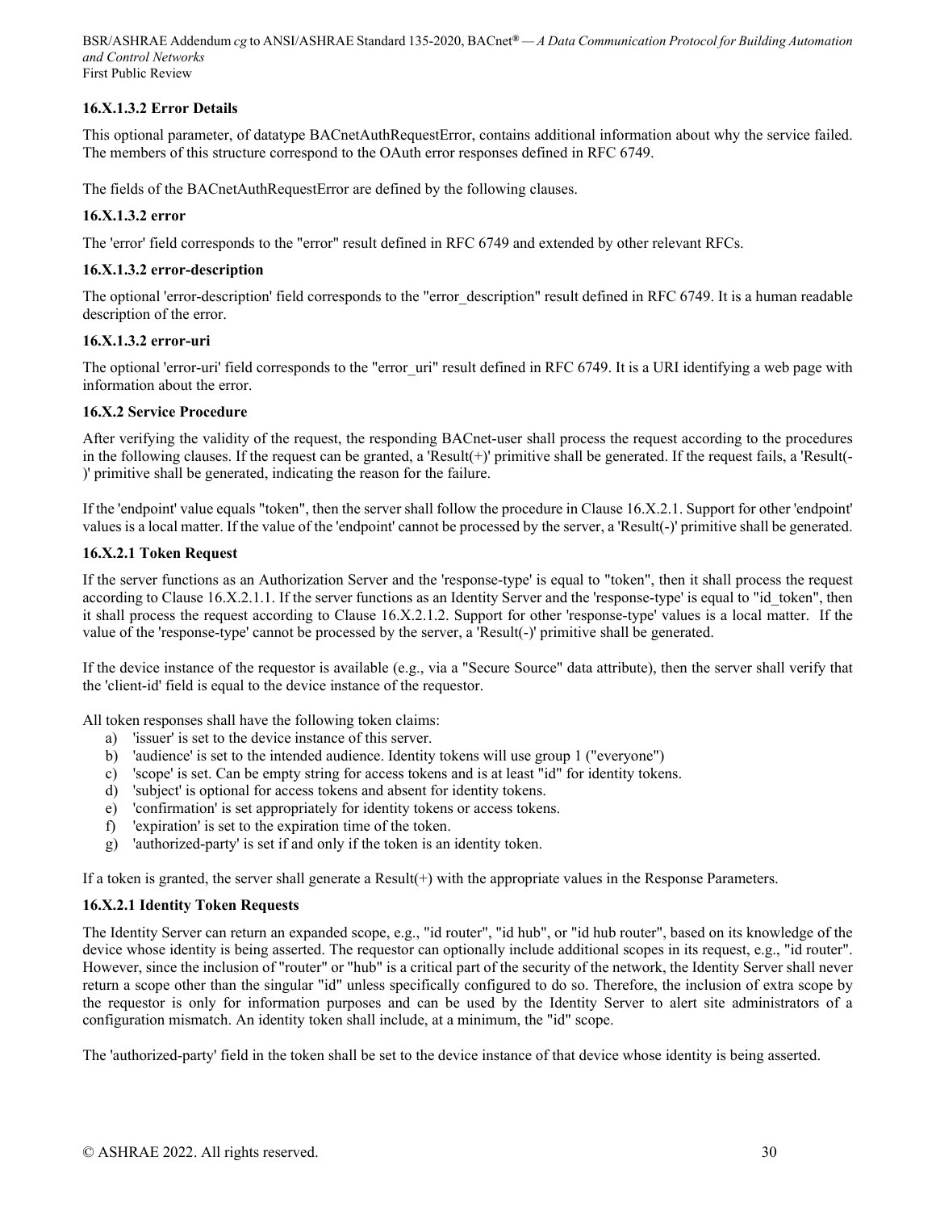#### 16.X.1.3.2 Error Details

This optional parameter, of datatype BACnetAuthRequestError, contains additional information about why the service failed. The members of this structure correspond to the OAuth error responses defined in RFC 6749.

The fields of the BACnetAuthRequestError are defined by the following clauses.

#### 16.X.1.3.2 error

The 'error' field corresponds to the "error" result defined in RFC 6749 and extended by other relevant RFCs.

#### 16.X.1.3.2 error-description

The optional 'error-description' field corresponds to the "error_description" result defined in RFC 6749. It is a human readable description of the error.

#### 16.X.1.3.2 error-uri

The optional 'error-uri' field corresponds to the "error_uri" result defined in RFC 6749. It is a URI identifying a web page with information about the error.

### 16.X.2 Service Procedure

After verifying the validity of the request, the responding BACnet-user shall process the request according to the procedures in the following clauses. If the request can be granted, a 'Result(+)' primitive shall be generated. If the request fails, a 'Result(-)' primitive shall be generated, indicating the reason for the failure.

If the 'endpoint' value equals "token", then the server shall follow the procedure in Clause 16.X.2.1. Support for other 'endpoint' values is a local matter. If the value of the 'endpoint' cannot be processed by the server, a 'Result(-)' primitive shall be generated.

#### 16.X.2.1 Token Request

If the server functions as an Authorization Server and the 'response-type' is equal to "token", then it shall process the request according to Clause 16.X.2.1.1. If the server functions as an Identity Server and the 'response-type' is equal to "id_token", then it shall process the request according to Clause 16.X.2.1.2. Support for other 'response-type' values is a local matter. If the value of the 'response-type' cannot be processed by the server, a 'Result(-)' primitive shall be generated.

If the device instance of the requestor is available (e.g., via a "Secure Source" data attribute), then the server shall verify that the 'client-id' field is equal to the device instance of the requestor.

All token responses shall have the following token claims:

a) 'issuer' is set to the device instance of this server.
b) 'audience' is set to the intended audience. Identity tokens will use group 1 ("everyone")
c) 'scope' is set. Can be empty string for access tokens and is at least "id" for identity tokens.
d) 'subject' is optional for access tokens and absent for identity tokens.
e) 'confirmation' is set appropriately for identity tokens or access tokens.
f) 'expiration' is set to the expiration time of the token.
g) 'authorized-party' is set if and only if the token is an identity token.

If a token is granted, the server shall generate a Result(+) with the appropriate values in the Response Parameters.

#### 16.X.2.1 Identity Token Requests

The Identity Server can return an expanded scope, e.g., "id router", "id hub", or "id hub router", based on its knowledge of the device whose identity is being asserted. The requestor can optionally include additional scopes in its request, e.g., "id router". However, since the inclusion of "router" or "hub" is a critical part of the security of the network, the Identity Server shall never return a scope other than the singular "id" unless specifically configured to do so. Therefore, the inclusion of extra scope by the requestor is only for information purposes and can be used by the Identity Server to alert site administrators of a configuration mismatch. An identity token shall include, at a minimum, the "id" scope.

The 'authorized-party' field in the token shall be set to the device instance of that device whose identity is being asserted.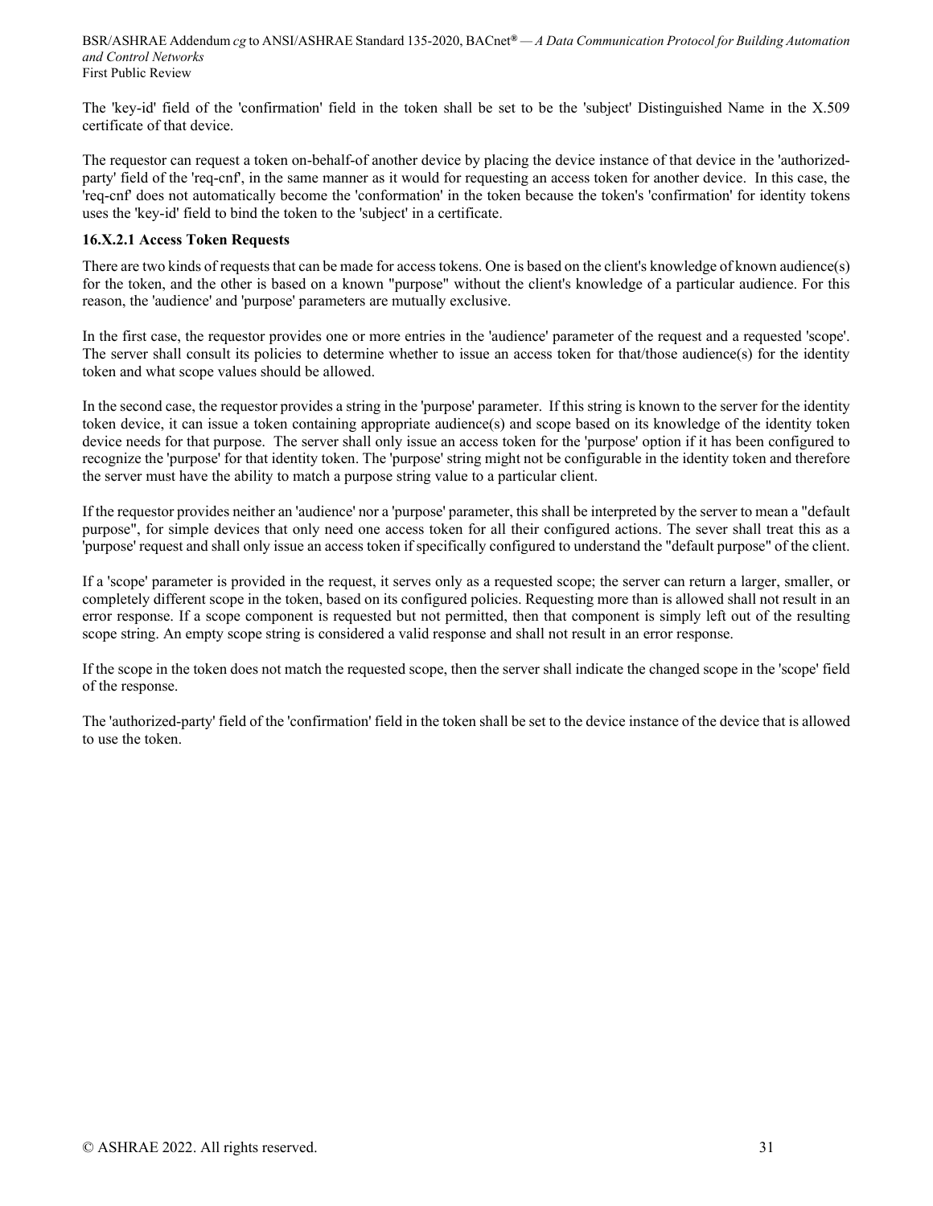The 'key-id' field of the 'confirmation' field in the token shall be set to be the 'subject' Distinguished Name in the X.509 certificate of that device.

The requestor can request a token on-behalf-of another device by placing the device instance of that device in the 'authorized-party' field of the 'req-cnf', in the same manner as it would for requesting an access token for another device. In this case, the 'req-cnf' does not automatically become the 'conformation' in the token because the token's 'confirmation' for identity tokens uses the 'key-id' field to bind the token to the 'subject' in a certificate.

**16.X.2.1 Access Token Requests**

There are two kinds of requests that can be made for access tokens. One is based on the client's knowledge of known audience(s) for the token, and the other is based on a known "purpose" without the client's knowledge of a particular audience. For this reason, the 'audience' and 'purpose' parameters are mutually exclusive.

In the first case, the requestor provides one or more entries in the 'audience' parameter of the request and a requested 'scope'. The server shall consult its policies to determine whether to issue an access token for that/those audience(s) for the identity token and what scope values should be allowed.

In the second case, the requestor provides a string in the 'purpose' parameter. If this string is known to the server for the identity token device, it can issue a token containing appropriate audience(s) and scope based on its knowledge of the identity token device needs for that purpose. The server shall only issue an access token for the 'purpose' option if it has been configured to recognize the 'purpose' for that identity token. The 'purpose' string might not be configurable in the identity token and therefore the server must have the ability to match a purpose string value to a particular client.

If the requestor provides neither an 'audience' nor a 'purpose' parameter, this shall be interpreted by the server to mean a "default purpose", for simple devices that only need one access token for all their configured actions. The sever shall treat this as a 'purpose' request and shall only issue an access token if specifically configured to understand the "default purpose" of the client.

If a 'scope' parameter is provided in the request, it serves only as a requested scope; the server can return a larger, smaller, or completely different scope in the token, based on its configured policies. Requesting more than is allowed shall not result in an error response. If a scope component is requested but not permitted, then that component is simply left out of the resulting scope string. An empty scope string is considered a valid response and shall not result in an error response.

If the scope in the token does not match the requested scope, then the server shall indicate the changed scope in the 'scope' field of the response.

The 'authorized-party' field of the 'confirmation' field in the token shall be set to the device instance of the device that is allowed to use the token.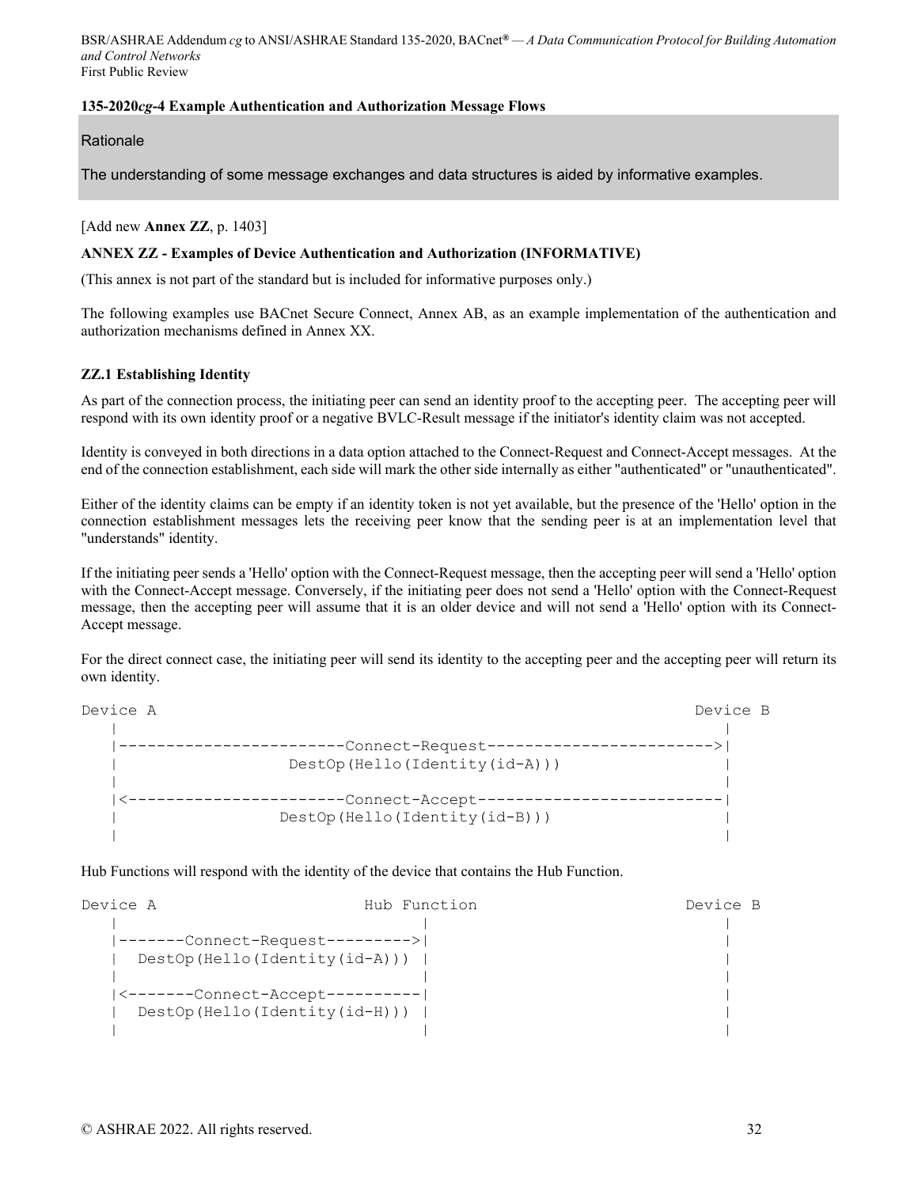**135-2020*cg*-4 Example Authentication and Authorization Message Flows**

Rationale

The understanding of some message exchanges and data structures is aided by informative examples.

[Add new **Annex ZZ**, p. 1403]

**ANNEX ZZ - Examples of Device Authentication and Authorization (INFORMATIVE)**

(This annex is not part of the standard but is included for informative purposes only.)

The following examples use BACnet Secure Connect, Annex AB, as an example implementation of the authentication and authorization mechanisms defined in Annex XX.

**ZZ.1 Establishing Identity**

As part of the connection process, the initiating peer can send an identity proof to the accepting peer. The accepting peer will respond with its own identity proof or a negative BVLC-Result message if the initiator's identity claim was not accepted.

Identity is conveyed in both directions in a data option attached to the Connect-Request and Connect-Accept messages. At the end of the connection establishment, each side will mark the other side internally as either "authenticated" or "unauthenticated".

Either of the identity claims can be empty if an identity token is not yet available, but the presence of the 'Hello' option in the connection establishment messages lets the receiving peer know that the sending peer is at an implementation level that "understands" identity.

If the initiating peer sends a 'Hello' option with the Connect-Request message, then the accepting peer will send a 'Hello' option with the Connect-Accept message. Conversely, if the initiating peer does not send a 'Hello' option with the Connect-Request message, then the accepting peer will assume that it is an older device and will not send a 'Hello' option with its Connect-Accept message.

For the direct connect case, the initiating peer will send its identity to the accepting peer and the accepting peer will return its own identity.

```
Device A                                                             Device B
   |                                                                    |
   |-----------------------Connect-Request----------------------->|
   |                 DestOp(Hello(Identity(id-A)))                      |
   |                                                                    |
   |<----------------------Connect-Accept-------------------------|
   |                DestOp(Hello(Identity(id-B)))                       |
   |                                                                    |
```

Hub Functions will respond with the identity of the device that contains the Hub Function.

```
Device A                      Hub Function                        Device B
   |                               |                                  |
   |-------Connect-Request--------->|                                  |
   |  DestOp(Hello(Identity(id-A))) |                                  |
   |                               |                                  |
   |<-------Connect-Accept----------|                                  |
   |  DestOp(Hello(Identity(id-H))) |                                  |
   |                               |                                  |
```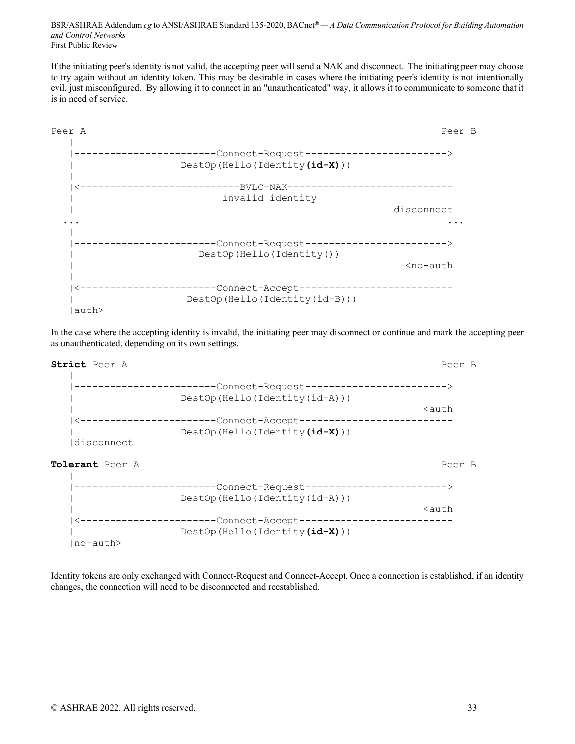If the initiating peer's identity is not valid, the accepting peer will send a NAK and disconnect. The initiating peer may choose to try again without an identity token. This may be desirable in cases where the initiating peer's identity is not intentionally evil, just misconfigured. By allowing it to connect in an "unauthenticated" way, it allows it to communicate to someone that it is in need of service.

```
Peer A                                                                Peer B
   |                                                                     |
   |------------------------Connect-Request------------------------>|
   |                  DestOp(Hello(Identity(id-X)))                     |
   |                                                                     |
   |<---------------------------BVLC-NAK----------------------------|
   |                         invalid identity                            |
   |                                                           disconnect|
  ...                                                                   ...
   |                                                                     |
   |------------------------Connect-Request------------------------>|
   |                     DestOp(Hello(Identity())                        |
   |                                                             <no-auth|
   |                                                                     |
   |<-----------------------Connect-Accept--------------------------|
   |                    DestOp(Hello(Identity(id-B)))                   |
   |auth>                                                                |
```

In the case where the accepting identity is invalid, the initiating peer may disconnect or continue and mark the accepting peer as unauthenticated, depending on its own settings.

```
Strict Peer A                                                         Peer B
   |                                                                     |
   |------------------------Connect-Request------------------------>|
   |                  DestOp(Hello(Identity(id-A)))                     |
   |                                                                <auth|
   |<-----------------------Connect-Accept--------------------------|
   |                  DestOp(Hello(Identity(id-X)))                     |
   |disconnect                                                           |

Tolerant Peer A                                                       Peer B
   |                                                                     |
   |------------------------Connect-Request------------------------>|
   |                  DestOp(Hello(Identity(id-A)))                     |
   |                                                                <auth|
   |<-----------------------Connect-Accept--------------------------|
   |                  DestOp(Hello(Identity(id-X)))                     |
   |no-auth>                                                             |
```

Identity tokens are only exchanged with Connect-Request and Connect-Accept. Once a connection is established, if an identity changes, the connection will need to be disconnected and reestablished.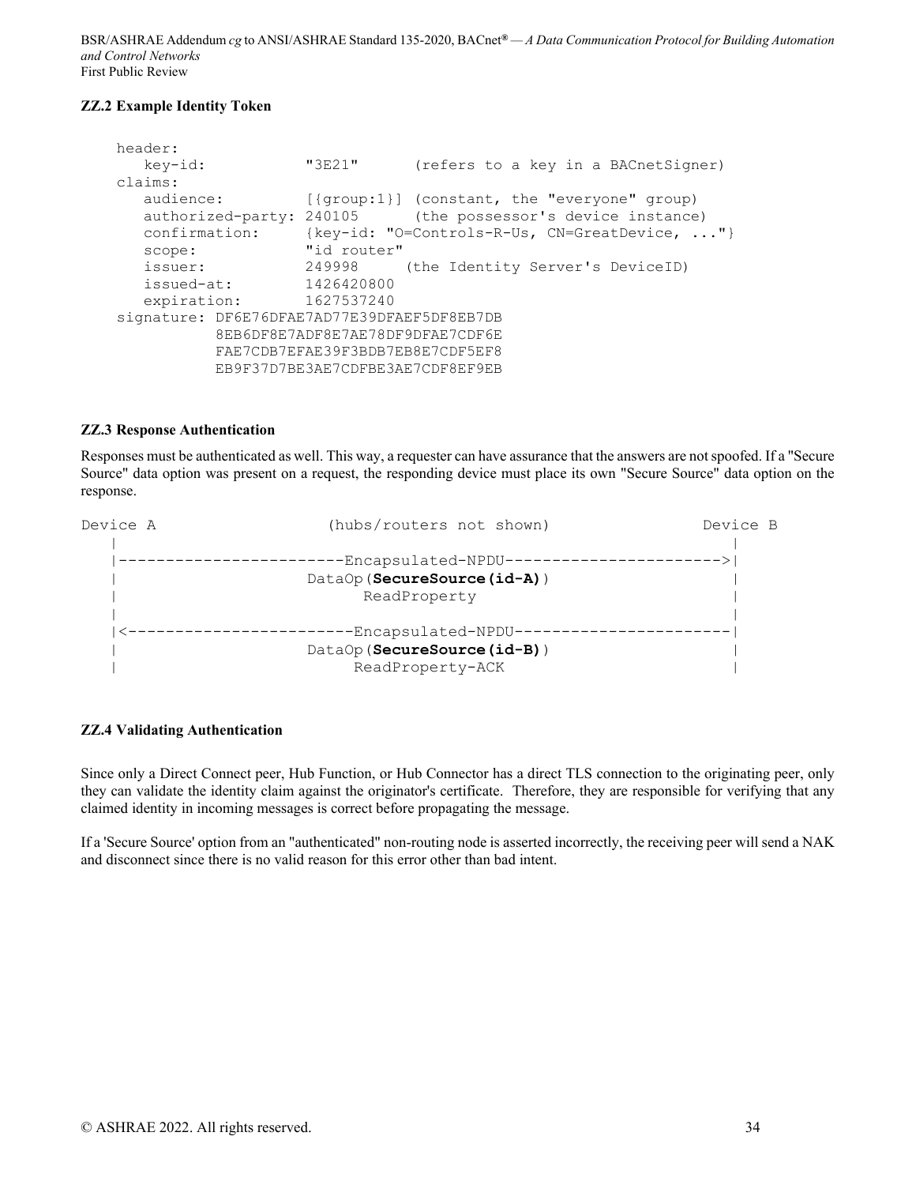### ZZ.2 Example Identity Token

```
header:
   key-id:           "3E21"      (refers to a key in a BACnetSigner)
claims:
   audience:         [{group:1}] (constant, the "everyone" group)
   authorized-party: 240105      (the possessor's device instance)
   confirmation:     {key-id: "O=Controls-R-Us, CN=GreatDevice, ..."}
   scope:            "id router"
   issuer:           249998     (the Identity Server's DeviceID)
   issued-at:        1426420800
   expiration:       1627537240
signature: DF6E76DFAE7AD77E39DFAEF5DF8EB7DB
           8EB6DF8E7ADF8E7AE78DF9DFAE7CDF6E
           FAE7CDB7EFAE39F3BDB7EB8E7CDF5EF8
           EB9F37D7BE3AE7CDFBE3AE7CDF8EF9EB
```

### ZZ.3 Response Authentication

Responses must be authenticated as well. This way, a requester can have assurance that the answers are not spoofed. If a "Secure Source" data option was present on a request, the responding device must place its own "Secure Source" data option on the response.

```
Device A                  (hubs/routers not shown)                Device B
   |                                                                  |
   |------------------------Encapsulated-NPDU----------------------->|
   |                   DataOp(SecureSource(id-A))                     |
   |                         ReadProperty                             |
   |                                                                  |
   |<------------------------Encapsulated-NPDU-----------------------|
   |                   DataOp(SecureSource(id-B))                     |
   |                        ReadProperty-ACK                          |
```

### ZZ.4 Validating Authentication

Since only a Direct Connect peer, Hub Function, or Hub Connector has a direct TLS connection to the originating peer, only they can validate the identity claim against the originator's certificate. Therefore, they are responsible for verifying that any claimed identity in incoming messages is correct before propagating the message.

If a 'Secure Source' option from an "authenticated" non-routing node is asserted incorrectly, the receiving peer will send a NAK and disconnect since there is no valid reason for this error other than bad intent.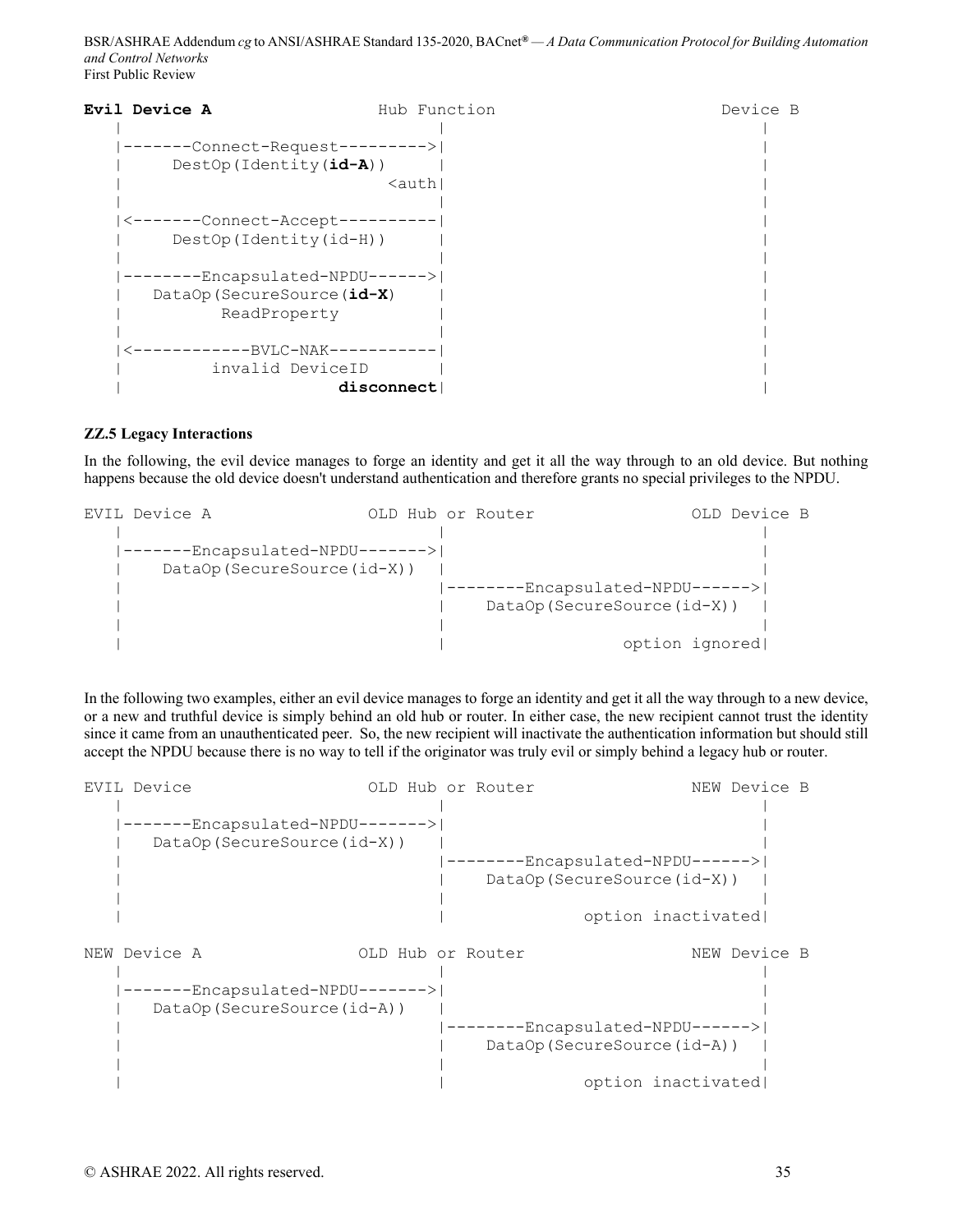```
Evil Device A                Hub Function                      Device B
   |                               |                               |
   |-------Connect-Request--------->|                               |
   |      DestOp(Identity(id-A))    |                               |
   |                          <auth|                               |
   |                               |                               |
   |<-------Connect-Accept----------|                               |
   |      DestOp(Identity(id-H))    |                               |
   |                               |                               |
   |--------Encapsulated-NPDU------>|                               |
   |    DataOp(SecureSource(id-X)   |                               |
   |          ReadProperty          |                               |
   |                               |                               |
   |<------------BVLC-NAK-----------|                               |
   |         invalid DeviceID       |                               |
   |                     disconnect|                               |
```

### ZZ.5 Legacy Interactions

In the following, the evil device manages to forge an identity and get it all the way through to an old device. But nothing happens because the old device doesn't understand authentication and therefore grants no special privileges to the NPDU.

```
EVIL Device A                OLD Hub or Router                OLD Device B
   |                               |                               |
   |-------Encapsulated-NPDU------->|                               |
   |     DataOp(SecureSource(id-X)) |                               |
   |                               |--------Encapsulated-NPDU------>|
   |                               |     DataOp(SecureSource(id-X)) |
   |                               |                               |
   |                               |                 option ignored|
```

In the following two examples, either an evil device manages to forge an identity and get it all the way through to a new device, or a new and truthful device is simply behind an old hub or router. In either case, the new recipient cannot trust the identity since it came from an unauthenticated peer. So, the new recipient will inactivate the authentication information but should still accept the NPDU because there is no way to tell if the originator was truly evil or simply behind a legacy hub or router.

```
EVIL Device                  OLD Hub or Router                NEW Device B
   |                               |                               |
   |-------Encapsulated-NPDU------->|                               |
   |    DataOp(SecureSource(id-X))  |                               |
   |                               |--------Encapsulated-NPDU------>|
   |                               |     DataOp(SecureSource(id-X)) |
   |                               |                               |
   |                               |             option inactivated|

NEW Device A                 OLD Hub or Router                NEW Device B
   |                               |                               |
   |-------Encapsulated-NPDU------->|                               |
   |    DataOp(SecureSource(id-A))  |                               |
   |                               |--------Encapsulated-NPDU------>|
   |                               |     DataOp(SecureSource(id-A)) |
   |                               |                               |
   |                               |             option inactivated|
```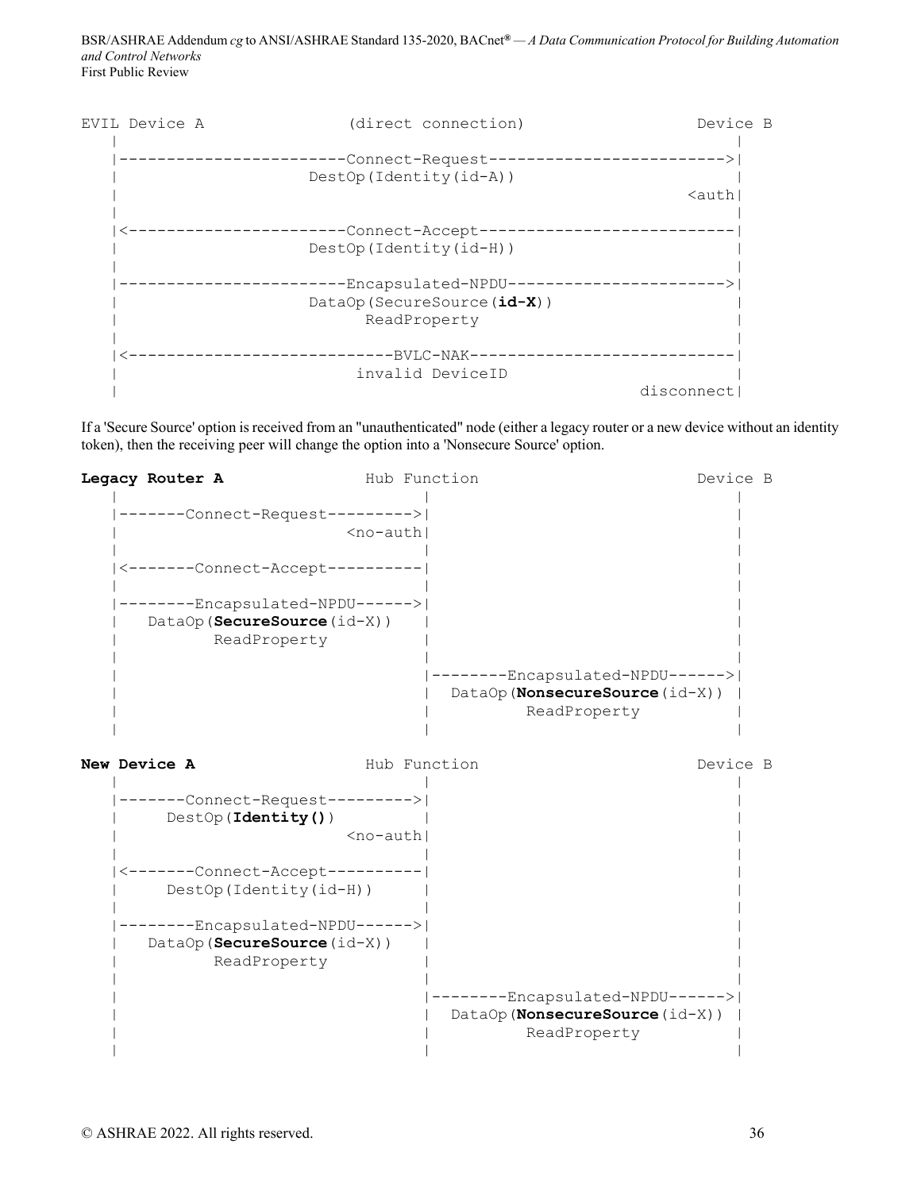```
EVIL Device A              (direct connection)                Device B
   |                                                             |
   |------------------------Connect-Request------------------------->|
   |                  DestOp(Identity(id-A))                          |
   |                                                             <auth|
   |                                                                  |
   |<-----------------------Connect-Accept---------------------------|
   |                  DestOp(Identity(id-H))                          |
   |                                                                  |
   |------------------------Encapsulated-NPDU----------------------->|
   |                  DataOp(SecureSource(id-X))                      |
   |                        ReadProperty                              |
   |                                                                  |
   |<---------------------------BVLC-NAK----------------------------|
   |                       invalid DeviceID                           |
   |                                                        disconnect|
```

If a 'Secure Source' option is received from an "unauthenticated" node (either a legacy router or a new device without an identity token), then the receiving peer will change the option into a 'Nonsecure Source' option.

```
Legacy Router A                  Hub Function                     Device B
   |                                 |                                |
   |-------Connect-Request--------->|                                |
   |                        <no-auth|                                |
   |                                 |                                |
   |<-------Connect-Accept----------|                                |
   |                                 |                                |
   |--------Encapsulated-NPDU------>|                                |
   |    DataOp(SecureSource(id-X))   |                                |
   |           ReadProperty          |                                |
   |                                 |                                |
   |                                 |--------Encapsulated-NPDU------>|
   |                                 |  DataOp(NonsecureSource(id-X)) |
   |                                 |          ReadProperty          |
   |                                 |                                |

New Device A                     Hub Function                     Device B
   |                                 |                                |
   |-------Connect-Request--------->|                                |
   |      DestOp(Identity())         |                                |
   |                        <no-auth|                                |
   |                                 |                                |
   |<-------Connect-Accept----------|                                |
   |      DestOp(Identity(id-H))     |                                |
   |                                 |                                |
   |--------Encapsulated-NPDU------>|                                |
   |    DataOp(SecureSource(id-X))   |                                |
   |           ReadProperty          |                                |
   |                                 |                                |
   |                                 |--------Encapsulated-NPDU------>|
   |                                 |  DataOp(NonsecureSource(id-X)) |
   |                                 |          ReadProperty          |
   |                                 |                                |
```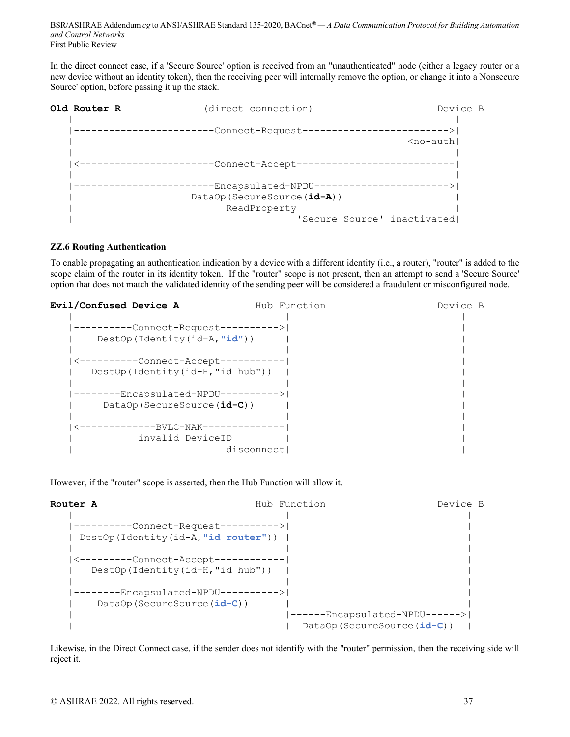In the direct connect case, if a 'Secure Source' option is received from an "unauthenticated" node (either a legacy router or a new device without an identity token), then the receiving peer will internally remove the option, or change it into a Nonsecure Source' option, before passing it up the stack.

```
Old Router R              (direct connection)                     Device B
   |                                                                  |
   |------------------------Connect-Request------------------------->|
   |                                                          <no-auth|
   |                                                                  |
   |<-----------------------Connect-Accept---------------------------|
   |                                                                  |
   |------------------------Encapsulated-NPDU----------------------->|
   |                    DataOp(SecureSource(id-A))                    |
   |                          ReadProperty                            |
   |                                    'Secure Source' inactivated|
```

### ZZ.6 Routing Authentication

To enable propagating an authentication indication by a device with a different identity (i.e., a router), "router" is added to the scope claim of the router in its identity token. If the "router" scope is not present, then an attempt to send a 'Secure Source' option that does not match the validated identity of the sending peer will be considered a fraudulent or misconfigured node.

```
Evil/Confused Device A            Hub Function                   Device B
   |                                    |                             |
   |----------Connect-Request---------->|                             |
   |    DestOp(Identity(id-A,"id"))     |                             |
   |                                    |                             |
   |<----------Connect-Accept-----------|                             |
   |   DestOp(Identity(id-H,"id hub"))  |                             |
   |                                    |                             |
   |--------Encapsulated-NPDU---------->|                             |
   |     DataOp(SecureSource(id-C))     |                             |
   |                                    |                             |
   |<-------------BVLC-NAK--------------|                             |
   |           invalid DeviceID         |                             |
   |                          disconnect|                             |
```

However, if the "router" scope is asserted, then the Hub Function will allow it.

```
Router A                          Hub Function                   Device B
   |                                    |                              |
   |----------Connect-Request---------->|                              |
   | DestOp(Identity(id-A,"id router")) |                              |
   |                                    |                              |
   |<---------Connect-Accept------------|                              |
   |   DestOp(Identity(id-H,"id hub"))  |                              |
   |                                    |                              |
   |--------Encapsulated-NPDU---------->|                              |
   |    DataOp(SecureSource(id-C))      |                              |
   |                                    |------Encapsulated-NPDU------>|
   |                                    |  DataOp(SecureSource(id-C))  |
```

Likewise, in the Direct Connect case, if the sender does not identify with the "router" permission, then the receiving side will reject it.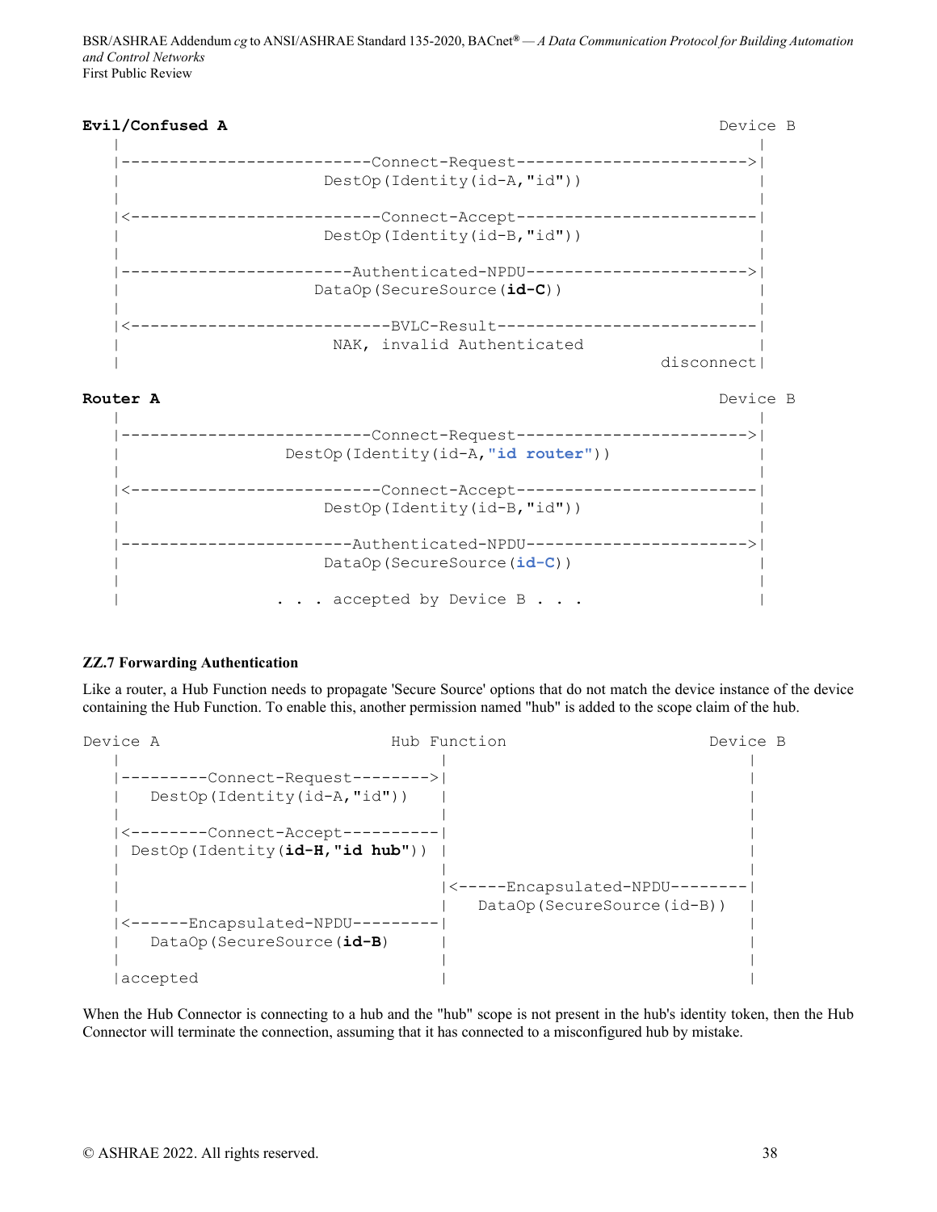```
Evil/Confused A                                                   Device B
   |                                                                  |
   |--------------------------Connect-Request------------------------>|
   |                     DestOp(Identity(id-A,"id"))                  |
   |                                                                  |
   |<--------------------------Connect-Accept-------------------------|
   |                     DestOp(Identity(id-B,"id"))                  |
   |                                                                  |
   |------------------------Authenticated-NPDU----------------------->|
   |                    DataOp(SecureSource(id-C))                    |
   |                                                                  |
   |<---------------------------BVLC-Result---------------------------|
   |                      NAK, invalid Authenticated                  |
   |                                                        disconnect|

Router A                                                          Device B
   |                                                                  |
   |--------------------------Connect-Request------------------------>|
   |                 DestOp(Identity(id-A,"id router"))               |
   |                                                                  |
   |<--------------------------Connect-Accept-------------------------|
   |                     DestOp(Identity(id-B,"id"))                  |
   |                                                                  |
   |------------------------Authenticated-NPDU----------------------->|
   |                     DataOp(SecureSource(id-C))                   |
   |                                                                  |
   |                 . . . accepted by Device B . . .                 |
```

### ZZ.7 Forwarding Authentication

Like a router, a Hub Function needs to propagate 'Secure Source' options that do not match the device instance of the device containing the Hub Function. To enable this, another permission named "hub" is added to the scope claim of the hub.

```
Device A                       Hub Function                     Device B
   |                                 |                              |
   |---------Connect-Request-------->|                              |
   |   DestOp(Identity(id-A,"id"))   |                              |
   |                                 |                              |
   |<--------Connect-Accept----------|                              |
   | DestOp(Identity(id-H,"id hub")) |                              |
   |                                 |                              |
   |                                 |<-----Encapsulated-NPDU-------|
   |                                 |   DataOp(SecureSource(id-B)) |
   |<------Encapsulated-NPDU---------|                              |
   |   DataOp(SecureSource(id-B)     |                              |
   |                                 |                              |
   |accepted                         |                              |
```

When the Hub Connector is connecting to a hub and the "hub" scope is not present in the hub's identity token, then the Hub Connector will terminate the connection, assuming that it has connected to a misconfigured hub by mistake.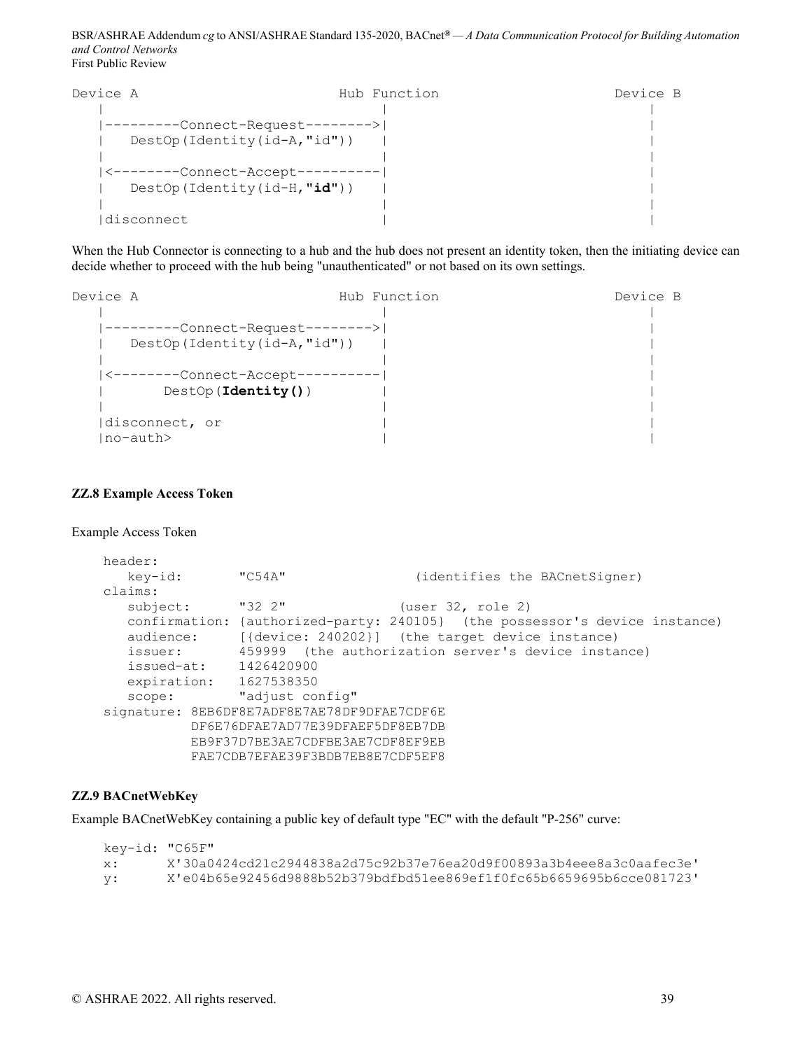```
Device A                        Hub Function                     Device B
   |                                  |                                 |
   |---------Connect-Request-------->|                                 |
   |   DestOp(Identity(id-A,"id"))    |                                 |
   |                                  |                                 |
   |<--------Connect-Accept----------|                                 |
   |   DestOp(Identity(id-H,"id"))    |                                 |
   |                                  |                                 |
   |disconnect                        |                                 |
```

When the Hub Connector is connecting to a hub and the hub does not present an identity token, then the initiating device can decide whether to proceed with the hub being "unauthenticated" or not based on its own settings.

```
Device A                        Hub Function                     Device B
   |                                  |                                 |
   |---------Connect-Request-------->|                                 |
   |   DestOp(Identity(id-A,"id"))    |                                 |
   |                                  |                                 |
   |<--------Connect-Accept----------|                                 |
   |       DestOp(Identity())         |                                 |
   |                                  |                                 |
   |disconnect, or                    |                                 |
   |no-auth>                          |                                 |
```

### ZZ.8 Example Access Token

Example Access Token

```
header:
   key-id:       "C54A"                (identifies the BACnetSigner)
claims:
   subject:      "32 2"              (user 32, role 2)
   confirmation: {authorized-party: 240105}  (the possessor's device instance)
   audience:     [{device: 240202}]  (the target device instance)
   issuer:       459999  (the authorization server's device instance)
   issued-at:    1426420900
   expiration:   1627538350
   scope:        "adjust config"
signature: 8EB6DF8E7ADF8E7AE78DF9DFAE7CDF6E
           DF6E76DFAE7AD77E39DFAEF5DF8EB7DB
           EB9F37D7BE3AE7CDFBE3AE7CDF8EF9EB
           FAE7CDB7EFAE39F3BDB7EB8E7CDF5EF8
```

### ZZ.9 BACnetWebKey

Example BACnetWebKey containing a public key of default type "EC" with the default "P-256" curve:

```
key-id: "C65F"
x:      X'30a0424cd21c2944838a2d75c92b37e76ea20d9f00893a3b4eee8a3c0aafec3e'
y:      X'e04b65e92456d9888b52b379bdfbd51ee869ef1f0fc65b6659695b6cce081723'
```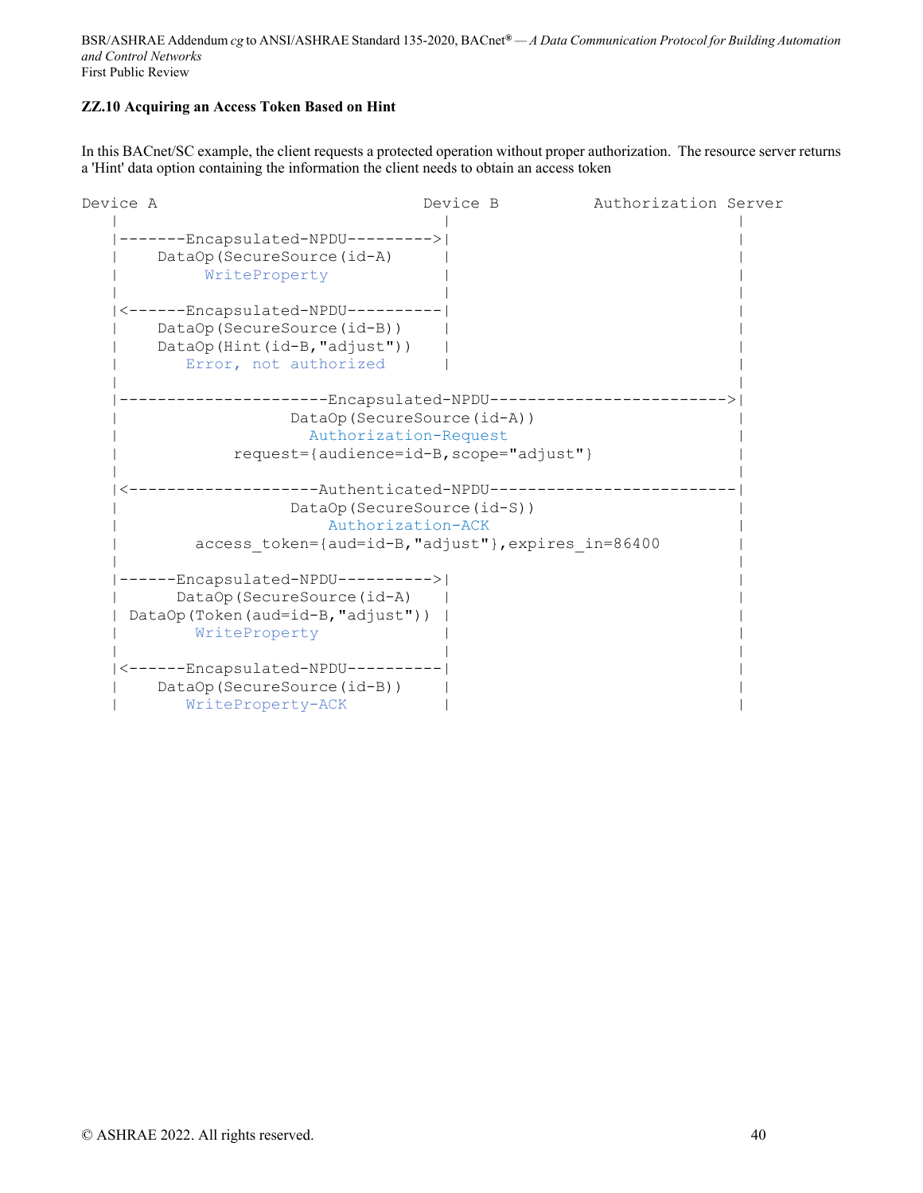### ZZ.10 Acquiring an Access Token Based on Hint

In this BACnet/SC example, the client requests a protected operation without proper authorization. The resource server returns a 'Hint' data option containing the information the client needs to obtain an access token

```
Device A                            Device B          Authorization Server
   |                                   |                              |
   |-------Encapsulated-NPDU--------->|                              |
   |    DataOp(SecureSource(id-A)      |                              |
   |         WriteProperty             |                              |
   |                                   |                              |
   |<------Encapsulated-NPDU----------|                              |
   |    DataOp(SecureSource(id-B))     |                              |
   |    DataOp(Hint(id-B,"adjust"))    |                              |
   |       Error, not authorized       |                              |
   |                                                                  |
   |----------------------Encapsulated-NPDU------------------------->|
   |                  DataOp(SecureSource(id-A))                      |
   |                    Authorization-Request                         |
   |            request={audience=id-B,scope="adjust"}                |
   |                                                                  |
   |<--------------------Authenticated-NPDU--------------------------|
   |                  DataOp(SecureSource(id-S))                      |
   |                      Authorization-ACK                           |
   |        access_token={aud=id-B,"adjust"},expires_in=86400         |
   |                                                                  |
   |------Encapsulated-NPDU---------->|                              |
   |      DataOp(SecureSource(id-A)    |                              |
   | DataOp(Token(aud=id-B,"adjust"))  |                              |
   |        WriteProperty              |                              |
   |                                   |                              |
   |<------Encapsulated-NPDU----------|                              |
   |    DataOp(SecureSource(id-B))     |                              |
   |       WriteProperty-ACK           |                              |
```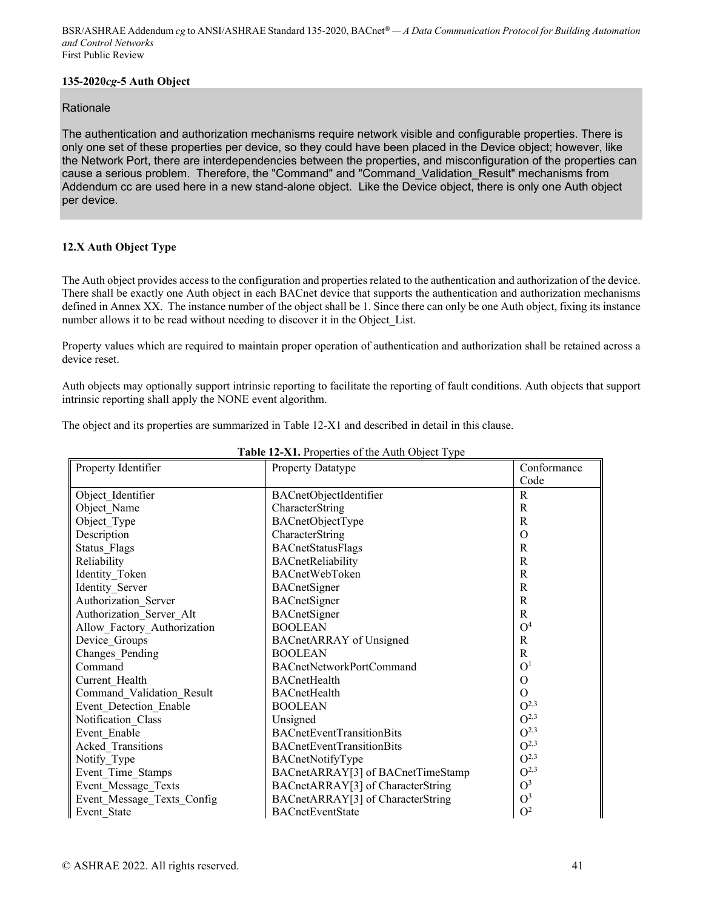**135-2020*cg*-5 Auth Object**

Rationale

The authentication and authorization mechanisms require network visible and configurable properties. There is only one set of these properties per device, so they could have been placed in the Device object; however, like the Network Port, there are interdependencies between the properties, and misconfiguration of the properties can cause a serious problem. Therefore, the "Command" and "Command_Validation_Result" mechanisms from Addendum cc are used here in a new stand-alone object. Like the Device object, there is only one Auth object per device.

## 12.X Auth Object Type

The Auth object provides access to the configuration and properties related to the authentication and authorization of the device. There shall be exactly one Auth object in each BACnet device that supports the authentication and authorization mechanisms defined in Annex XX. The instance number of the object shall be 1. Since there can only be one Auth object, fixing its instance number allows it to be read without needing to discover it in the Object_List.

Property values which are required to maintain proper operation of authentication and authorization shall be retained across a device reset.

Auth objects may optionally support intrinsic reporting to facilitate the reporting of fault conditions. Auth objects that support intrinsic reporting shall apply the NONE event algorithm.

The object and its properties are summarized in Table 12-X1 and described in detail in this clause.

**Table 12-X1.** Properties of the Auth Object Type

| Property Identifier | Property Datatype | Conformance Code |
|---|---|---|
| Object_Identifier | BACnetObjectIdentifier | R |
| Object_Name | CharacterString | R |
| Object_Type | BACnetObjectType | R |
| Description | CharacterString | O |
| Status_Flags | BACnetStatusFlags | R |
| Reliability | BACnetReliability | R |
| Identity_Token | BACnetWebToken | R |
| Identity_Server | BACnetSigner | R |
| Authorization_Server | BACnetSigner | R |
| Authorization_Server_Alt | BACnetSigner | R |
| Allow_Factory_Authorization | BOOLEAN | O[4] |
| Device_Groups | BACnetARRAY of Unsigned | R |
| Changes_Pending | BOOLEAN | R |
| Command | BACnetNetworkPortCommand | O[1] |
| Current_Health | BACnetHealth | O |
| Command_Validation_Result | BACnetHealth | O |
| Event_Detection_Enable | BOOLEAN | O[2,3] |
| Notification_Class | Unsigned | O[2,3] |
| Event_Enable | BACnetEventTransitionBits | O[2,3] |
| Acked_Transitions | BACnetEventTransitionBits | O[2,3] |
| Notify_Type | BACnetNotifyType | O[2,3] |
| Event_Time_Stamps | BACnetARRAY[3] of BACnetTimeStamp | O[2,3] |
| Event_Message_Texts | BACnetARRAY[3] of CharacterString | O[3] |
| Event_Message_Texts_Config | BACnetARRAY[3] of CharacterString | O[3] |
| Event_State | BACnetEventState | O[2] |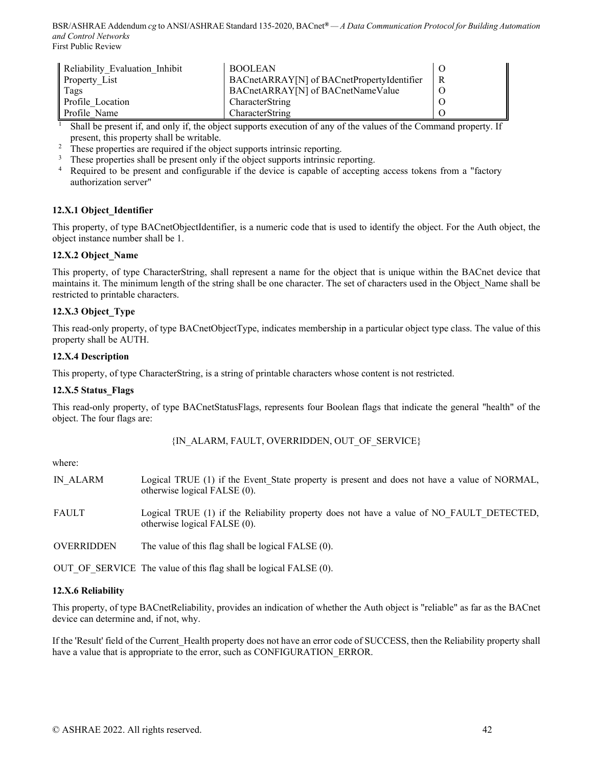| | | |
|---|---|---|
| Reliability_Evaluation_Inhibit | BOOLEAN | O |
| Property_List | BACnetARRAY[N] of BACnetPropertyIdentifier | R |
| Tags | BACnetARRAY[N] of BACnetNameValue | O |
| Profile_Location | CharacterString | O |
| Profile_Name | CharacterString | O |

[1] Shall be present if, and only if, the object supports execution of any of the values of the Command property. If present, this property shall be writable.

[2] These properties are required if the object supports intrinsic reporting.

[3] These properties shall be present only if the object supports intrinsic reporting.

[4] Required to be present and configurable if the device is capable of accepting access tokens from a "factory authorization server"

### 12.X.1 Object_Identifier

This property, of type BACnetObjectIdentifier, is a numeric code that is used to identify the object. For the Auth object, the object instance number shall be 1.

### 12.X.2 Object_Name

This property, of type CharacterString, shall represent a name for the object that is unique within the BACnet device that maintains it. The minimum length of the string shall be one character. The set of characters used in the Object_Name shall be restricted to printable characters.

### 12.X.3 Object_Type

This read-only property, of type BACnetObjectType, indicates membership in a particular object type class. The value of this property shall be AUTH.

### 12.X.4 Description

This property, of type CharacterString, is a string of printable characters whose content is not restricted.

### 12.X.5 Status_Flags

This read-only property, of type BACnetStatusFlags, represents four Boolean flags that indicate the general "health" of the object. The four flags are:

{IN_ALARM, FAULT, OVERRIDDEN, OUT_OF_SERVICE}

where:

| | |
|---|---|
| IN_ALARM | Logical TRUE (1) if the Event_State property is present and does not have a value of NORMAL, otherwise logical FALSE (0). |
| FAULT | Logical TRUE (1) if the Reliability property does not have a value of NO_FAULT_DETECTED, otherwise logical FALSE (0). |
| OVERRIDDEN | The value of this flag shall be logical FALSE (0). |
| OUT_OF_SERVICE | The value of this flag shall be logical FALSE (0). |

### 12.X.6 Reliability

This property, of type BACnetReliability, provides an indication of whether the Auth object is "reliable" as far as the BACnet device can determine and, if not, why.

If the 'Result' field of the Current_Health property does not have an error code of SUCCESS, then the Reliability property shall have a value that is appropriate to the error, such as CONFIGURATION_ERROR.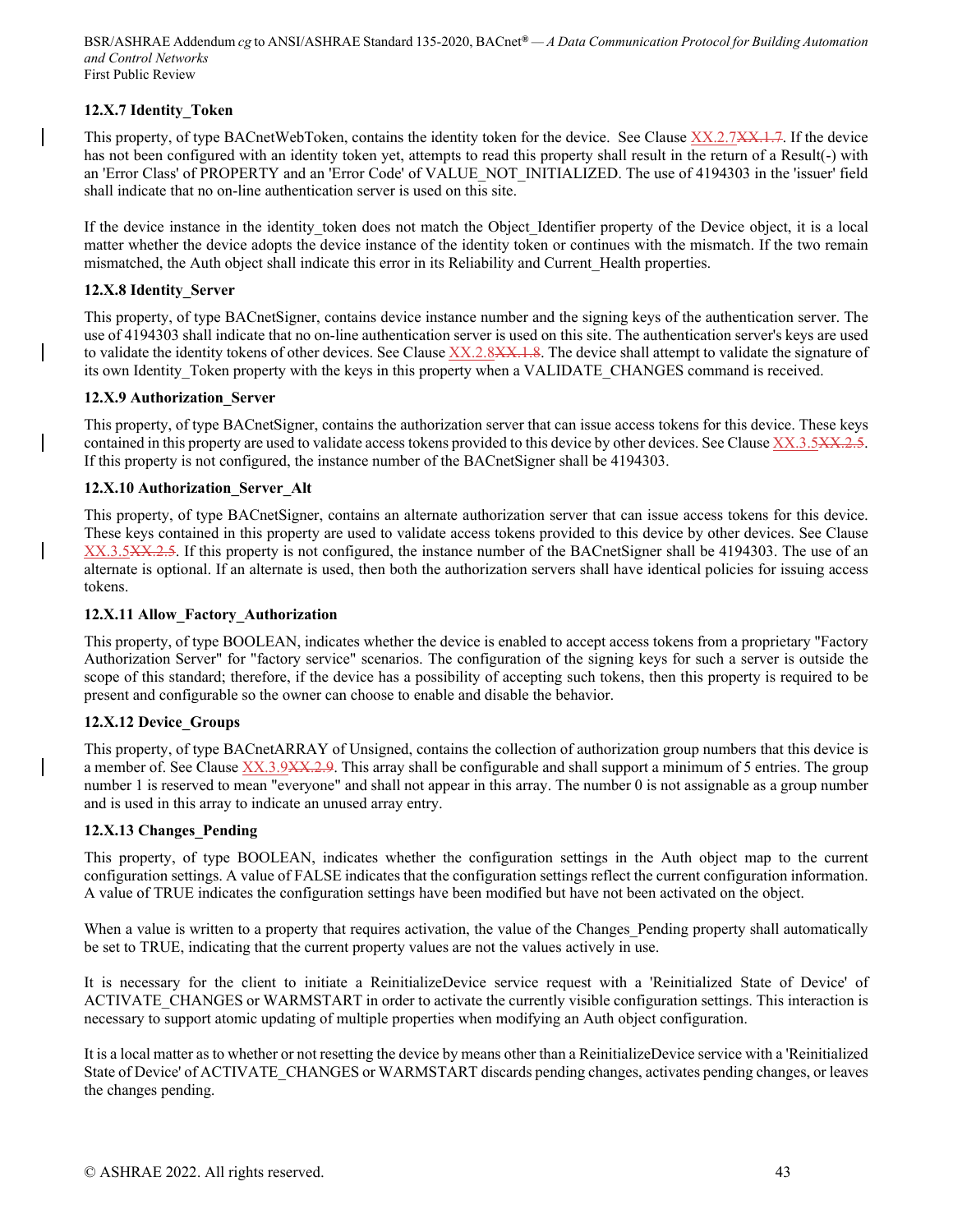### 12.X.7 Identity_Token

This property, of type BACnetWebToken, contains the identity token for the device. See Clause XX.2.7~~XX.1.7~~. If the device has not been configured with an identity token yet, attempts to read this property shall result in the return of a Result(-) with an 'Error Class' of PROPERTY and an 'Error Code' of VALUE_NOT_INITIALIZED. The use of 4194303 in the 'issuer' field shall indicate that no on-line authentication server is used on this site.

If the device instance in the identity_token does not match the Object_Identifier property of the Device object, it is a local matter whether the device adopts the device instance of the identity token or continues with the mismatch. If the two remain mismatched, the Auth object shall indicate this error in its Reliability and Current_Health properties.

### 12.X.8 Identity_Server

This property, of type BACnetSigner, contains device instance number and the signing keys of the authentication server. The use of 4194303 shall indicate that no on-line authentication server is used on this site. The authentication server's keys are used to validate the identity tokens of other devices. See Clause XX.2.8~~XX.1.8~~. The device shall attempt to validate the signature of its own Identity_Token property with the keys in this property when a VALIDATE_CHANGES command is received.

### 12.X.9 Authorization_Server

This property, of type BACnetSigner, contains the authorization server that can issue access tokens for this device. These keys contained in this property are used to validate access tokens provided to this device by other devices. See Clause XX.3.5~~XX.2.5~~. If this property is not configured, the instance number of the BACnetSigner shall be 4194303.

### 12.X.10 Authorization_Server_Alt

This property, of type BACnetSigner, contains an alternate authorization server that can issue access tokens for this device. These keys contained in this property are used to validate access tokens provided to this device by other devices. See Clause XX.3.5~~XX.2.5~~. If this property is not configured, the instance number of the BACnetSigner shall be 4194303. The use of an alternate is optional. If an alternate is used, then both the authorization servers shall have identical policies for issuing access tokens.

### 12.X.11 Allow_Factory_Authorization

This property, of type BOOLEAN, indicates whether the device is enabled to accept access tokens from a proprietary "Factory Authorization Server" for "factory service" scenarios. The configuration of the signing keys for such a server is outside the scope of this standard; therefore, if the device has a possibility of accepting such tokens, then this property is required to be present and configurable so the owner can choose to enable and disable the behavior.

### 12.X.12 Device_Groups

This property, of type BACnetARRAY of Unsigned, contains the collection of authorization group numbers that this device is a member of. See Clause XX.3.9~~XX.2.9~~. This array shall be configurable and shall support a minimum of 5 entries. The group number 1 is reserved to mean "everyone" and shall not appear in this array. The number 0 is not assignable as a group number and is used in this array to indicate an unused array entry.

### 12.X.13 Changes_Pending

This property, of type BOOLEAN, indicates whether the configuration settings in the Auth object map to the current configuration settings. A value of FALSE indicates that the configuration settings reflect the current configuration information. A value of TRUE indicates the configuration settings have been modified but have not been activated on the object.

When a value is written to a property that requires activation, the value of the Changes_Pending property shall automatically be set to TRUE, indicating that the current property values are not the values actively in use.

It is necessary for the client to initiate a ReinitializeDevice service request with a 'Reinitialized State of Device' of ACTIVATE_CHANGES or WARMSTART in order to activate the currently visible configuration settings. This interaction is necessary to support atomic updating of multiple properties when modifying an Auth object configuration.

It is a local matter as to whether or not resetting the device by means other than a ReinitializeDevice service with a 'Reinitialized State of Device' of ACTIVATE_CHANGES or WARMSTART discards pending changes, activates pending changes, or leaves the changes pending.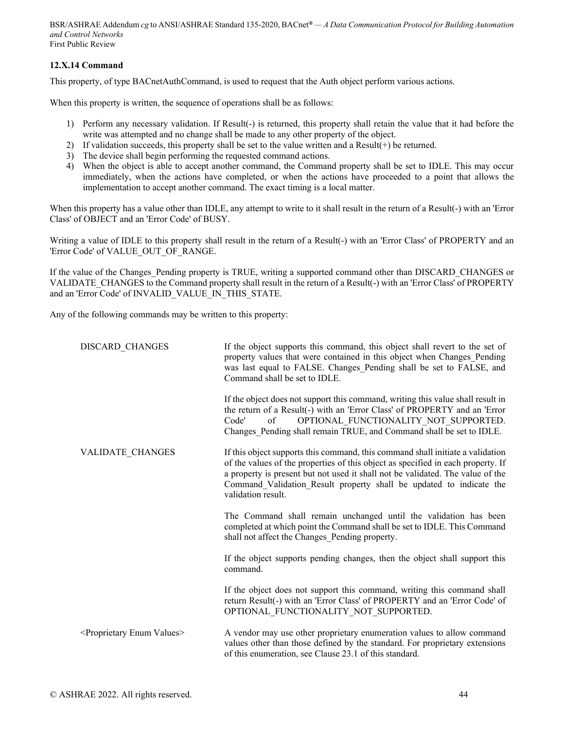### 12.X.14 Command

This property, of type BACnetAuthCommand, is used to request that the Auth object perform various actions.

When this property is written, the sequence of operations shall be as follows:

1) Perform any necessary validation. If Result(-) is returned, this property shall retain the value that it had before the write was attempted and no change shall be made to any other property of the object.
2) If validation succeeds, this property shall be set to the value written and a Result(+) be returned.
3) The device shall begin performing the requested command actions.
4) When the object is able to accept another command, the Command property shall be set to IDLE. This may occur immediately, when the actions have completed, or when the actions have proceeded to a point that allows the implementation to accept another command. The exact timing is a local matter.

When this property has a value other than IDLE, any attempt to write to it shall result in the return of a Result(-) with an 'Error Class' of OBJECT and an 'Error Code' of BUSY.

Writing a value of IDLE to this property shall result in the return of a Result(-) with an 'Error Class' of PROPERTY and an 'Error Code' of VALUE_OUT_OF_RANGE.

If the value of the Changes_Pending property is TRUE, writing a supported command other than DISCARD_CHANGES or VALIDATE_CHANGES to the Command property shall result in the return of a Result(-) with an 'Error Class' of PROPERTY and an 'Error Code' of INVALID_VALUE_IN_THIS_STATE.

Any of the following commands may be written to this property:

| | |
|---|---|
| DISCARD_CHANGES | If the object supports this command, this object shall revert to the set of property values that were contained in this object when Changes_Pending was last equal to FALSE. Changes_Pending shall be set to FALSE, and Command shall be set to IDLE.<br><br>If the object does not support this command, writing this value shall result in the return of a Result(-) with an 'Error Class' of PROPERTY and an 'Error Code' of OPTIONAL_FUNCTIONALITY_NOT_SUPPORTED. Changes_Pending shall remain TRUE, and Command shall be set to IDLE. |
| VALIDATE_CHANGES | If this object supports this command, this command shall initiate a validation of the values of the properties of this object as specified in each property. If a property is present but not used it shall not be validated. The value of the Command_Validation_Result property shall be updated to indicate the validation result.<br><br>The Command shall remain unchanged until the validation has been completed at which point the Command shall be set to IDLE. This Command shall not affect the Changes_Pending property.<br><br>If the object supports pending changes, then the object shall support this command.<br><br>If the object does not support this command, writing this command shall return Result(-) with an 'Error Class' of PROPERTY and an 'Error Code' of OPTIONAL_FUNCTIONALITY_NOT_SUPPORTED. |
| <Proprietary Enum Values> | A vendor may use other proprietary enumeration values to allow command values other than those defined by the standard. For proprietary extensions of this enumeration, see Clause 23.1 of this standard. |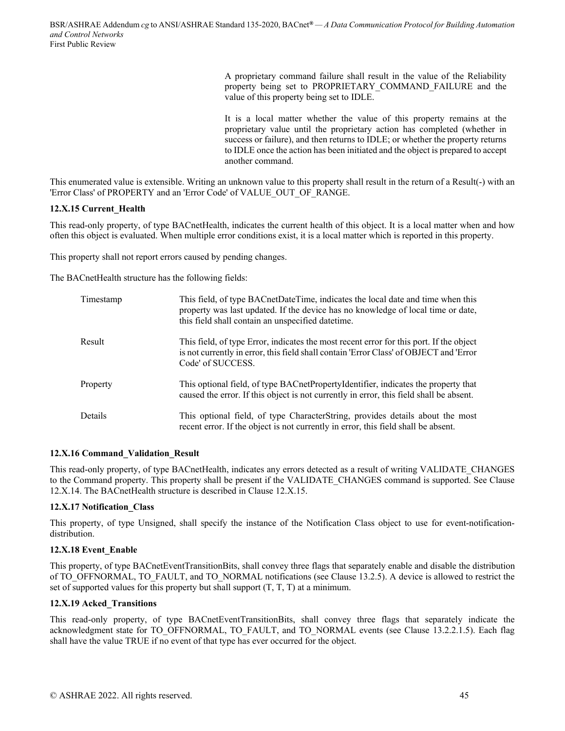A proprietary command failure shall result in the value of the Reliability property being set to PROPRIETARY_COMMAND_FAILURE and the value of this property being set to IDLE.

It is a local matter whether the value of this property remains at the proprietary value until the proprietary action has completed (whether in success or failure), and then returns to IDLE; or whether the property returns to IDLE once the action has been initiated and the object is prepared to accept another command.

This enumerated value is extensible. Writing an unknown value to this property shall result in the return of a Result(-) with an 'Error Class' of PROPERTY and an 'Error Code' of VALUE_OUT_OF_RANGE.

**12.X.15 Current_Health**

This read-only property, of type BACnetHealth, indicates the current health of this object. It is a local matter when and how often this object is evaluated. When multiple error conditions exist, it is a local matter which is reported in this property.

This property shall not report errors caused by pending changes.

The BACnetHealth structure has the following fields:

| | |
|---|---|
| Timestamp | This field, of type BACnetDateTime, indicates the local date and time when this property was last updated. If the device has no knowledge of local time or date, this field shall contain an unspecified datetime. |
| Result | This field, of type Error, indicates the most recent error for this port. If the object is not currently in error, this field shall contain 'Error Class' of OBJECT and 'Error Code' of SUCCESS. |
| Property | This optional field, of type BACnetPropertyIdentifier, indicates the property that caused the error. If this object is not currently in error, this field shall be absent. |
| Details | This optional field, of type CharacterString, provides details about the most recent error. If the object is not currently in error, this field shall be absent. |

**12.X.16 Command_Validation_Result**

This read-only property, of type BACnetHealth, indicates any errors detected as a result of writing VALIDATE_CHANGES to the Command property. This property shall be present if the VALIDATE_CHANGES command is supported. See Clause 12.X.14. The BACnetHealth structure is described in Clause 12.X.15.

**12.X.17 Notification_Class**

This property, of type Unsigned, shall specify the instance of the Notification Class object to use for event-notification-distribution.

**12.X.18 Event_Enable**

This property, of type BACnetEventTransitionBits, shall convey three flags that separately enable and disable the distribution of TO_OFFNORMAL, TO_FAULT, and TO_NORMAL notifications (see Clause 13.2.5). A device is allowed to restrict the set of supported values for this property but shall support (T, T, T) at a minimum.

**12.X.19 Acked_Transitions**

This read-only property, of type BACnetEventTransitionBits, shall convey three flags that separately indicate the acknowledgment state for TO_OFFNORMAL, TO_FAULT, and TO_NORMAL events (see Clause 13.2.2.1.5). Each flag shall have the value TRUE if no event of that type has ever occurred for the object.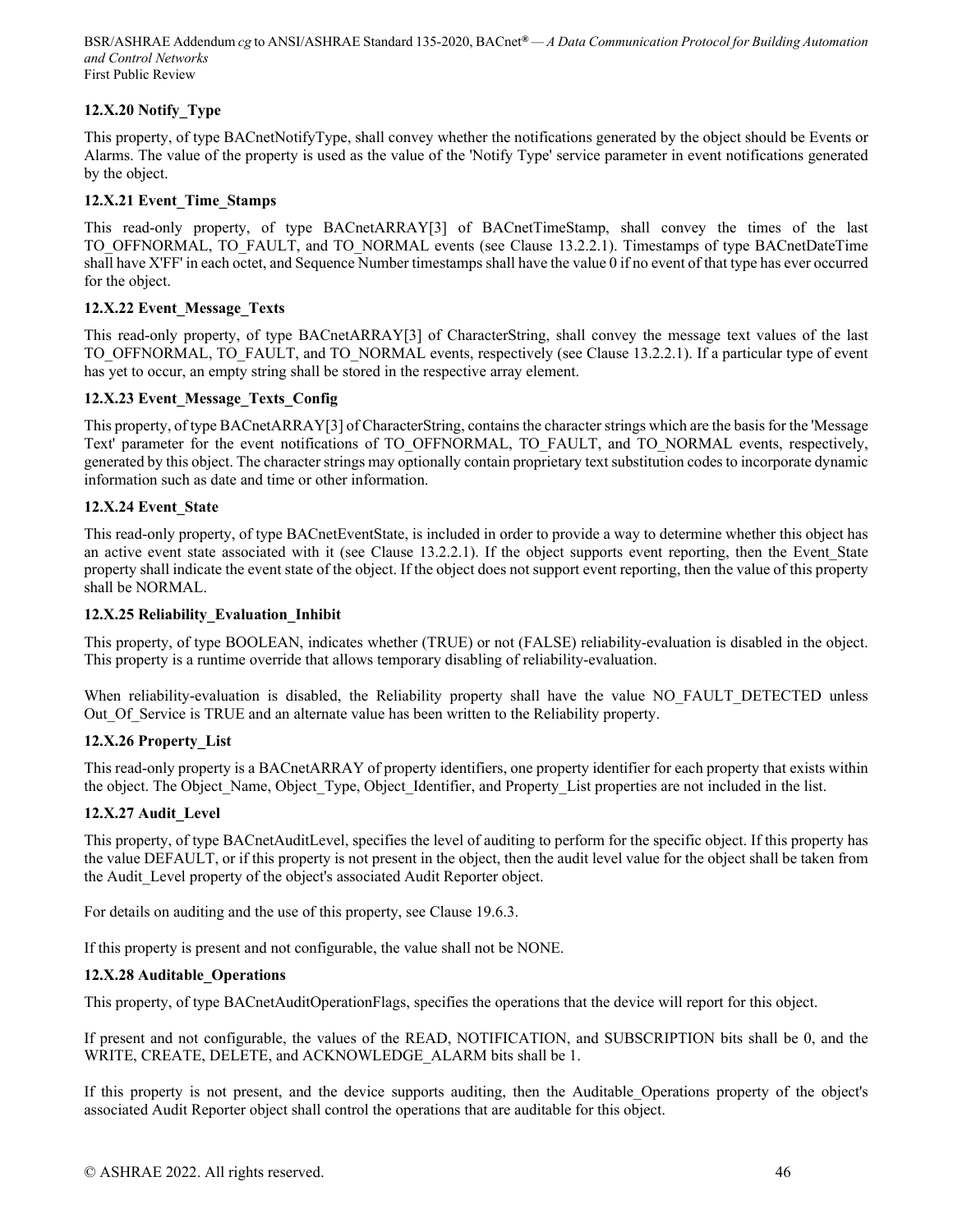#### 12.X.20 Notify_Type

This property, of type BACnetNotifyType, shall convey whether the notifications generated by the object should be Events or Alarms. The value of the property is used as the value of the 'Notify Type' service parameter in event notifications generated by the object.

#### 12.X.21 Event_Time_Stamps

This read-only property, of type BACnetARRAY[3] of BACnetTimeStamp, shall convey the times of the last TO_OFFNORMAL, TO_FAULT, and TO_NORMAL events (see Clause 13.2.2.1). Timestamps of type BACnetDateTime shall have X'FF' in each octet, and Sequence Number timestamps shall have the value 0 if no event of that type has ever occurred for the object.

#### 12.X.22 Event_Message_Texts

This read-only property, of type BACnetARRAY[3] of CharacterString, shall convey the message text values of the last TO_OFFNORMAL, TO_FAULT, and TO_NORMAL events, respectively (see Clause 13.2.2.1). If a particular type of event has yet to occur, an empty string shall be stored in the respective array element.

#### 12.X.23 Event_Message_Texts_Config

This property, of type BACnetARRAY[3] of CharacterString, contains the character strings which are the basis for the 'Message Text' parameter for the event notifications of TO_OFFNORMAL, TO_FAULT, and TO_NORMAL events, respectively, generated by this object. The character strings may optionally contain proprietary text substitution codes to incorporate dynamic information such as date and time or other information.

#### 12.X.24 Event_State

This read-only property, of type BACnetEventState, is included in order to provide a way to determine whether this object has an active event state associated with it (see Clause 13.2.2.1). If the object supports event reporting, then the Event_State property shall indicate the event state of the object. If the object does not support event reporting, then the value of this property shall be NORMAL.

#### 12.X.25 Reliability_Evaluation_Inhibit

This property, of type BOOLEAN, indicates whether (TRUE) or not (FALSE) reliability-evaluation is disabled in the object. This property is a runtime override that allows temporary disabling of reliability-evaluation.

When reliability-evaluation is disabled, the Reliability property shall have the value NO_FAULT_DETECTED unless Out_Of_Service is TRUE and an alternate value has been written to the Reliability property.

#### 12.X.26 Property_List

This read-only property is a BACnetARRAY of property identifiers, one property identifier for each property that exists within the object. The Object_Name, Object_Type, Object_Identifier, and Property_List properties are not included in the list.

#### 12.X.27 Audit_Level

This property, of type BACnetAuditLevel, specifies the level of auditing to perform for the specific object. If this property has the value DEFAULT, or if this property is not present in the object, then the audit level value for the object shall be taken from the Audit_Level property of the object's associated Audit Reporter object.

For details on auditing and the use of this property, see Clause 19.6.3.

If this property is present and not configurable, the value shall not be NONE.

#### 12.X.28 Auditable_Operations

This property, of type BACnetAuditOperationFlags, specifies the operations that the device will report for this object.

If present and not configurable, the values of the READ, NOTIFICATION, and SUBSCRIPTION bits shall be 0, and the WRITE, CREATE, DELETE, and ACKNOWLEDGE_ALARM bits shall be 1.

If this property is not present, and the device supports auditing, then the Auditable_Operations property of the object's associated Audit Reporter object shall control the operations that are auditable for this object.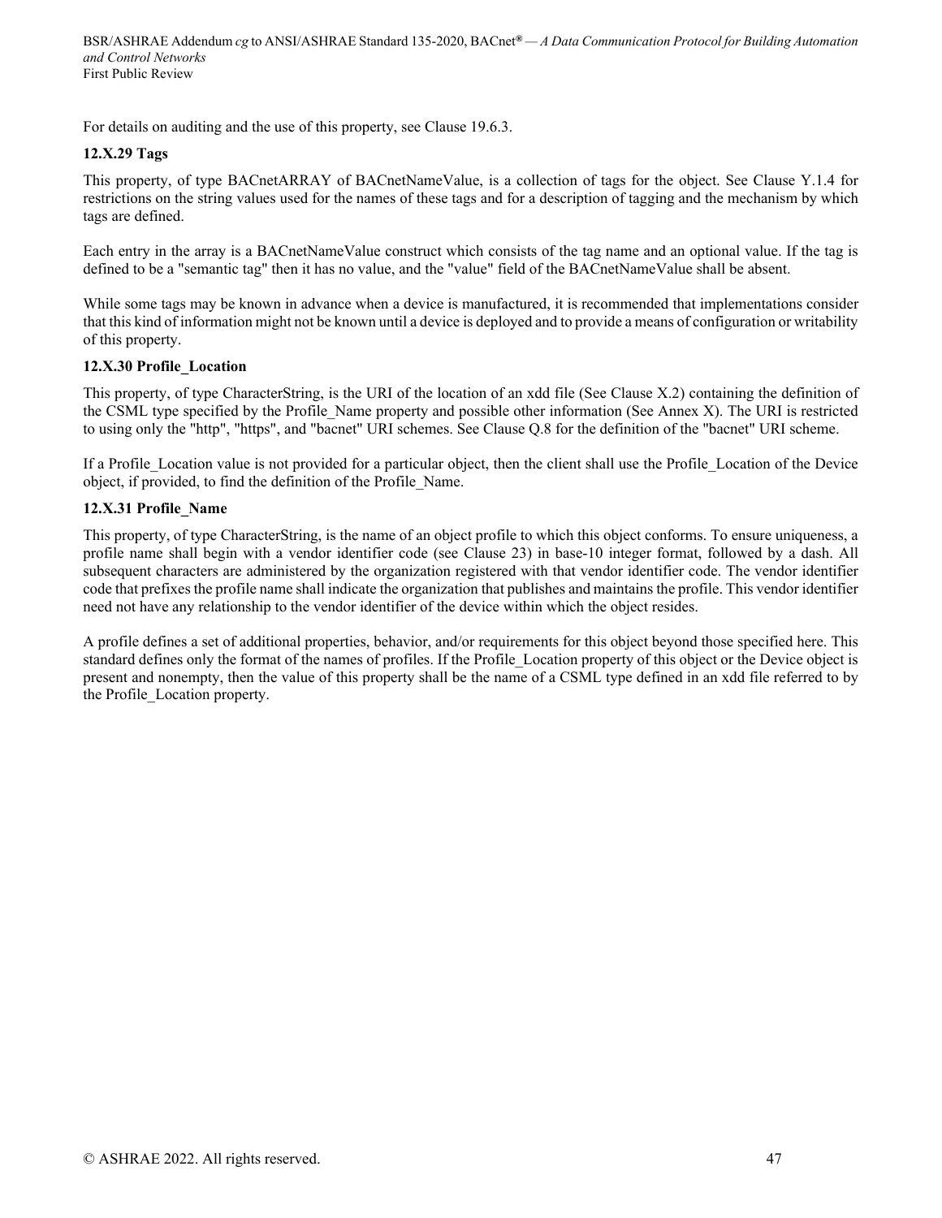For details on auditing and the use of this property, see Clause 19.6.3.

**12.X.29 Tags**

This property, of type BACnetARRAY of BACnetNameValue, is a collection of tags for the object. See Clause Y.1.4 for restrictions on the string values used for the names of these tags and for a description of tagging and the mechanism by which tags are defined.

Each entry in the array is a BACnetNameValue construct which consists of the tag name and an optional value. If the tag is defined to be a "semantic tag" then it has no value, and the "value" field of the BACnetNameValue shall be absent.

While some tags may be known in advance when a device is manufactured, it is recommended that implementations consider that this kind of information might not be known until a device is deployed and to provide a means of configuration or writability of this property.

**12.X.30 Profile_Location**

This property, of type CharacterString, is the URI of the location of an xdd file (See Clause X.2) containing the definition of the CSML type specified by the Profile_Name property and possible other information (See Annex X). The URI is restricted to using only the "http", "https", and "bacnet" URI schemes. See Clause Q.8 for the definition of the "bacnet" URI scheme.

If a Profile_Location value is not provided for a particular object, then the client shall use the Profile_Location of the Device object, if provided, to find the definition of the Profile_Name.

**12.X.31 Profile_Name**

This property, of type CharacterString, is the name of an object profile to which this object conforms. To ensure uniqueness, a profile name shall begin with a vendor identifier code (see Clause 23) in base-10 integer format, followed by a dash. All subsequent characters are administered by the organization registered with that vendor identifier code. The vendor identifier code that prefixes the profile name shall indicate the organization that publishes and maintains the profile. This vendor identifier need not have any relationship to the vendor identifier of the device within which the object resides.

A profile defines a set of additional properties, behavior, and/or requirements for this object beyond those specified here. This standard defines only the format of the names of profiles. If the Profile_Location property of this object or the Device object is present and nonempty, then the value of this property shall be the name of a CSML type defined in an xdd file referred to by the Profile_Location property.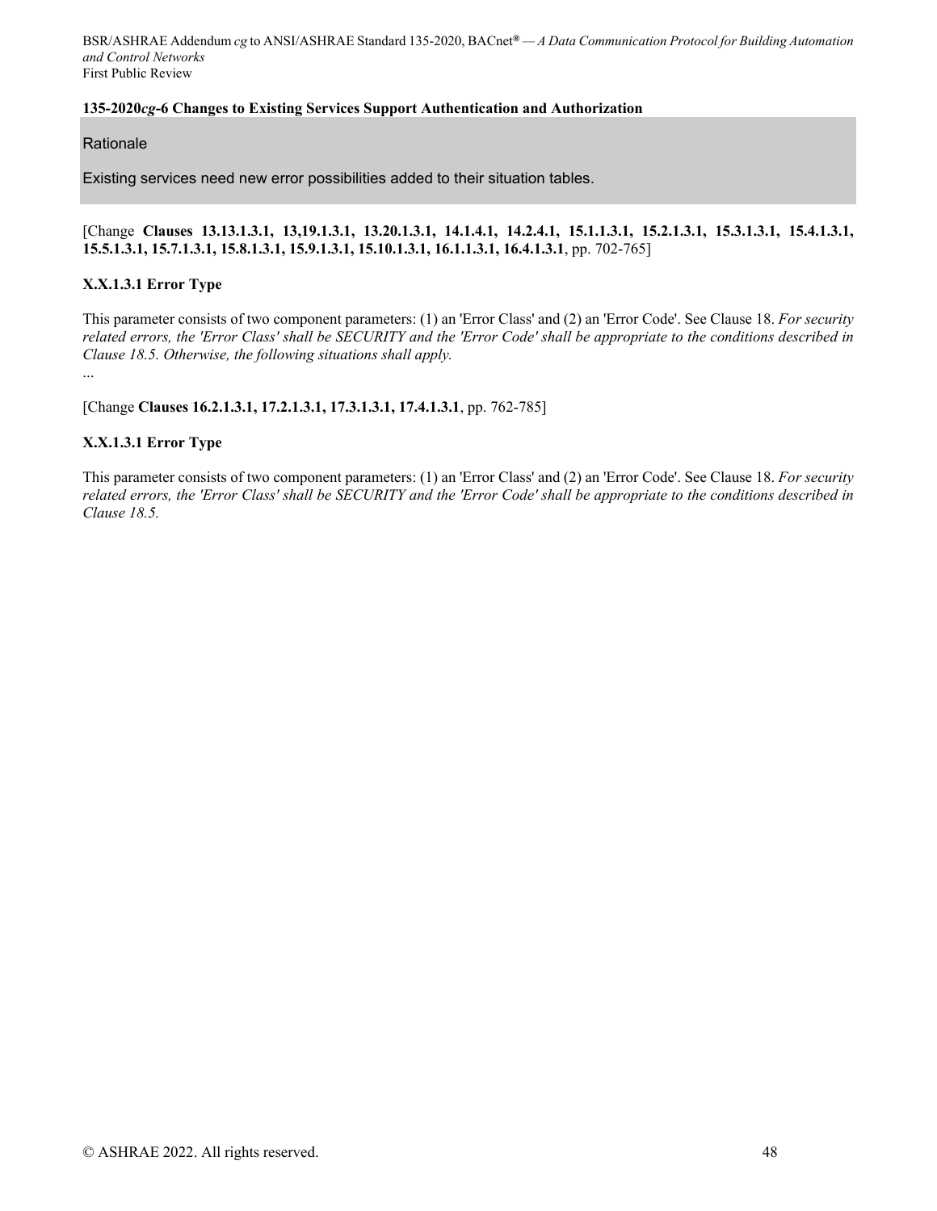**135-2020*cg*-6 Changes to Existing Services Support Authentication and Authorization**

Rationale

Existing services need new error possibilities added to their situation tables.

[Change **Clauses 13.13.1.3.1, 13,19.1.3.1, 13.20.1.3.1, 14.1.4.1, 14.2.4.1, 15.1.1.3.1, 15.2.1.3.1, 15.3.1.3.1, 15.4.1.3.1, 15.5.1.3.1, 15.7.1.3.1, 15.8.1.3.1, 15.9.1.3.1, 15.10.1.3.1, 16.1.1.3.1, 16.4.1.3.1**, pp. 702-765]

**X.X.1.3.1 Error Type**

This parameter consists of two component parameters: (1) an 'Error Class' and (2) an 'Error Code'. See Clause 18. *For security related errors, the 'Error Class' shall be SECURITY and the 'Error Code' shall be appropriate to the conditions described in Clause 18.5. Otherwise, the following situations shall apply.*

...

[Change **Clauses 16.2.1.3.1, 17.2.1.3.1, 17.3.1.3.1, 17.4.1.3.1**, pp. 762-785]

**X.X.1.3.1 Error Type**

This parameter consists of two component parameters: (1) an 'Error Class' and (2) an 'Error Code'. See Clause 18. *For security related errors, the 'Error Class' shall be SECURITY and the 'Error Code' shall be appropriate to the conditions described in Clause 18.5.*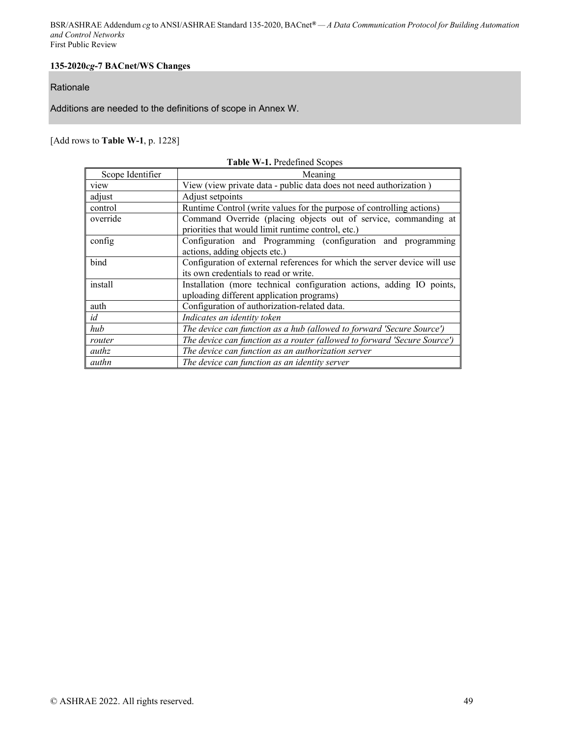**135-2020*cg*-7 BACnet/WS Changes**

Rationale

Additions are needed to the definitions of scope in Annex W.

[Add rows to **Table W-1**, p. 1228]

**Table W-1.** Predefined Scopes

| Scope Identifier | Meaning |
|---|---|
| view | View (view private data - public data does not need authorization ) |
| adjust | Adjust setpoints |
| control | Runtime Control (write values for the purpose of controlling actions) |
| override | Command Override (placing objects out of service, commanding at priorities that would limit runtime control, etc.) |
| config | Configuration and Programming (configuration and programming actions, adding objects etc.) |
| bind | Configuration of external references for which the server device will use its own credentials to read or write. |
| install | Installation (more technical configuration actions, adding IO points, uploading different application programs) |
| auth | Configuration of authorization-related data. |
| *id* | *Indicates an identity token* |
| *hub* | *The device can function as a hub (allowed to forward 'Secure Source')* |
| *router* | *The device can function as a router (allowed to forward 'Secure Source')* |
| *authz* | *The device can function as an authorization server* |
| *authn* | *The device can function as an identity server* |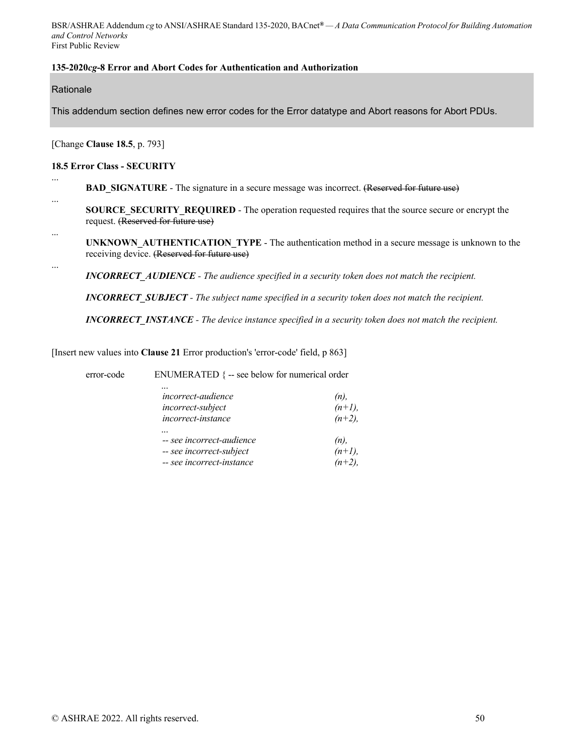**135-2020*cg*-8 Error and Abort Codes for Authentication and Authorization**

Rationale

This addendum section defines new error codes for the Error datatype and Abort reasons for Abort PDUs.

[Change **Clause 18.5**, p. 793]

**18.5 Error Class - SECURITY**

...

**BAD_SIGNATURE** - The signature in a secure message was incorrect. ~~(Reserved for future use)~~

...

**SOURCE_SECURITY_REQUIRED** - The operation requested requires that the source secure or encrypt the request. ~~(Reserved for future use)~~

...

**UNKNOWN_AUTHENTICATION_TYPE** - The authentication method in a secure message is unknown to the receiving device. ~~(Reserved for future use)~~

...

***INCORRECT_AUDIENCE*** *- The audience specified in a security token does not match the recipient.*

***INCORRECT_SUBJECT*** *- The subject name specified in a security token does not match the recipient.*

***INCORRECT_INSTANCE*** *- The device instance specified in a security token does not match the recipient.*

[Insert new values into **Clause 21** Error production's 'error-code' field, p 863]

```
error-code      ENUMERATED { -- see below for numerical order
                  ...
                  incorrect-audience              (n),
                  incorrect-subject               (n+1),
                  incorrect-instance              (n+2),
                  ...
                  -- see incorrect-audience       (n),
                  -- see incorrect-subject        (n+1),
                  -- see incorrect-instance       (n+2),
```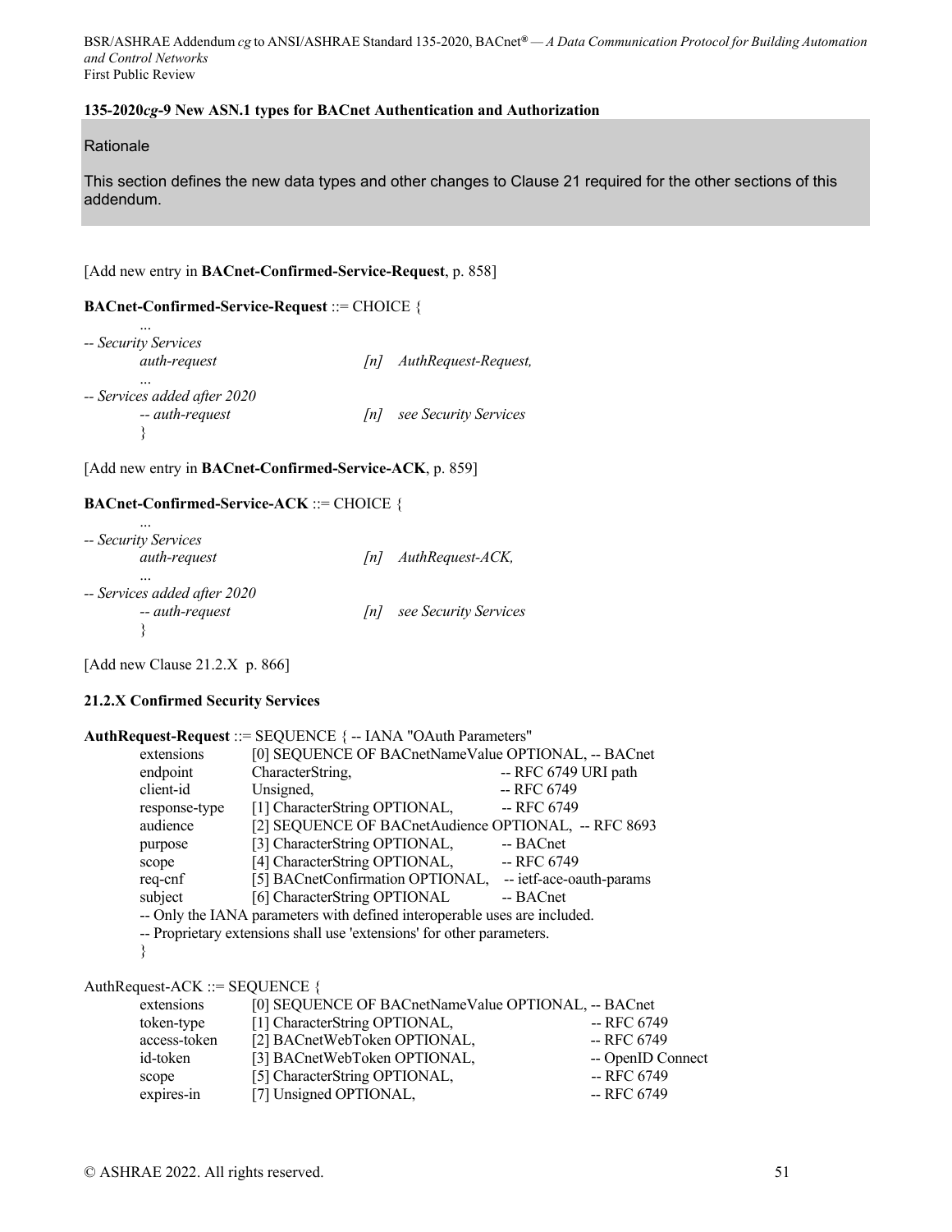**135-2020*cg*-9 New ASN.1 types for BACnet Authentication and Authorization**

Rationale

This section defines the new data types and other changes to Clause 21 required for the other sections of this addendum.

[Add new entry in **BACnet-Confirmed-Service-Request**, p. 858]

**BACnet-Confirmed-Service-Request** ::= CHOICE {

```
        ...
-- Security Services
        auth-request                    [n]   AuthRequest-Request,
        ...
-- Services added after 2020
        -- auth-request                 [n]   see Security Services
        }
```

[Add new entry in **BACnet-Confirmed-Service-ACK**, p. 859]

**BACnet-Confirmed-Service-ACK** ::= CHOICE {

```
        ...
-- Security Services
        auth-request                    [n]   AuthRequest-ACK,
        ...
-- Services added after 2020
        -- auth-request                 [n]   see Security Services
        }
```

[Add new Clause 21.2.X p. 866]

**21.2.X Confirmed Security Services**

**AuthRequest-Request** ::= SEQUENCE { -- IANA "OAuth Parameters"

```
        extensions        [0] SEQUENCE OF BACnetNameValue OPTIONAL, -- BACnet
        endpoint          CharacterString,                     -- RFC 6749 URI path
        client-id         Unsigned,                            -- RFC 6749
        response-type     [1] CharacterString OPTIONAL,        -- RFC 6749
        audience          [2] SEQUENCE OF BACnetAudience OPTIONAL,  -- RFC 8693
        purpose           [3] CharacterString OPTIONAL,        -- BACnet
        scope             [4] CharacterString OPTIONAL,        -- RFC 6749
        req-cnf           [5] BACnetConfirmation OPTIONAL,     -- ietf-ace-oauth-params
        subject           [6] CharacterString OPTIONAL         -- BACnet
        -- Only the IANA parameters with defined interoperable uses are included.
        -- Proprietary extensions shall use 'extensions' for other parameters.
        }
```

AuthRequest-ACK ::= SEQUENCE {

```
        extensions        [0] SEQUENCE OF BACnetNameValue OPTIONAL, -- BACnet
        token-type        [1] CharacterString OPTIONAL,        -- RFC 6749
        access-token      [2] BACnetWebToken OPTIONAL,         -- RFC 6749
        id-token          [3] BACnetWebToken OPTIONAL,         -- OpenID Connect
        scope             [5] CharacterString OPTIONAL,        -- RFC 6749
        expires-in        [7] Unsigned OPTIONAL,               -- RFC 6749
```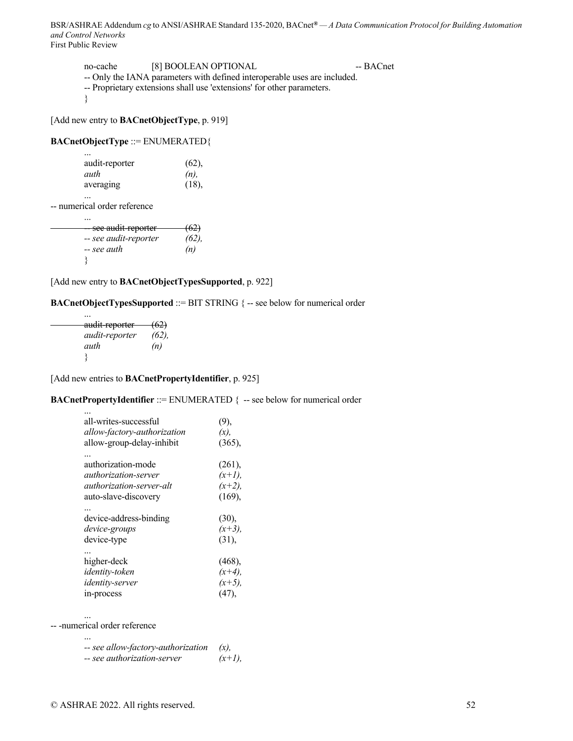```
no-cache          [8] BOOLEAN OPTIONAL                    -- BACnet
-- Only the IANA parameters with defined interoperable uses are included.
-- Proprietary extensions shall use 'extensions' for other parameters.
}
```

[Add new entry to **BACnetObjectType**, p. 919]

**BACnetObjectType** ::= ENUMERATED{

```
    ...
    audit-reporter          (62),
    auth                    (n),
    averaging               (18),
    ...
-- numerical order reference
    ...
    -- see audit-reporter   (62)
    -- see audit-reporter   (62),
    -- see auth             (n)
    }
```

[Add new entry to **BACnetObjectTypesSupported**, p. 922]

**BACnetObjectTypesSupported** ::= BIT STRING { -- see below for numerical order

```
    ...
    audit-reporter    (62)
    audit-reporter    (62),
    auth              (n)
    }
```

[Add new entries to **BACnetPropertyIdentifier**, p. 925]

**BACnetPropertyIdentifier** ::= ENUMERATED { -- see below for numerical order

```
    ...
    all-writes-successful             (9),
    allow-factory-authorization       (x),
    allow-group-delay-inhibit         (365),
    ...
    authorization-mode                (261),
    authorization-server              (x+1),
    authorization-server-alt          (x+2),
    auto-slave-discovery              (169),
    ...
    device-address-binding            (30),
    device-groups                     (x+3),
    device-type                       (31),
    ...
    higher-deck                       (468),
    identity-token                    (x+4),
    identity-server                   (x+5),
    in-process                        (47),

    ...
-- -numerical order reference
    ...
    -- see allow-factory-authorization    (x),
    -- see authorization-server           (x+1),
```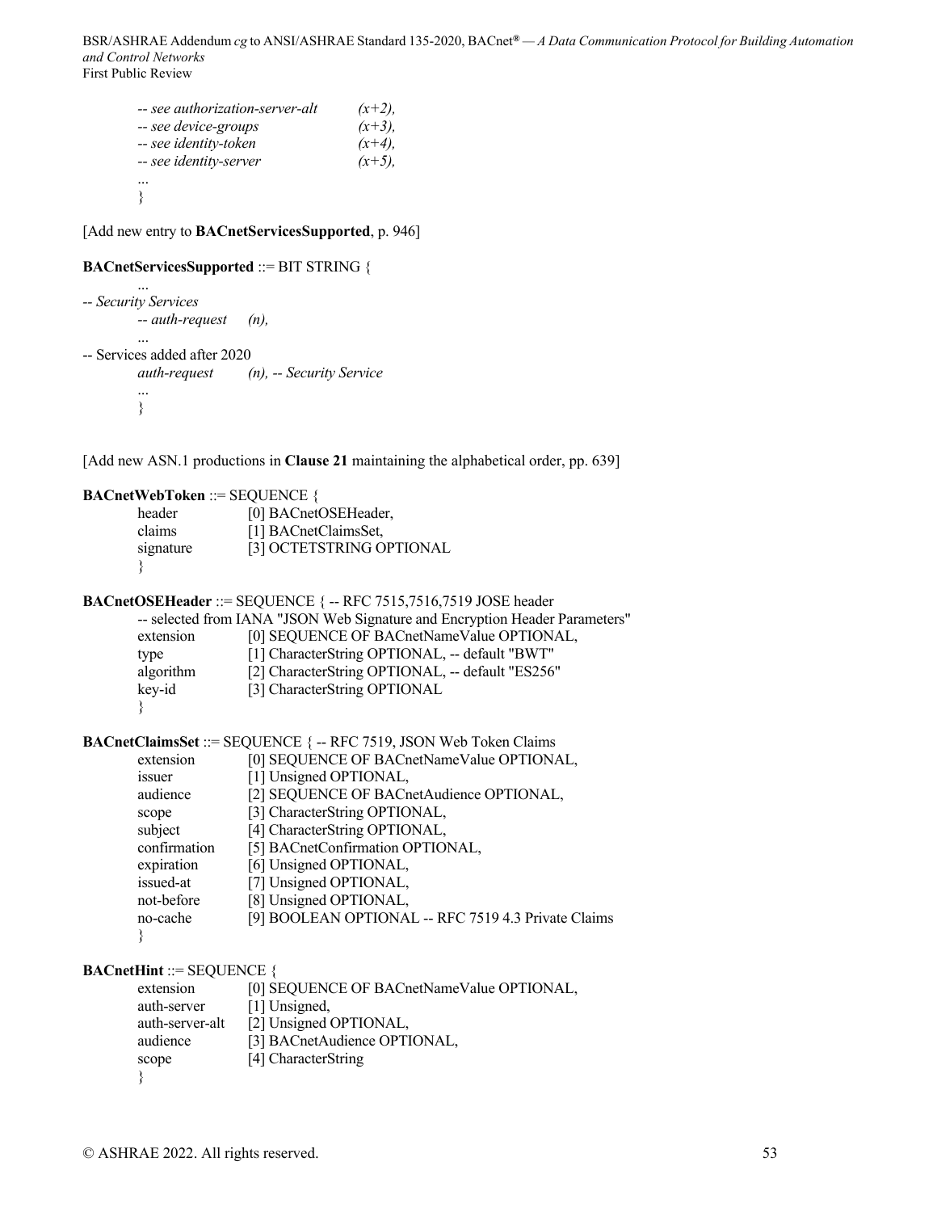```
        -- see authorization-server-alt     (x+2),
        -- see device-groups                (x+3),
        -- see identity-token               (x+4),
        -- see identity-server              (x+5),
        ...
        }
```

[Add new entry to **BACnetServicesSupported**, p. 946]

```
BACnetServicesSupported ::= BIT STRING {
        ...
-- Security Services
        -- auth-request     (n),
        ...
-- Services added after 2020
        auth-request        (n), -- Security Service
        ...
        }
```

[Add new ASN.1 productions in **Clause 21** maintaining the alphabetical order, pp. 639]

```
BACnetWebToken ::= SEQUENCE {
        header          [0] BACnetOSEHeader,
        claims          [1] BACnetClaimsSet,
        signature       [3] OCTETSTRING OPTIONAL
        }

BACnetOSEHeader ::= SEQUENCE { -- RFC 7515,7516,7519 JOSE header
        -- selected from IANA "JSON Web Signature and Encryption Header Parameters"
        extension       [0] SEQUENCE OF BACnetNameValue OPTIONAL,
        type            [1] CharacterString OPTIONAL, -- default "BWT"
        algorithm       [2] CharacterString OPTIONAL, -- default "ES256"
        key-id          [3] CharacterString OPTIONAL
        }

BACnetClaimsSet ::= SEQUENCE { -- RFC 7519, JSON Web Token Claims
        extension       [0] SEQUENCE OF BACnetNameValue OPTIONAL,
        issuer          [1] Unsigned OPTIONAL,
        audience        [2] SEQUENCE OF BACnetAudience OPTIONAL,
        scope           [3] CharacterString OPTIONAL,
        subject         [4] CharacterString OPTIONAL,
        confirmation    [5] BACnetConfirmation OPTIONAL,
        expiration      [6] Unsigned OPTIONAL,
        issued-at       [7] Unsigned OPTIONAL,
        not-before      [8] Unsigned OPTIONAL,
        no-cache        [9] BOOLEAN OPTIONAL -- RFC 7519 4.3 Private Claims
        }

BACnetHint ::= SEQUENCE {
        extension       [0] SEQUENCE OF BACnetNameValue OPTIONAL,
        auth-server     [1] Unsigned,
        auth-server-alt [2] Unsigned OPTIONAL,
        audience        [3] BACnetAudience OPTIONAL,
        scope           [4] CharacterString
        }
```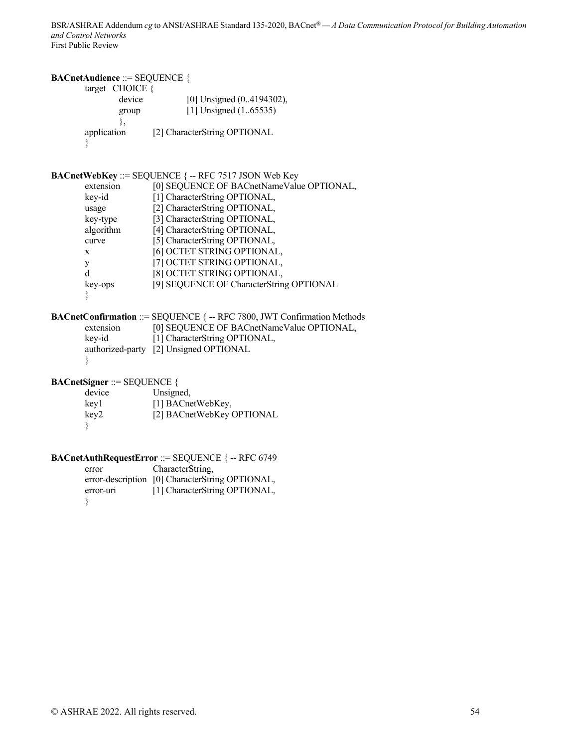**BACnetAudience** ::= SEQUENCE {
```
        target  CHOICE {
                device          [0] Unsigned (0..4194302),
                group           [1] Unsigned (1..65535)
                },
        application     [2] CharacterString OPTIONAL
        }
```

**BACnetWebKey** ::= SEQUENCE { -- RFC 7517 JSON Web Key
```
        extension       [0] SEQUENCE OF BACnetNameValue OPTIONAL,
        key-id          [1] CharacterString OPTIONAL,
        usage           [2] CharacterString OPTIONAL,
        key-type        [3] CharacterString OPTIONAL,
        algorithm       [4] CharacterString OPTIONAL,
        curve           [5] CharacterString OPTIONAL,
        x               [6] OCTET STRING OPTIONAL,
        y               [7] OCTET STRING OPTIONAL,
        d               [8] OCTET STRING OPTIONAL,
        key-ops         [9] SEQUENCE OF CharacterString OPTIONAL
        }
```

**BACnetConfirmation** ::= SEQUENCE { -- RFC 7800, JWT Confirmation Methods
```
        extension       [0] SEQUENCE OF BACnetNameValue OPTIONAL,
        key-id          [1] CharacterString OPTIONAL,
        authorized-party [2] Unsigned OPTIONAL
        }
```

**BACnetSigner** ::= SEQUENCE {
```
        device          Unsigned,
        key1            [1] BACnetWebKey,
        key2            [2] BACnetWebKey OPTIONAL
        }
```

**BACnetAuthRequestError** ::= SEQUENCE { -- RFC 6749
```
        error           CharacterString,
        error-description [0] CharacterString OPTIONAL,
        error-uri       [1] CharacterString OPTIONAL,
        }
```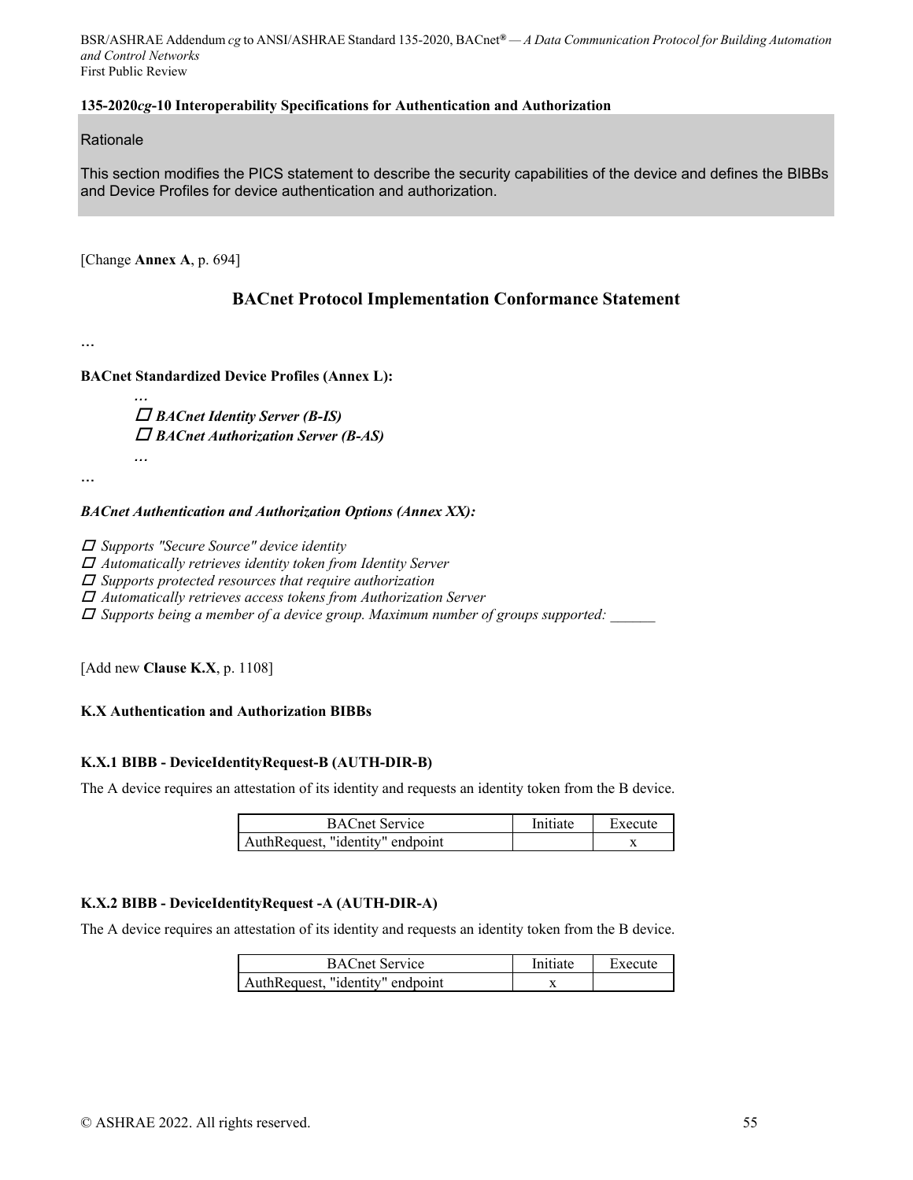**135-2020*cg*-10 Interoperability Specifications for Authentication and Authorization**

Rationale

This section modifies the PICS statement to describe the security capabilities of the device and defines the BIBBs and Device Profiles for device authentication and authorization.

[Change **Annex A**, p. 694]

## BACnet Protocol Implementation Conformance Statement

…

**BACnet Standardized Device Profiles (Annex L):**

> *…*
> ☐ ***BACnet Identity Server (B-IS)***
> ☐ ***BACnet Authorization Server (B-AS)***
> *…*

…

***BACnet Authentication and Authorization Options (Annex XX):***

☐ *Supports "Secure Source" device identity*
☐ *Automatically retrieves identity token from Identity Server*
☐ *Supports protected resources that require authorization*
☐ *Automatically retrieves access tokens from Authorization Server*
☐ *Supports being a member of a device group. Maximum number of groups supported: ______*

[Add new **Clause K.X**, p. 1108]

**K.X Authentication and Authorization BIBBs**

**K.X.1 BIBB - DeviceIdentityRequest-B (AUTH-DIR-B)**

The A device requires an attestation of its identity and requests an identity token from the B device.

| BACnet Service | Initiate | Execute |
|---|---|---|
| AuthRequest, "identity" endpoint | | x |

**K.X.2 BIBB - DeviceIdentityRequest -A (AUTH-DIR-A)**

The A device requires an attestation of its identity and requests an identity token from the B device.

| BACnet Service | Initiate | Execute |
|---|---|---|
| AuthRequest, "identity" endpoint | x | |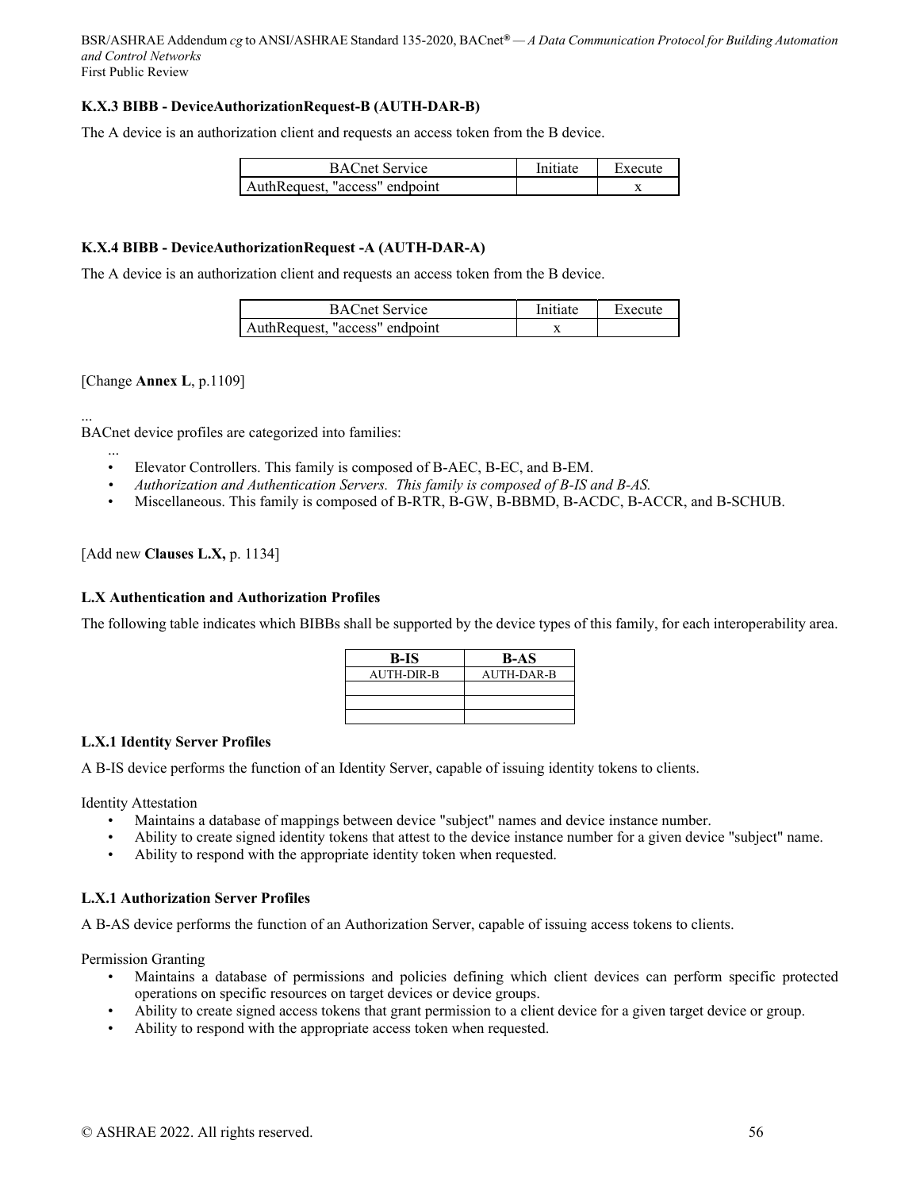### K.X.3 BIBB - DeviceAuthorizationRequest-B (AUTH-DAR-B)

The A device is an authorization client and requests an access token from the B device.

| BACnet Service | Initiate | Execute |
|---|---|---|
| AuthRequest, "access" endpoint | | x |

### K.X.4 BIBB - DeviceAuthorizationRequest -A (AUTH-DAR-A)

The A device is an authorization client and requests an access token from the B device.

| BACnet Service | Initiate | Execute |
|---|---|---|
| AuthRequest, "access" endpoint | x | |

[Change **Annex L**, p.1109]

...

BACnet device profiles are categorized into families:

...

- Elevator Controllers. This family is composed of B-AEC, B-EC, and B-EM.
- *Authorization and Authentication Servers. This family is composed of B-IS and B-AS.*
- Miscellaneous. This family is composed of B-RTR, B-GW, B-BBMD, B-ACDC, B-ACCR, and B-SCHUB.

[Add new **Clauses L.X,** p. 1134]

### L.X Authentication and Authorization Profiles

The following table indicates which BIBBs shall be supported by the device types of this family, for each interoperability area.

| B-IS | B-AS |
|---|---|
| AUTH-DIR-B | AUTH-DAR-B |
| | |
| | |
| | |

### L.X.1 Identity Server Profiles

A B-IS device performs the function of an Identity Server, capable of issuing identity tokens to clients.

Identity Attestation

- Maintains a database of mappings between device "subject" names and device instance number.
- Ability to create signed identity tokens that attest to the device instance number for a given device "subject" name.
- Ability to respond with the appropriate identity token when requested.

### L.X.1 Authorization Server Profiles

A B-AS device performs the function of an Authorization Server, capable of issuing access tokens to clients.

Permission Granting

- Maintains a database of permissions and policies defining which client devices can perform specific protected operations on specific resources on target devices or device groups.
- Ability to create signed access tokens that grant permission to a client device for a given target device or group.
- Ability to respond with the appropriate access token when requested.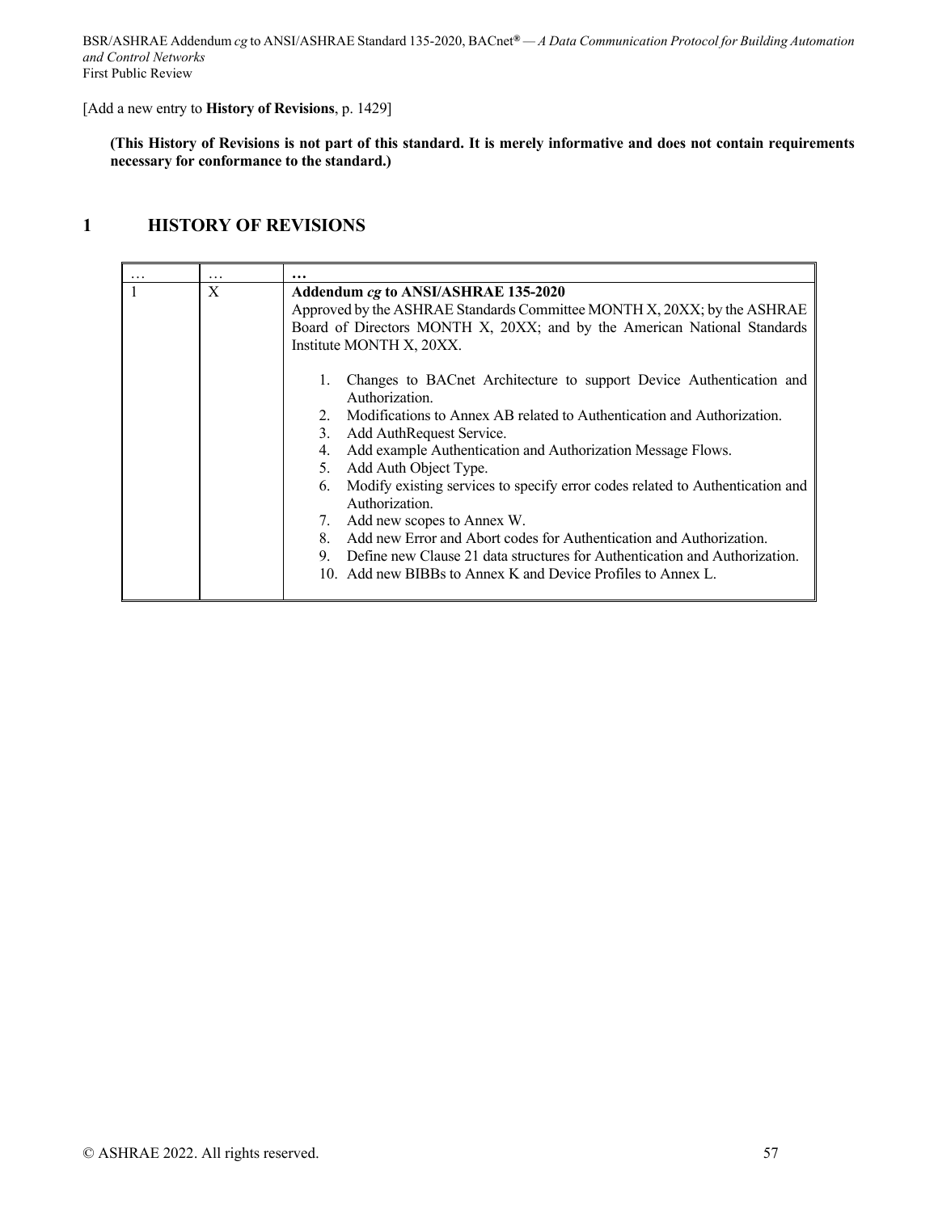[Add a new entry to **History of Revisions**, p. 1429]

**(This History of Revisions is not part of this standard. It is merely informative and does not contain requirements necessary for conformance to the standard.)**

# 1 HISTORY OF REVISIONS

| | | |
|---|---|---|
| … | … | **…** |
| 1 | X | **Addendum *cg* to ANSI/ASHRAE 135-2020**<br>Approved by the ASHRAE Standards Committee MONTH X, 20XX; by the ASHRAE Board of Directors MONTH X, 20XX; and by the American National Standards Institute MONTH X, 20XX.<br><br>1. Changes to BACnet Architecture to support Device Authentication and Authorization.<br>2. Modifications to Annex AB related to Authentication and Authorization.<br>3. Add AuthRequest Service.<br>4. Add example Authentication and Authorization Message Flows.<br>5. Add Auth Object Type.<br>6. Modify existing services to specify error codes related to Authentication and Authorization.<br>7. Add new scopes to Annex W.<br>8. Add new Error and Abort codes for Authentication and Authorization.<br>9. Define new Clause 21 data structures for Authentication and Authorization.<br>10. Add new BIBBs to Annex K and Device Profiles to Annex L. |